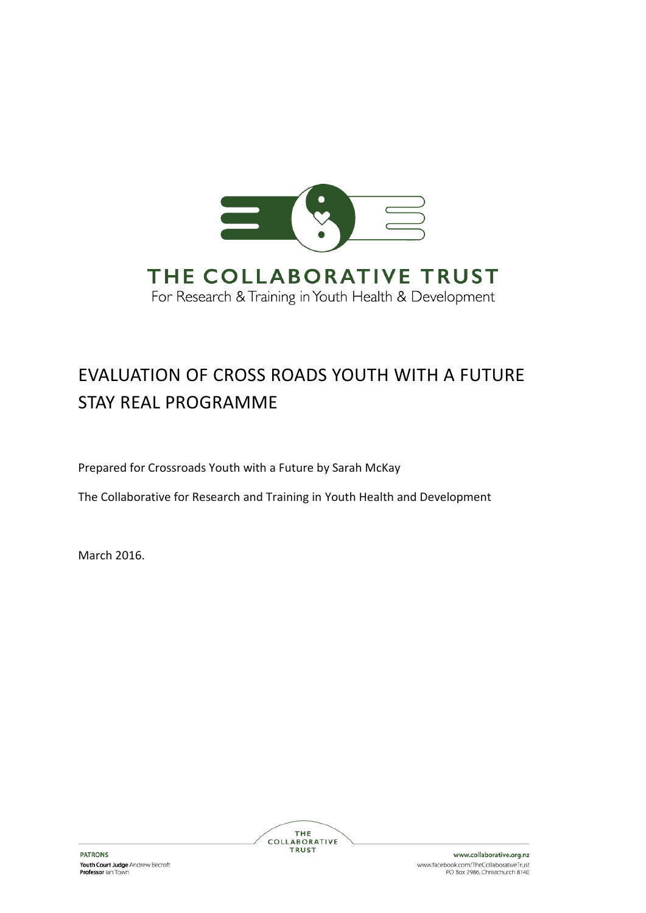THE COLLABORATIVE TRUST

For Research & Training in Youth Health & Development

# EVALUATION OF CROSS ROADS YOUTH WITH A FUTURE STAY REAL PROGRAMME

Prepared for Crossroads Youth with a Future by Sarah McKay

The Collaborative for Research and Training in Youth Health and Development

March 2016.

**PATRONS**

**Youth Court Judge** Andrew Becroft

**Professor** Ian Town

**www.collaborative.org.nz**

www.facebook.com/TheCollaborativeTrust

PO Box 2986, Christchurch 8140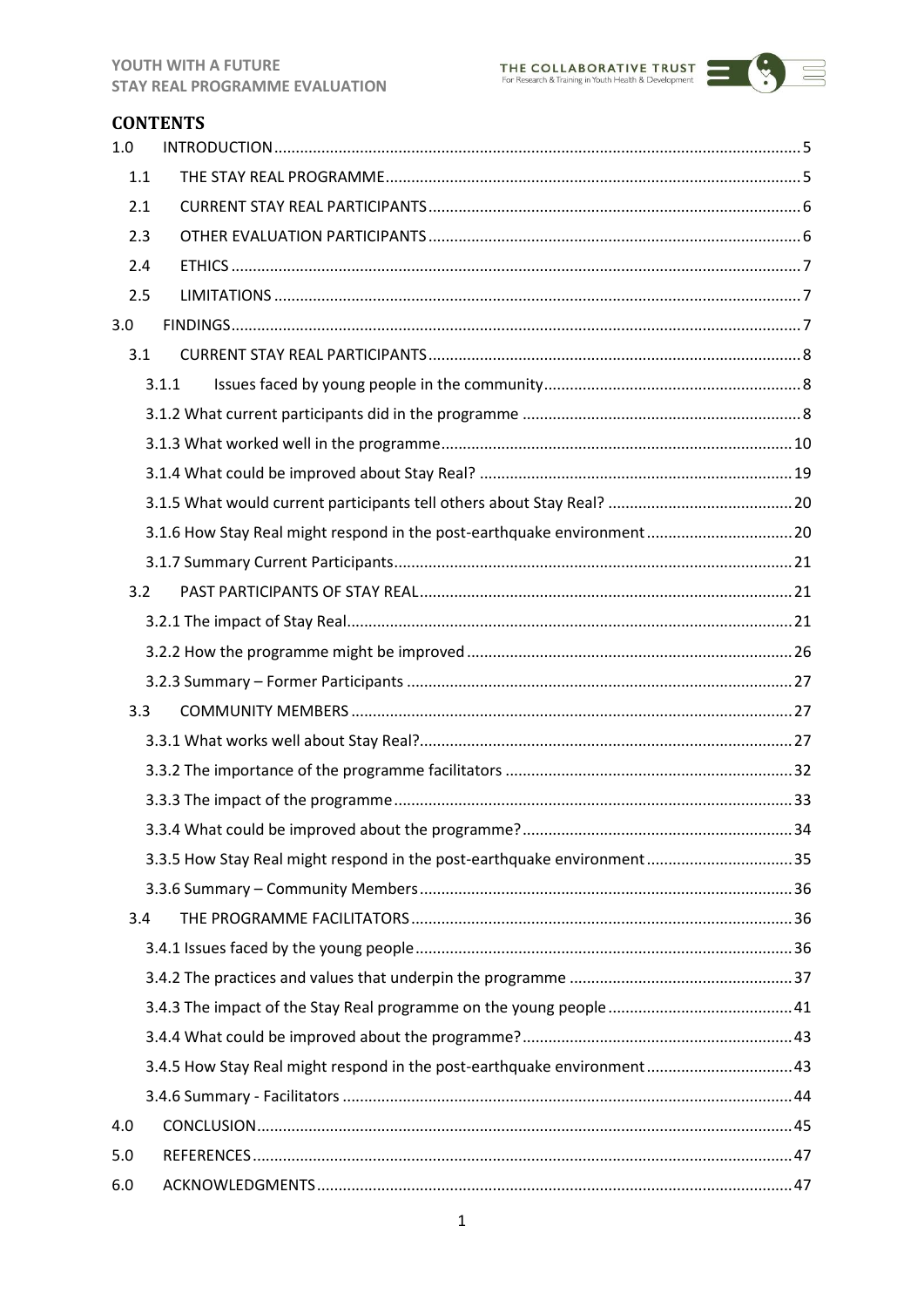## CONTENTS

- 1.0 INTRODUCTION ..... 5
  - 1.1 THE STAY REAL PROGRAMME ..... 5
  - 2.1 CURRENT STAY REAL PARTICIPANTS ..... 6
  - 2.3 OTHER EVALUATION PARTICIPANTS ..... 6
  - 2.4 ETHICS ..... 7
  - 2.5 LIMITATIONS ..... 7
- 3.0 FINDINGS ..... 7
  - 3.1 CURRENT STAY REAL PARTICIPANTS ..... 8
    - 3.1.1 Issues faced by young people in the community ..... 8
    - 3.1.2 What current participants did in the programme ..... 8
    - 3.1.3 What worked well in the programme ..... 10
    - 3.1.4 What could be improved about Stay Real? ..... 19
    - 3.1.5 What would current participants tell others about Stay Real? ..... 20
    - 3.1.6 How Stay Real might respond in the post-earthquake environment ..... 20
    - 3.1.7 Summary Current Participants ..... 21
  - 3.2 PAST PARTICIPANTS OF STAY REAL ..... 21
    - 3.2.1 The impact of Stay Real ..... 21
    - 3.2.2 How the programme might be improved ..... 26
    - 3.2.3 Summary – Former Participants ..... 27
  - 3.3 COMMUNITY MEMBERS ..... 27
    - 3.3.1 What works well about Stay Real? ..... 27
    - 3.3.2 The importance of the programme facilitators ..... 32
    - 3.3.3 The impact of the programme ..... 33
    - 3.3.4 What could be improved about the programme? ..... 34
    - 3.3.5 How Stay Real might respond in the post-earthquake environment ..... 35
    - 3.3.6 Summary – Community Members ..... 36
  - 3.4 THE PROGRAMME FACILITATORS ..... 36
    - 3.4.1 Issues faced by the young people ..... 36
    - 3.4.2 The practices and values that underpin the programme ..... 37
    - 3.4.3 The impact of the Stay Real programme on the young people ..... 41
    - 3.4.4 What could be improved about the programme? ..... 43
    - 3.4.5 How Stay Real might respond in the post-earthquake environment ..... 43
    - 3.4.6 Summary - Facilitators ..... 44
- 4.0 CONCLUSION ..... 45
- 5.0 REFERENCES ..... 47
- 6.0 ACKNOWLEDGMENTS ..... 47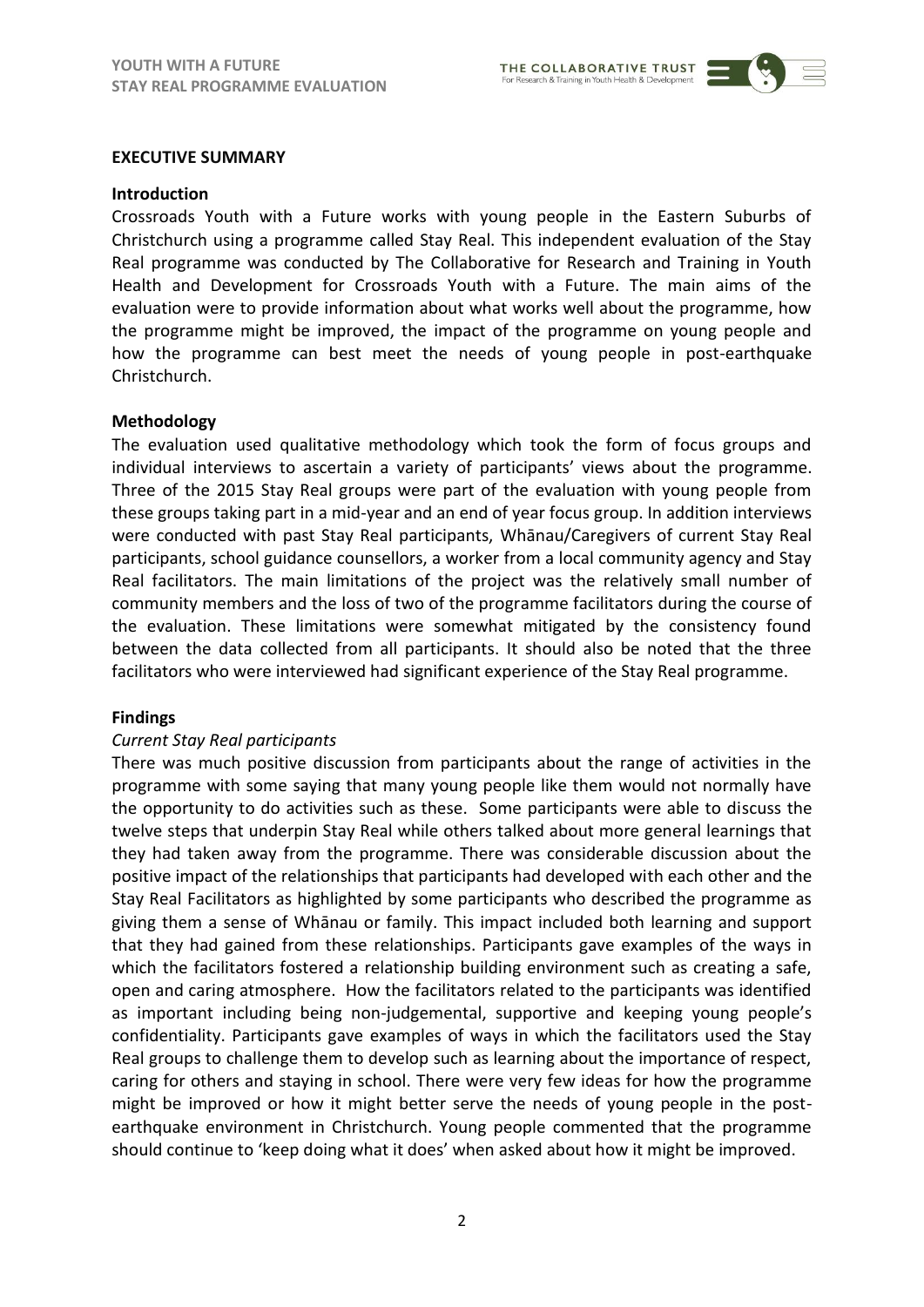## EXECUTIVE SUMMARY

### Introduction

Crossroads Youth with a Future works with young people in the Eastern Suburbs of Christchurch using a programme called Stay Real. This independent evaluation of the Stay Real programme was conducted by The Collaborative for Research and Training in Youth Health and Development for Crossroads Youth with a Future. The main aims of the evaluation were to provide information about what works well about the programme, how the programme might be improved, the impact of the programme on young people and how the programme can best meet the needs of young people in post-earthquake Christchurch.

### Methodology

The evaluation used qualitative methodology which took the form of focus groups and individual interviews to ascertain a variety of participants' views about the programme. Three of the 2015 Stay Real groups were part of the evaluation with young people from these groups taking part in a mid-year and an end of year focus group. In addition interviews were conducted with past Stay Real participants, Whānau/Caregivers of current Stay Real participants, school guidance counsellors, a worker from a local community agency and Stay Real facilitators. The main limitations of the project was the relatively small number of community members and the loss of two of the programme facilitators during the course of the evaluation. These limitations were somewhat mitigated by the consistency found between the data collected from all participants. It should also be noted that the three facilitators who were interviewed had significant experience of the Stay Real programme.

### Findings

*Current Stay Real participants*

There was much positive discussion from participants about the range of activities in the programme with some saying that many young people like them would not normally have the opportunity to do activities such as these. Some participants were able to discuss the twelve steps that underpin Stay Real while others talked about more general learnings that they had taken away from the programme. There was considerable discussion about the positive impact of the relationships that participants had developed with each other and the Stay Real Facilitators as highlighted by some participants who described the programme as giving them a sense of Whānau or family. This impact included both learning and support that they had gained from these relationships. Participants gave examples of the ways in which the facilitators fostered a relationship building environment such as creating a safe, open and caring atmosphere. How the facilitators related to the participants was identified as important including being non-judgemental, supportive and keeping young people's confidentiality. Participants gave examples of ways in which the facilitators used the Stay Real groups to challenge them to develop such as learning about the importance of respect, caring for others and staying in school. There were very few ideas for how the programme might be improved or how it might better serve the needs of young people in the post-earthquake environment in Christchurch. Young people commented that the programme should continue to 'keep doing what it does' when asked about how it might be improved.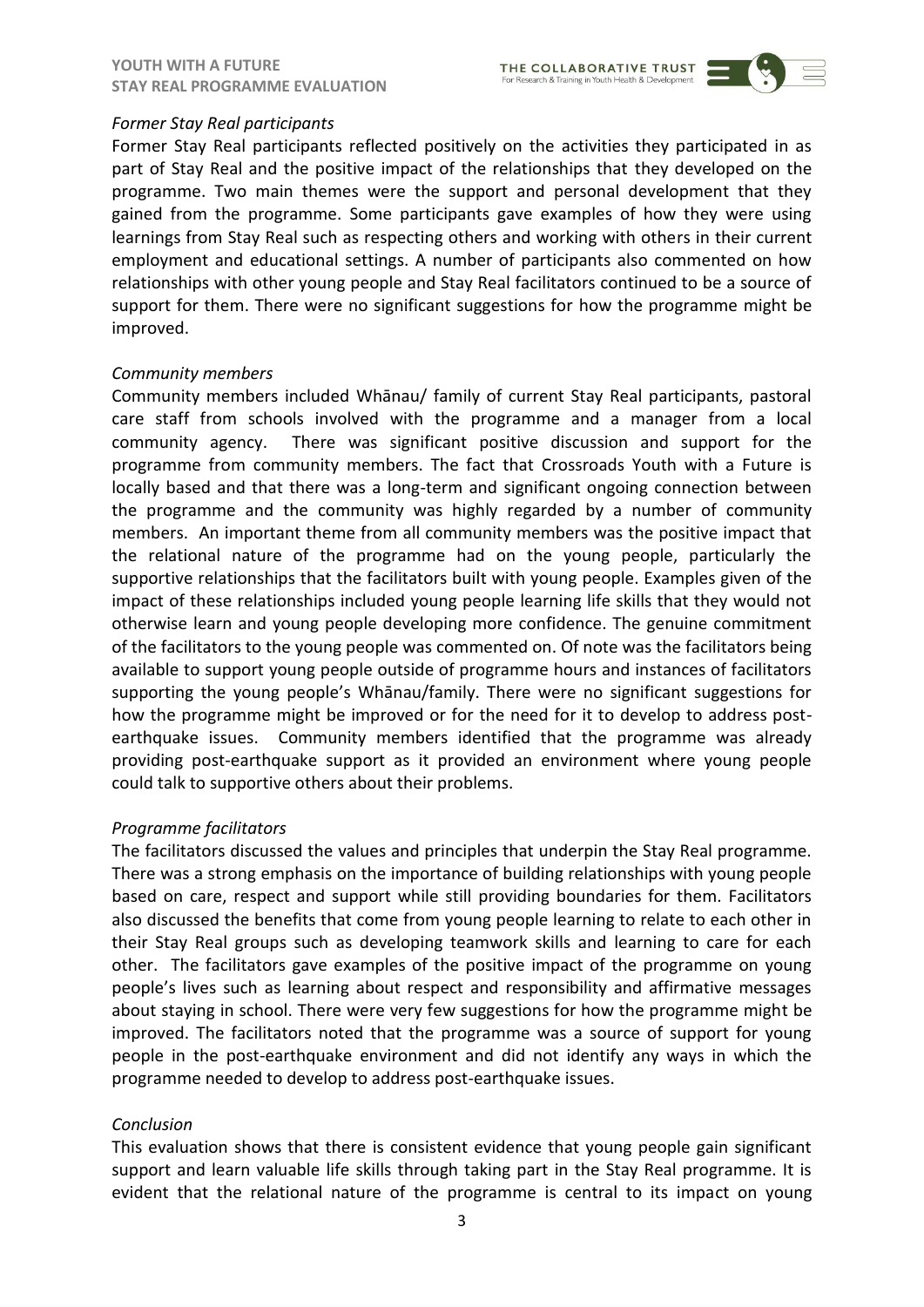*Former Stay Real participants*

Former Stay Real participants reflected positively on the activities they participated in as part of Stay Real and the positive impact of the relationships that they developed on the programme. Two main themes were the support and personal development that they gained from the programme. Some participants gave examples of how they were using learnings from Stay Real such as respecting others and working with others in their current employment and educational settings. A number of participants also commented on how relationships with other young people and Stay Real facilitators continued to be a source of support for them. There were no significant suggestions for how the programme might be improved.

*Community members*

Community members included Whānau/ family of current Stay Real participants, pastoral care staff from schools involved with the programme and a manager from a local community agency. There was significant positive discussion and support for the programme from community members. The fact that Crossroads Youth with a Future is locally based and that there was a long-term and significant ongoing connection between the programme and the community was highly regarded by a number of community members. An important theme from all community members was the positive impact that the relational nature of the programme had on the young people, particularly the supportive relationships that the facilitators built with young people. Examples given of the impact of these relationships included young people learning life skills that they would not otherwise learn and young people developing more confidence. The genuine commitment of the facilitators to the young people was commented on. Of note was the facilitators being available to support young people outside of programme hours and instances of facilitators supporting the young people's Whānau/family. There were no significant suggestions for how the programme might be improved or for the need for it to develop to address post-earthquake issues. Community members identified that the programme was already providing post-earthquake support as it provided an environment where young people could talk to supportive others about their problems.

*Programme facilitators*

The facilitators discussed the values and principles that underpin the Stay Real programme. There was a strong emphasis on the importance of building relationships with young people based on care, respect and support while still providing boundaries for them. Facilitators also discussed the benefits that come from young people learning to relate to each other in their Stay Real groups such as developing teamwork skills and learning to care for each other. The facilitators gave examples of the positive impact of the programme on young people's lives such as learning about respect and responsibility and affirmative messages about staying in school. There were very few suggestions for how the programme might be improved. The facilitators noted that the programme was a source of support for young people in the post-earthquake environment and did not identify any ways in which the programme needed to develop to address post-earthquake issues.

*Conclusion*

This evaluation shows that there is consistent evidence that young people gain significant support and learn valuable life skills through taking part in the Stay Real programme. It is evident that the relational nature of the programme is central to its impact on young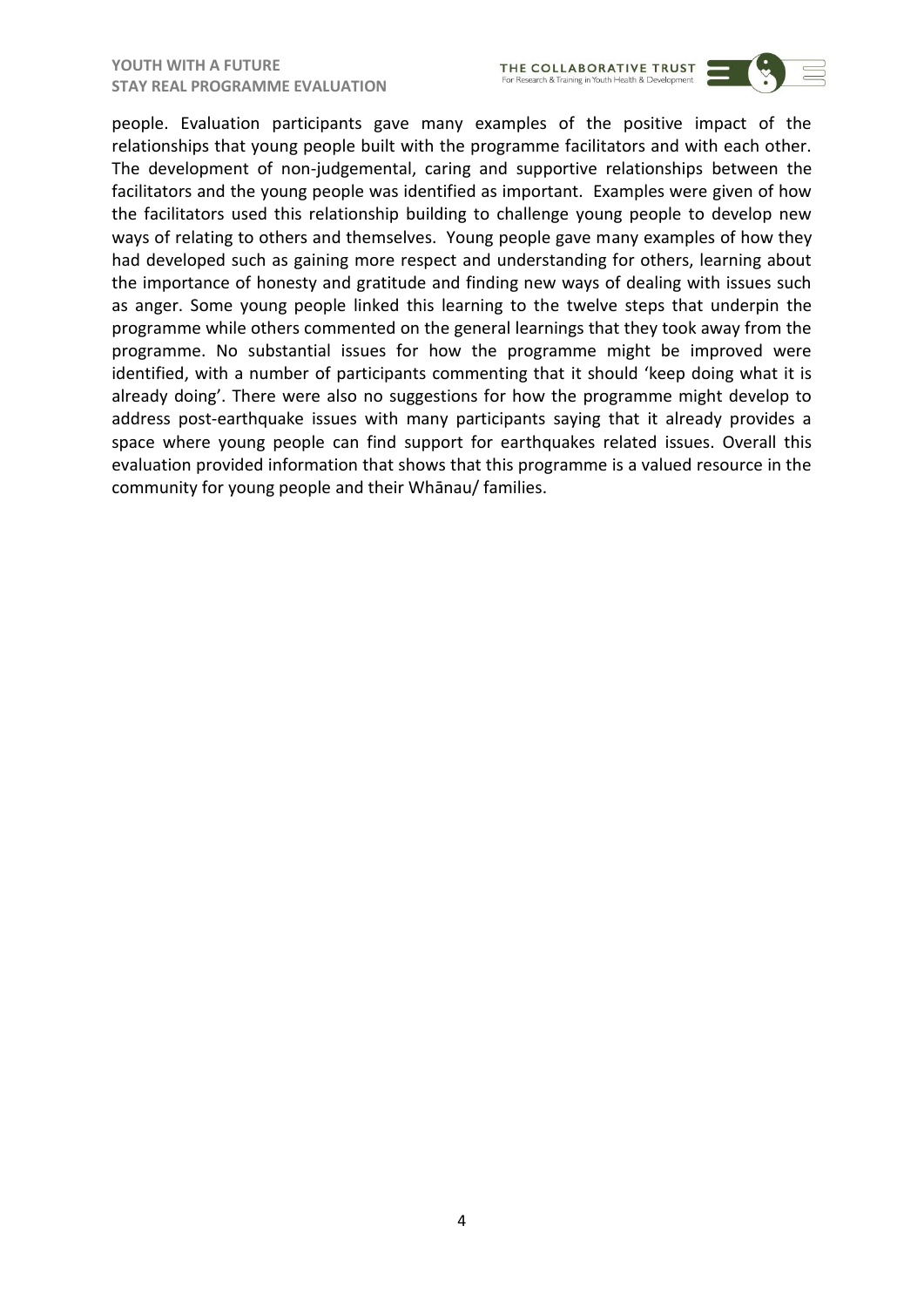people. Evaluation participants gave many examples of the positive impact of the relationships that young people built with the programme facilitators and with each other. The development of non-judgemental, caring and supportive relationships between the facilitators and the young people was identified as important. Examples were given of how the facilitators used this relationship building to challenge young people to develop new ways of relating to others and themselves. Young people gave many examples of how they had developed such as gaining more respect and understanding for others, learning about the importance of honesty and gratitude and finding new ways of dealing with issues such as anger. Some young people linked this learning to the twelve steps that underpin the programme while others commented on the general learnings that they took away from the programme. No substantial issues for how the programme might be improved were identified, with a number of participants commenting that it should 'keep doing what it is already doing'. There were also no suggestions for how the programme might develop to address post-earthquake issues with many participants saying that it already provides a space where young people can find support for earthquakes related issues. Overall this evaluation provided information that shows that this programme is a valued resource in the community for young people and their Whānau/ families.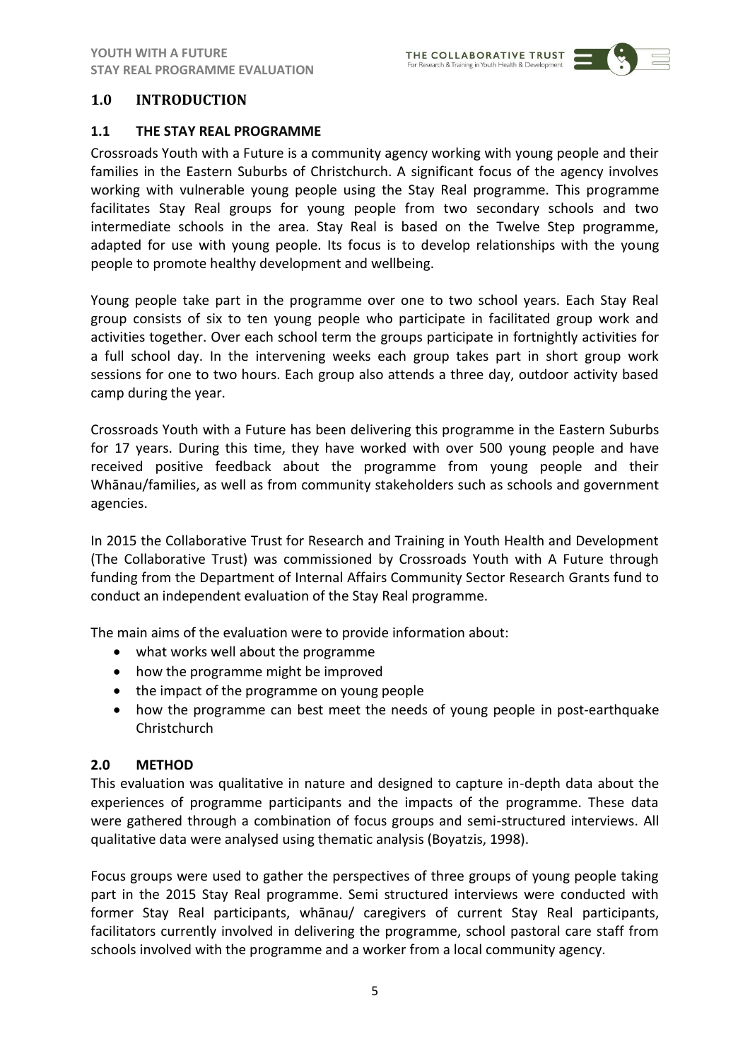## 1.0 INTRODUCTION

### 1.1 THE STAY REAL PROGRAMME

Crossroads Youth with a Future is a community agency working with young people and their families in the Eastern Suburbs of Christchurch. A significant focus of the agency involves working with vulnerable young people using the Stay Real programme. This programme facilitates Stay Real groups for young people from two secondary schools and two intermediate schools in the area. Stay Real is based on the Twelve Step programme, adapted for use with young people. Its focus is to develop relationships with the young people to promote healthy development and wellbeing.

Young people take part in the programme over one to two school years. Each Stay Real group consists of six to ten young people who participate in facilitated group work and activities together. Over each school term the groups participate in fortnightly activities for a full school day. In the intervening weeks each group takes part in short group work sessions for one to two hours. Each group also attends a three day, outdoor activity based camp during the year.

Crossroads Youth with a Future has been delivering this programme in the Eastern Suburbs for 17 years. During this time, they have worked with over 500 young people and have received positive feedback about the programme from young people and their Whānau/families, as well as from community stakeholders such as schools and government agencies.

In 2015 the Collaborative Trust for Research and Training in Youth Health and Development (The Collaborative Trust) was commissioned by Crossroads Youth with A Future through funding from the Department of Internal Affairs Community Sector Research Grants fund to conduct an independent evaluation of the Stay Real programme.

The main aims of the evaluation were to provide information about:

- what works well about the programme
- how the programme might be improved
- the impact of the programme on young people
- how the programme can best meet the needs of young people in post-earthquake Christchurch

## 2.0 METHOD

This evaluation was qualitative in nature and designed to capture in-depth data about the experiences of programme participants and the impacts of the programme. These data were gathered through a combination of focus groups and semi-structured interviews. All qualitative data were analysed using thematic analysis (Boyatzis, 1998).

Focus groups were used to gather the perspectives of three groups of young people taking part in the 2015 Stay Real programme. Semi structured interviews were conducted with former Stay Real participants, whānau/ caregivers of current Stay Real participants, facilitators currently involved in delivering the programme, school pastoral care staff from schools involved with the programme and a worker from a local community agency.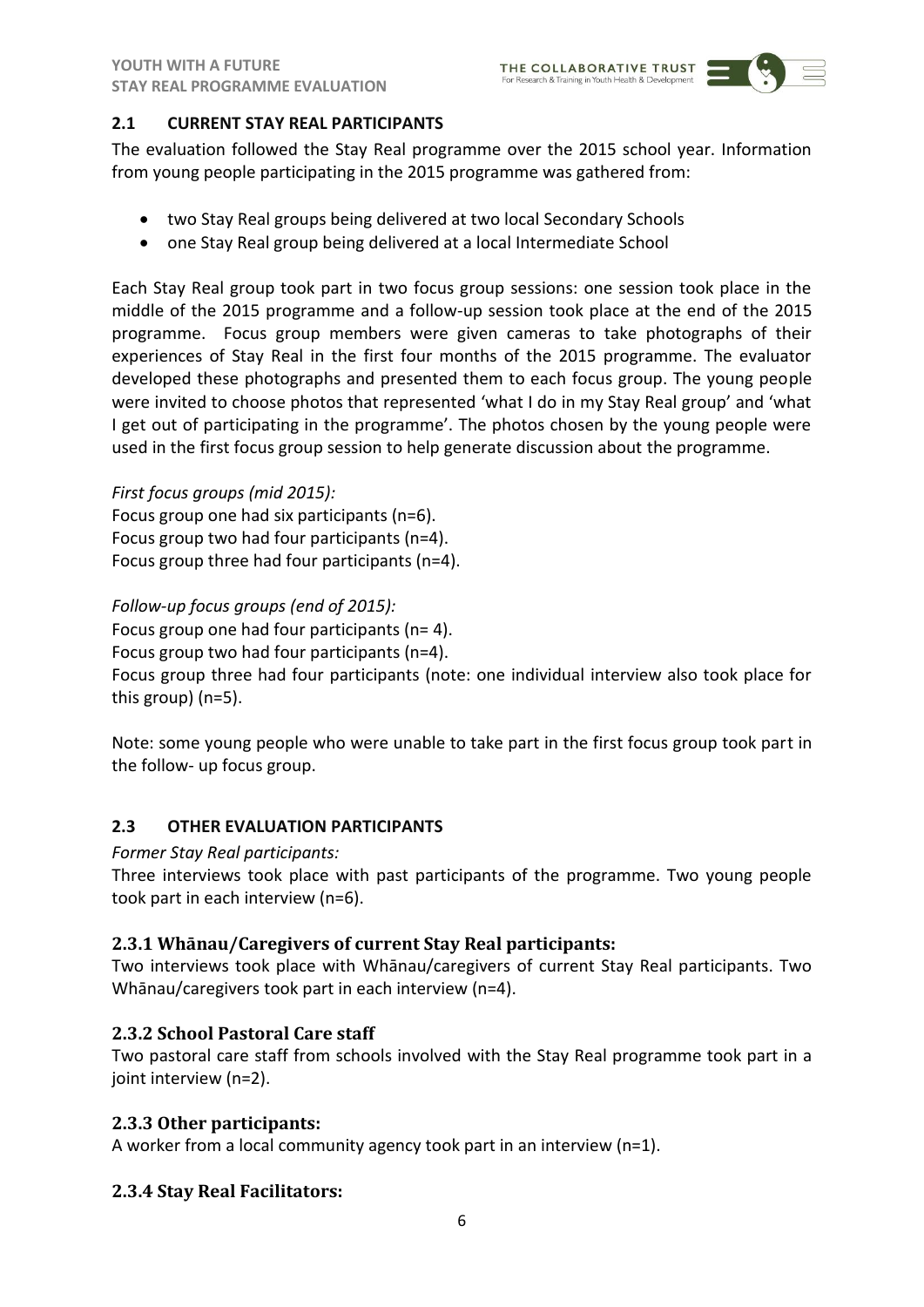## 2.1 CURRENT STAY REAL PARTICIPANTS

The evaluation followed the Stay Real programme over the 2015 school year. Information from young people participating in the 2015 programme was gathered from:

- two Stay Real groups being delivered at two local Secondary Schools
- one Stay Real group being delivered at a local Intermediate School

Each Stay Real group took part in two focus group sessions: one session took place in the middle of the 2015 programme and a follow-up session took place at the end of the 2015 programme. Focus group members were given cameras to take photographs of their experiences of Stay Real in the first four months of the 2015 programme. The evaluator developed these photographs and presented them to each focus group. The young people were invited to choose photos that represented 'what I do in my Stay Real group' and 'what I get out of participating in the programme'. The photos chosen by the young people were used in the first focus group session to help generate discussion about the programme.

*First focus groups (mid 2015):*
Focus group one had six participants (n=6).
Focus group two had four participants (n=4).
Focus group three had four participants (n=4).

*Follow-up focus groups (end of 2015):*
Focus group one had four participants (n= 4).
Focus group two had four participants (n=4).
Focus group three had four participants (note: one individual interview also took place for this group) (n=5).

Note: some young people who were unable to take part in the first focus group took part in the follow- up focus group.

## 2.3 OTHER EVALUATION PARTICIPANTS

*Former Stay Real participants:*
Three interviews took place with past participants of the programme. Two young people took part in each interview (n=6).

### 2.3.1 Whānau/Caregivers of current Stay Real participants:

Two interviews took place with Whānau/caregivers of current Stay Real participants. Two Whānau/caregivers took part in each interview (n=4).

### 2.3.2 School Pastoral Care staff

Two pastoral care staff from schools involved with the Stay Real programme took part in a joint interview (n=2).

### 2.3.3 Other participants:

A worker from a local community agency took part in an interview (n=1).

### 2.3.4 Stay Real Facilitators: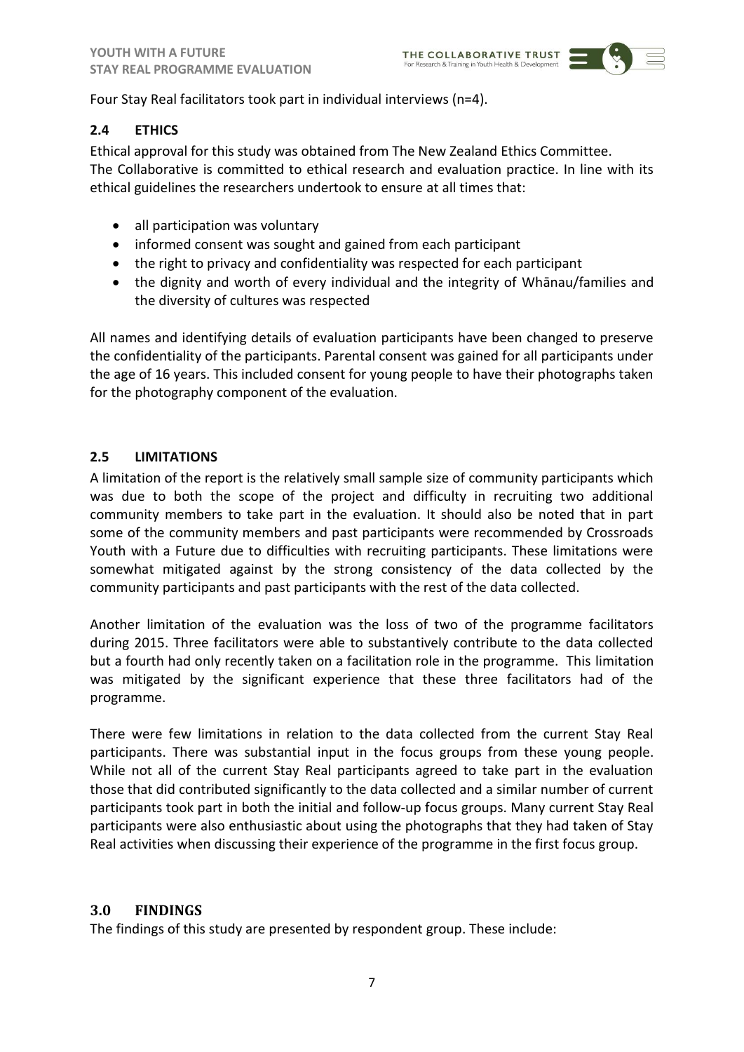Four Stay Real facilitators took part in individual interviews (n=4).

## 2.4 ETHICS

Ethical approval for this study was obtained from The New Zealand Ethics Committee.
The Collaborative is committed to ethical research and evaluation practice. In line with its ethical guidelines the researchers undertook to ensure at all times that:

- all participation was voluntary
- informed consent was sought and gained from each participant
- the right to privacy and confidentiality was respected for each participant
- the dignity and worth of every individual and the integrity of Whānau/families and the diversity of cultures was respected

All names and identifying details of evaluation participants have been changed to preserve the confidentiality of the participants. Parental consent was gained for all participants under the age of 16 years. This included consent for young people to have their photographs taken for the photography component of the evaluation.

## 2.5 LIMITATIONS

A limitation of the report is the relatively small sample size of community participants which was due to both the scope of the project and difficulty in recruiting two additional community members to take part in the evaluation. It should also be noted that in part some of the community members and past participants were recommended by Crossroads Youth with a Future due to difficulties with recruiting participants. These limitations were somewhat mitigated against by the strong consistency of the data collected by the community participants and past participants with the rest of the data collected.

Another limitation of the evaluation was the loss of two of the programme facilitators during 2015. Three facilitators were able to substantively contribute to the data collected but a fourth had only recently taken on a facilitation role in the programme. This limitation was mitigated by the significant experience that these three facilitators had of the programme.

There were few limitations in relation to the data collected from the current Stay Real participants. There was substantial input in the focus groups from these young people. While not all of the current Stay Real participants agreed to take part in the evaluation those that did contributed significantly to the data collected and a similar number of current participants took part in both the initial and follow-up focus groups. Many current Stay Real participants were also enthusiastic about using the photographs that they had taken of Stay Real activities when discussing their experience of the programme in the first focus group.

# 3.0 FINDINGS

The findings of this study are presented by respondent group. These include: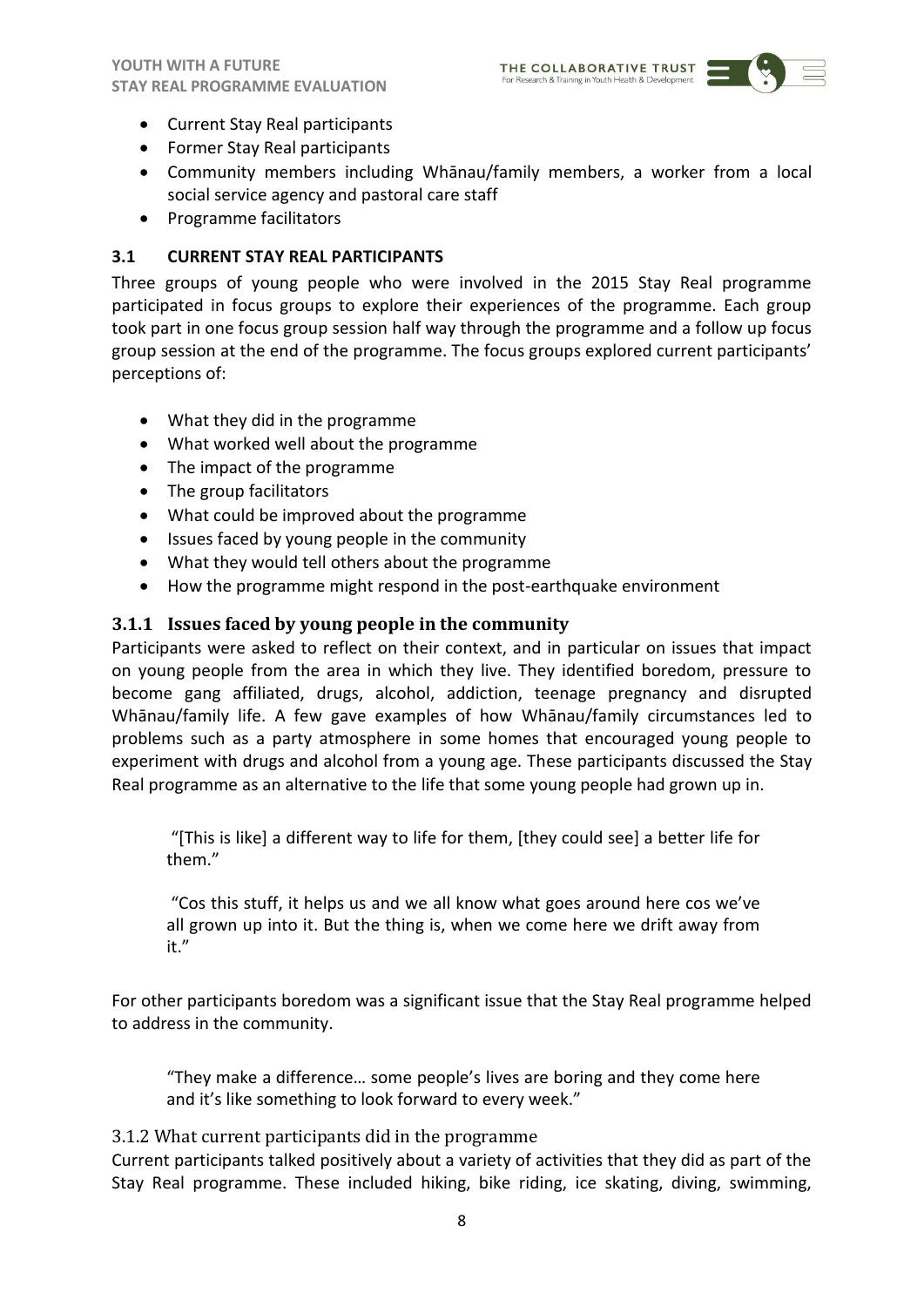- Current Stay Real participants
- Former Stay Real participants
- Community members including Whānau/family members, a worker from a local social service agency and pastoral care staff
- Programme facilitators

## 3.1 CURRENT STAY REAL PARTICIPANTS

Three groups of young people who were involved in the 2015 Stay Real programme participated in focus groups to explore their experiences of the programme. Each group took part in one focus group session half way through the programme and a follow up focus group session at the end of the programme. The focus groups explored current participants' perceptions of:

- What they did in the programme
- What worked well about the programme
- The impact of the programme
- The group facilitators
- What could be improved about the programme
- Issues faced by young people in the community
- What they would tell others about the programme
- How the programme might respond in the post-earthquake environment

### 3.1.1 Issues faced by young people in the community

Participants were asked to reflect on their context, and in particular on issues that impact on young people from the area in which they live. They identified boredom, pressure to become gang affiliated, drugs, alcohol, addiction, teenage pregnancy and disrupted Whānau/family life. A few gave examples of how Whānau/family circumstances led to problems such as a party atmosphere in some homes that encouraged young people to experiment with drugs and alcohol from a young age. These participants discussed the Stay Real programme as an alternative to the life that some young people had grown up in.

> "[This is like] a different way to life for them, [they could see] a better life for them."

> "Cos this stuff, it helps us and we all know what goes around here cos we've all grown up into it. But the thing is, when we come here we drift away from it."

For other participants boredom was a significant issue that the Stay Real programme helped to address in the community.

> "They make a difference… some people's lives are boring and they come here and it's like something to look forward to every week."

### 3.1.2 What current participants did in the programme

Current participants talked positively about a variety of activities that they did as part of the Stay Real programme. These included hiking, bike riding, ice skating, diving, swimming,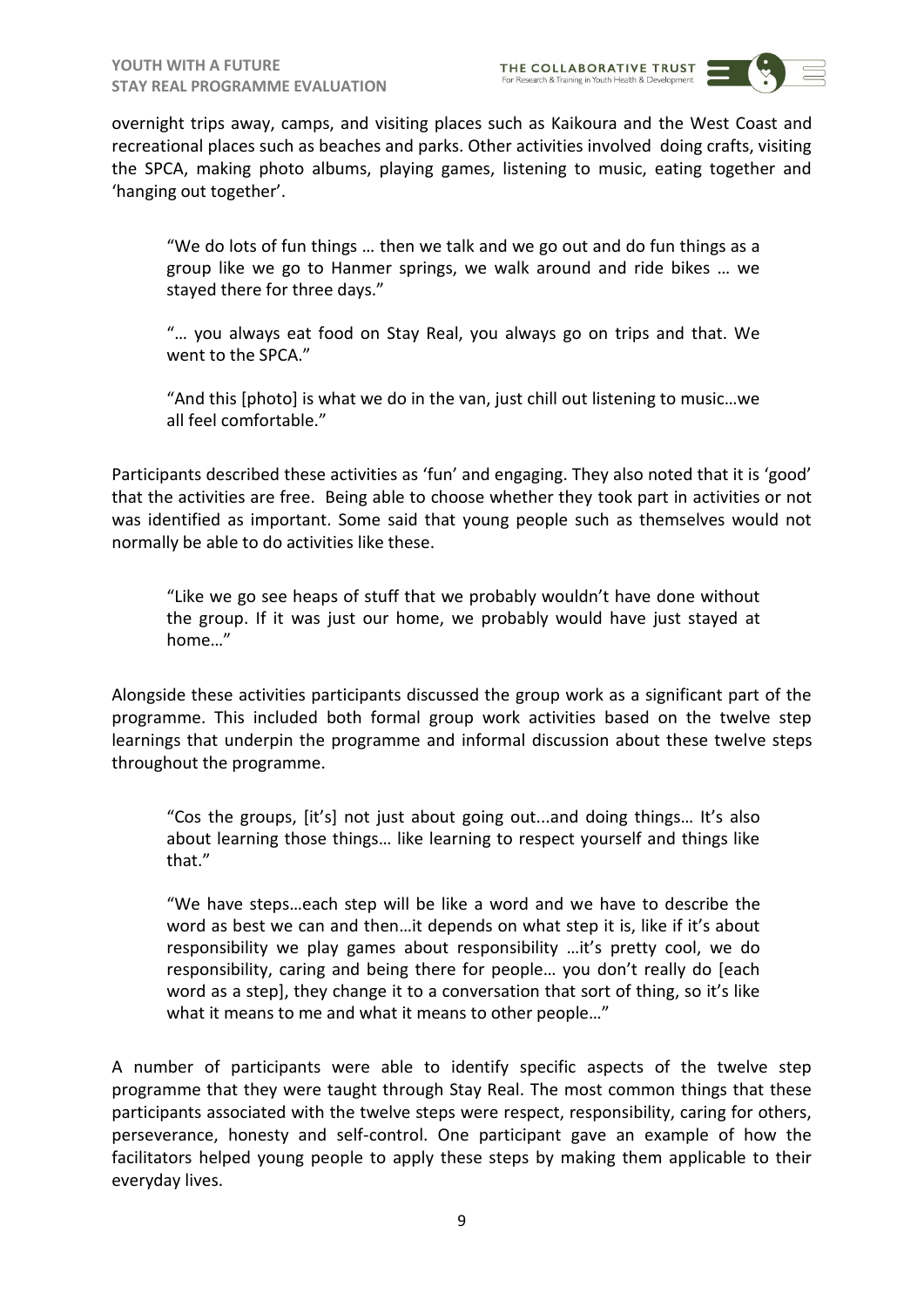overnight trips away, camps, and visiting places such as Kaikoura and the West Coast and recreational places such as beaches and parks. Other activities involved doing crafts, visiting the SPCA, making photo albums, playing games, listening to music, eating together and 'hanging out together'.

> "We do lots of fun things … then we talk and we go out and do fun things as a group like we go to Hanmer springs, we walk around and ride bikes … we stayed there for three days."

> "… you always eat food on Stay Real, you always go on trips and that. We went to the SPCA."

> "And this [photo] is what we do in the van, just chill out listening to music…we all feel comfortable."

Participants described these activities as 'fun' and engaging. They also noted that it is 'good' that the activities are free. Being able to choose whether they took part in activities or not was identified as important. Some said that young people such as themselves would not normally be able to do activities like these.

> "Like we go see heaps of stuff that we probably wouldn't have done without the group. If it was just our home, we probably would have just stayed at home…"

Alongside these activities participants discussed the group work as a significant part of the programme. This included both formal group work activities based on the twelve step learnings that underpin the programme and informal discussion about these twelve steps throughout the programme.

> "Cos the groups, [it's] not just about going out...and doing things… It's also about learning those things… like learning to respect yourself and things like that."

> "We have steps…each step will be like a word and we have to describe the word as best we can and then…it depends on what step it is, like if it's about responsibility we play games about responsibility …it's pretty cool, we do responsibility, caring and being there for people… you don't really do [each word as a step], they change it to a conversation that sort of thing, so it's like what it means to me and what it means to other people…"

A number of participants were able to identify specific aspects of the twelve step programme that they were taught through Stay Real. The most common things that these participants associated with the twelve steps were respect, responsibility, caring for others, perseverance, honesty and self-control. One participant gave an example of how the facilitators helped young people to apply these steps by making them applicable to their everyday lives.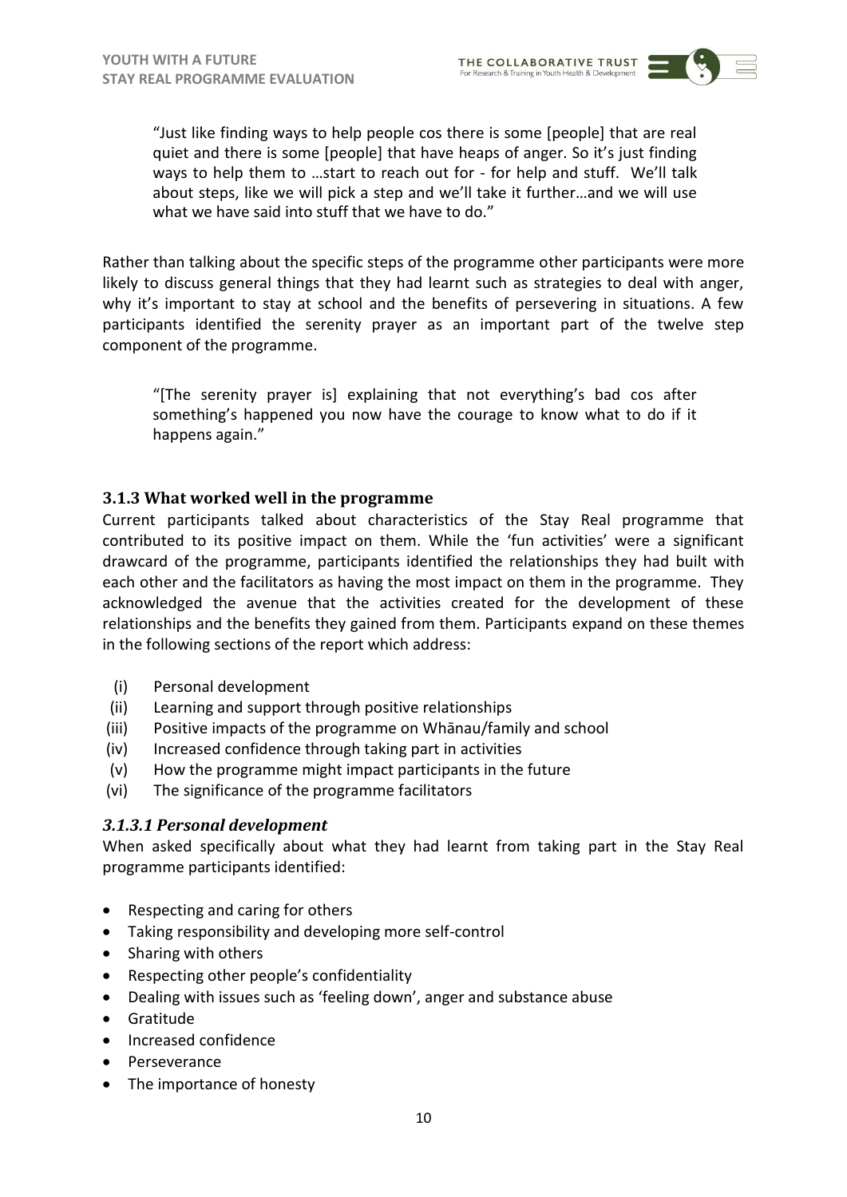> "Just like finding ways to help people cos there is some [people] that are real quiet and there is some [people] that have heaps of anger. So it's just finding ways to help them to …start to reach out for - for help and stuff. We'll talk about steps, like we will pick a step and we'll take it further…and we will use what we have said into stuff that we have to do."

Rather than talking about the specific steps of the programme other participants were more likely to discuss general things that they had learnt such as strategies to deal with anger, why it's important to stay at school and the benefits of persevering in situations. A few participants identified the serenity prayer as an important part of the twelve step component of the programme.

> "[The serenity prayer is] explaining that not everything's bad cos after something's happened you now have the courage to know what to do if it happens again."

### 3.1.3 What worked well in the programme

Current participants talked about characteristics of the Stay Real programme that contributed to its positive impact on them. While the 'fun activities' were a significant drawcard of the programme, participants identified the relationships they had built with each other and the facilitators as having the most impact on them in the programme. They acknowledged the avenue that the activities created for the development of these relationships and the benefits they gained from them. Participants expand on these themes in the following sections of the report which address:

(i) Personal development
(ii) Learning and support through positive relationships
(iii) Positive impacts of the programme on Whānau/family and school
(iv) Increased confidence through taking part in activities
(v) How the programme might impact participants in the future
(vi) The significance of the programme facilitators

#### *3.1.3.1 Personal development*

When asked specifically about what they had learnt from taking part in the Stay Real programme participants identified:

- Respecting and caring for others
- Taking responsibility and developing more self-control
- Sharing with others
- Respecting other people's confidentiality
- Dealing with issues such as 'feeling down', anger and substance abuse
- Gratitude
- Increased confidence
- Perseverance
- The importance of honesty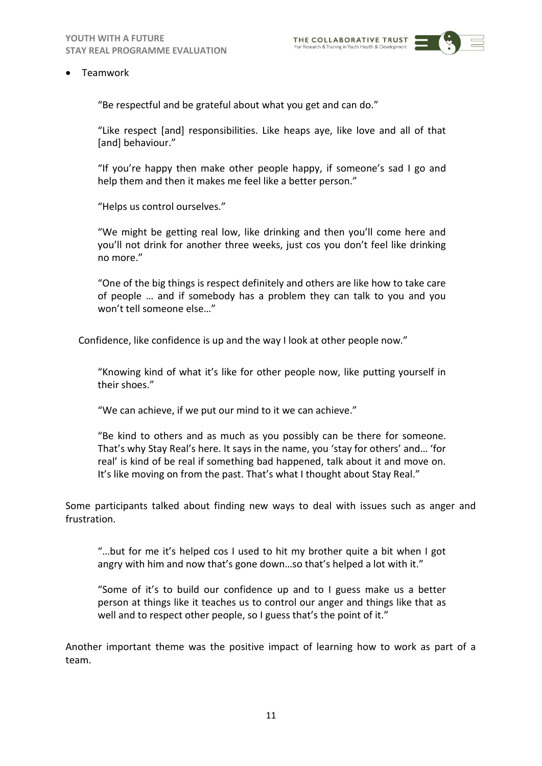- Teamwork

> "Be respectful and be grateful about what you get and can do."
>
> "Like respect [and] responsibilities. Like heaps aye, like love and all of that [and] behaviour."
>
> "If you're happy then make other people happy, if someone's sad I go and help them and then it makes me feel like a better person."
>
> "Helps us control ourselves."
>
> "We might be getting real low, like drinking and then you'll come here and you'll not drink for another three weeks, just cos you don't feel like drinking no more."
>
> "One of the big things is respect definitely and others are like how to take care of people … and if somebody has a problem they can talk to you and you won't tell someone else…"

Confidence, like confidence is up and the way I look at other people now."

> "Knowing kind of what it's like for other people now, like putting yourself in their shoes."
>
> "We can achieve, if we put our mind to it we can achieve."
>
> "Be kind to others and as much as you possibly can be there for someone. That's why Stay Real's here. It says in the name, you 'stay for others' and… 'for real' is kind of be real if something bad happened, talk about it and move on. It's like moving on from the past. That's what I thought about Stay Real."

Some participants talked about finding new ways to deal with issues such as anger and frustration.

> "…but for me it's helped cos I used to hit my brother quite a bit when I got angry with him and now that's gone down…so that's helped a lot with it."
>
> "Some of it's to build our confidence up and to I guess make us a better person at things like it teaches us to control our anger and things like that as well and to respect other people, so I guess that's the point of it."

Another important theme was the positive impact of learning how to work as part of a team.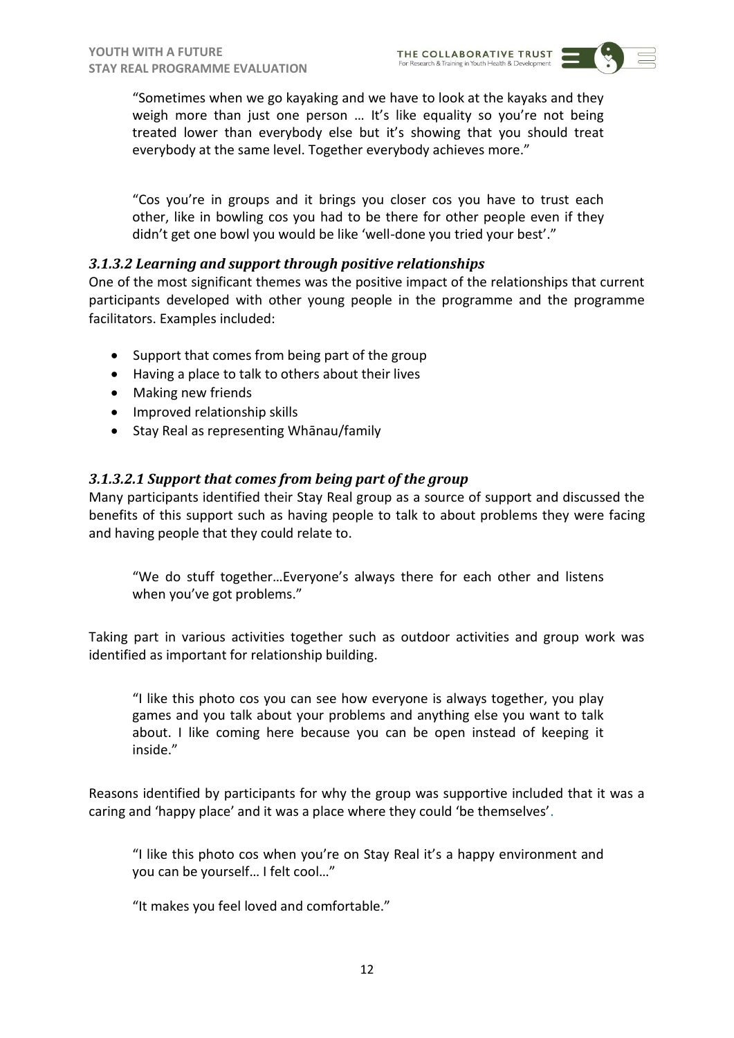"Sometimes when we go kayaking and we have to look at the kayaks and they weigh more than just one person … It's like equality so you're not being treated lower than everybody else but it's showing that you should treat everybody at the same level. Together everybody achieves more."

"Cos you're in groups and it brings you closer cos you have to trust each other, like in bowling cos you had to be there for other people even if they didn't get one bowl you would be like 'well-done you tried your best'."

### *3.1.3.2 Learning and support through positive relationships*

One of the most significant themes was the positive impact of the relationships that current participants developed with other young people in the programme and the programme facilitators. Examples included:

- Support that comes from being part of the group
- Having a place to talk to others about their lives
- Making new friends
- Improved relationship skills
- Stay Real as representing Whānau/family

### *3.1.3.2.1 Support that comes from being part of the group*

Many participants identified their Stay Real group as a source of support and discussed the benefits of this support such as having people to talk to about problems they were facing and having people that they could relate to.

"We do stuff together…Everyone's always there for each other and listens when you've got problems."

Taking part in various activities together such as outdoor activities and group work was identified as important for relationship building.

"I like this photo cos you can see how everyone is always together, you play games and you talk about your problems and anything else you want to talk about. I like coming here because you can be open instead of keeping it inside."

Reasons identified by participants for why the group was supportive included that it was a caring and 'happy place' and it was a place where they could 'be themselves'.

"I like this photo cos when you're on Stay Real it's a happy environment and you can be yourself… I felt cool…"

"It makes you feel loved and comfortable."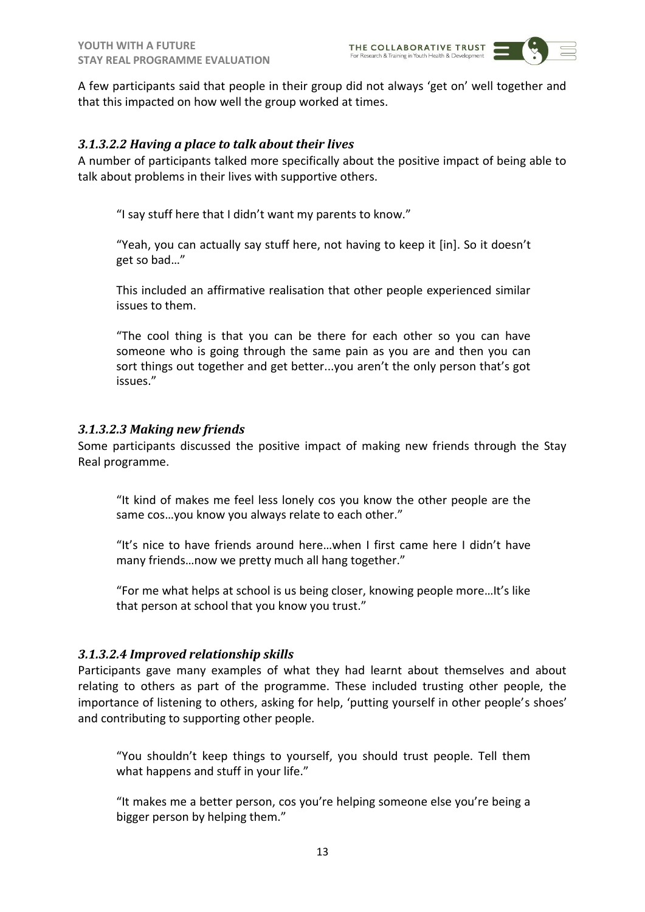A few participants said that people in their group did not always 'get on' well together and that this impacted on how well the group worked at times.

#### *3.1.3.2.2 Having a place to talk about their lives*

A number of participants talked more specifically about the positive impact of being able to talk about problems in their lives with supportive others.

> "I say stuff here that I didn't want my parents to know."
>
> "Yeah, you can actually say stuff here, not having to keep it [in]. So it doesn't get so bad…"
>
> This included an affirmative realisation that other people experienced similar issues to them.
>
> "The cool thing is that you can be there for each other so you can have someone who is going through the same pain as you are and then you can sort things out together and get better...you aren't the only person that's got issues."

#### *3.1.3.2.3 Making new friends*

Some participants discussed the positive impact of making new friends through the Stay Real programme.

> "It kind of makes me feel less lonely cos you know the other people are the same cos…you know you always relate to each other."
>
> "It's nice to have friends around here…when I first came here I didn't have many friends…now we pretty much all hang together."
>
> "For me what helps at school is us being closer, knowing people more…It's like that person at school that you know you trust."

#### *3.1.3.2.4 Improved relationship skills*

Participants gave many examples of what they had learnt about themselves and about relating to others as part of the programme. These included trusting other people, the importance of listening to others, asking for help, 'putting yourself in other people's shoes' and contributing to supporting other people.

> "You shouldn't keep things to yourself, you should trust people. Tell them what happens and stuff in your life."
>
> "It makes me a better person, cos you're helping someone else you're being a bigger person by helping them."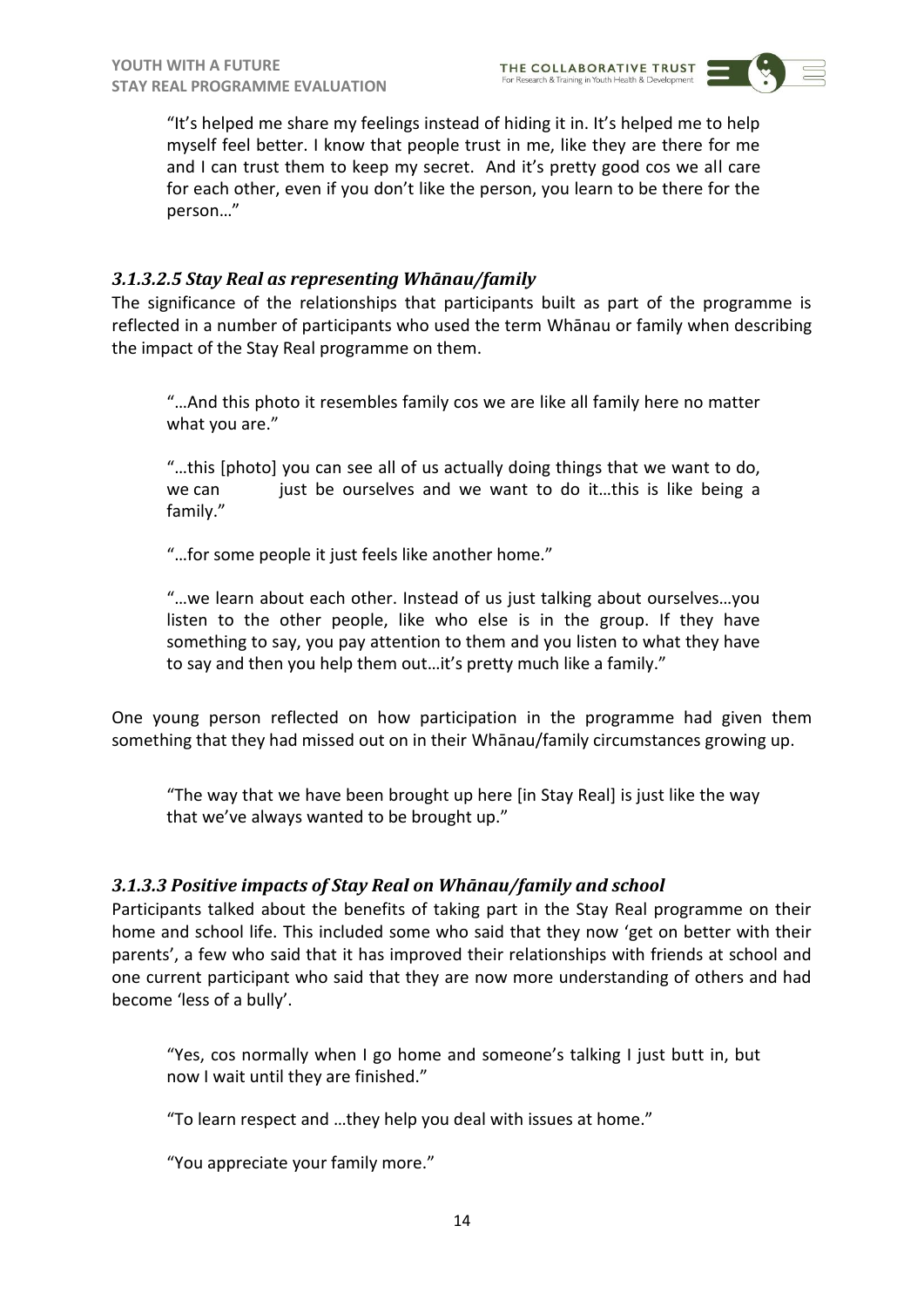"It's helped me share my feelings instead of hiding it in. It's helped me to help myself feel better. I know that people trust in me, like they are there for me and I can trust them to keep my secret. And it's pretty good cos we all care for each other, even if you don't like the person, you learn to be there for the person…"

### *3.1.3.2.5 Stay Real as representing Whānau/family*

The significance of the relationships that participants built as part of the programme is reflected in a number of participants who used the term Whānau or family when describing the impact of the Stay Real programme on them.

"…And this photo it resembles family cos we are like all family here no matter what you are."

"…this [photo] you can see all of us actually doing things that we want to do, we can just be ourselves and we want to do it…this is like being a family."

"…for some people it just feels like another home."

"…we learn about each other. Instead of us just talking about ourselves…you listen to the other people, like who else is in the group. If they have something to say, you pay attention to them and you listen to what they have to say and then you help them out…it's pretty much like a family."

One young person reflected on how participation in the programme had given them something that they had missed out on in their Whānau/family circumstances growing up.

"The way that we have been brought up here [in Stay Real] is just like the way that we've always wanted to be brought up."

### *3.1.3.3 Positive impacts of Stay Real on Whānau/family and school*

Participants talked about the benefits of taking part in the Stay Real programme on their home and school life. This included some who said that they now 'get on better with their parents', a few who said that it has improved their relationships with friends at school and one current participant who said that they are now more understanding of others and had become 'less of a bully'.

"Yes, cos normally when I go home and someone's talking I just butt in, but now I wait until they are finished."

"To learn respect and …they help you deal with issues at home."

"You appreciate your family more."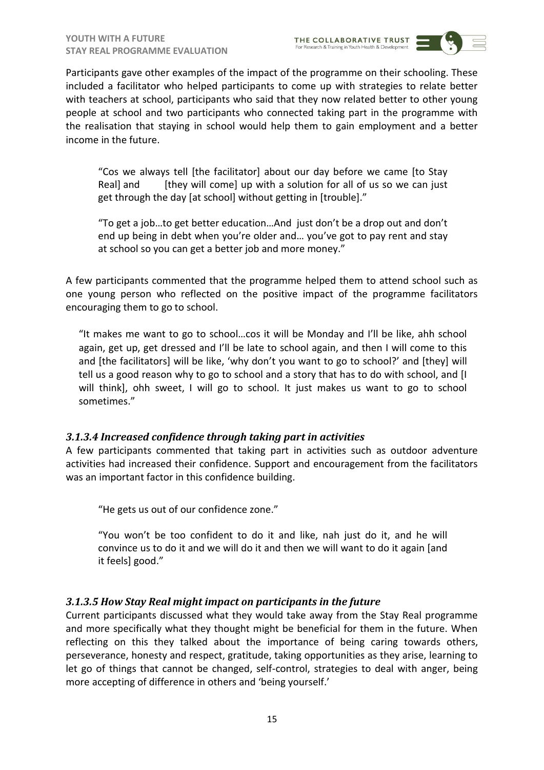Participants gave other examples of the impact of the programme on their schooling. These included a facilitator who helped participants to come up with strategies to relate better with teachers at school, participants who said that they now related better to other young people at school and two participants who connected taking part in the programme with the realisation that staying in school would help them to gain employment and a better income in the future.

> "Cos we always tell [the facilitator] about our day before we came [to Stay Real] and [they will come] up with a solution for all of us so we can just get through the day [at school] without getting in [trouble]."
>
> "To get a job…to get better education…And just don't be a drop out and don't end up being in debt when you're older and… you've got to pay rent and stay at school so you can get a better job and more money."

A few participants commented that the programme helped them to attend school such as one young person who reflected on the positive impact of the programme facilitators encouraging them to go to school.

> "It makes me want to go to school…cos it will be Monday and I'll be like, ahh school again, get up, get dressed and I'll be late to school again, and then I will come to this and [the facilitators] will be like, 'why don't you want to go to school?' and [they] will tell us a good reason why to go to school and a story that has to do with school, and [I will think], ohh sweet, I will go to school. It just makes us want to go to school sometimes."

### *3.1.3.4 Increased confidence through taking part in activities*

A few participants commented that taking part in activities such as outdoor adventure activities had increased their confidence. Support and encouragement from the facilitators was an important factor in this confidence building.

> "He gets us out of our confidence zone."
>
> "You won't be too confident to do it and like, nah just do it, and he will convince us to do it and we will do it and then we will want to do it again [and it feels] good."

### *3.1.3.5 How Stay Real might impact on participants in the future*

Current participants discussed what they would take away from the Stay Real programme and more specifically what they thought might be beneficial for them in the future. When reflecting on this they talked about the importance of being caring towards others, perseverance, honesty and respect, gratitude, taking opportunities as they arise, learning to let go of things that cannot be changed, self-control, strategies to deal with anger, being more accepting of difference in others and 'being yourself.'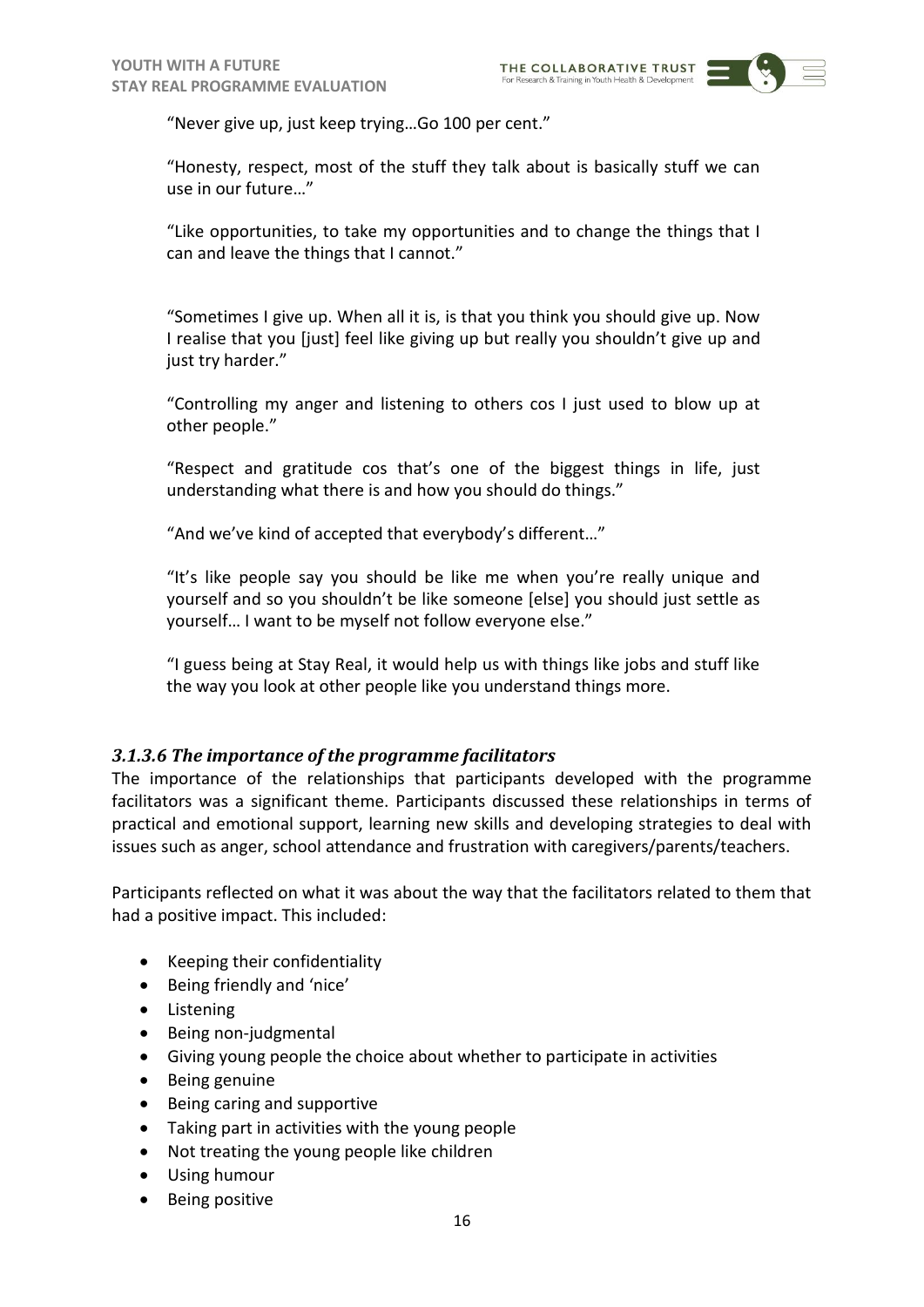"Never give up, just keep trying…Go 100 per cent."

"Honesty, respect, most of the stuff they talk about is basically stuff we can use in our future…"

"Like opportunities, to take my opportunities and to change the things that I can and leave the things that I cannot."

"Sometimes I give up. When all it is, is that you think you should give up. Now I realise that you [just] feel like giving up but really you shouldn't give up and just try harder."

"Controlling my anger and listening to others cos I just used to blow up at other people."

"Respect and gratitude cos that's one of the biggest things in life, just understanding what there is and how you should do things."

"And we've kind of accepted that everybody's different…"

"It's like people say you should be like me when you're really unique and yourself and so you shouldn't be like someone [else] you should just settle as yourself… I want to be myself not follow everyone else."

"I guess being at Stay Real, it would help us with things like jobs and stuff like the way you look at other people like you understand things more.

#### *3.1.3.6 The importance of the programme facilitators*

The importance of the relationships that participants developed with the programme facilitators was a significant theme. Participants discussed these relationships in terms of practical and emotional support, learning new skills and developing strategies to deal with issues such as anger, school attendance and frustration with caregivers/parents/teachers.

Participants reflected on what it was about the way that the facilitators related to them that had a positive impact. This included:

- Keeping their confidentiality
- Being friendly and 'nice'
- Listening
- Being non-judgmental
- Giving young people the choice about whether to participate in activities
- Being genuine
- Being caring and supportive
- Taking part in activities with the young people
- Not treating the young people like children
- Using humour
- Being positive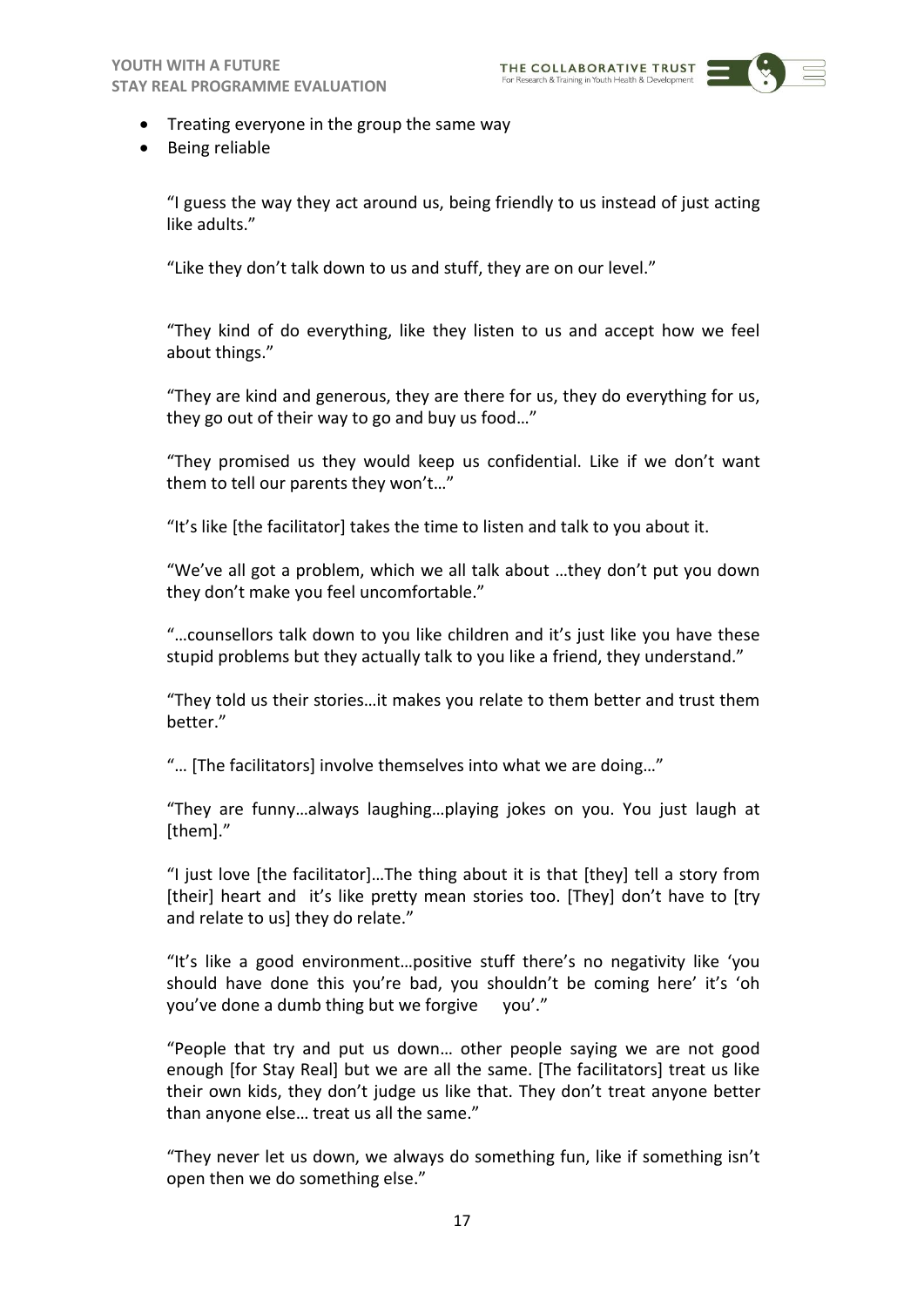- Treating everyone in the group the same way
- Being reliable

> "I guess the way they act around us, being friendly to us instead of just acting like adults."
>
> "Like they don't talk down to us and stuff, they are on our level."
>
> "They kind of do everything, like they listen to us and accept how we feel about things."
>
> "They are kind and generous, they are there for us, they do everything for us, they go out of their way to go and buy us food…"
>
> "They promised us they would keep us confidential. Like if we don't want them to tell our parents they won't…"
>
> "It's like [the facilitator] takes the time to listen and talk to you about it.
>
> "We've all got a problem, which we all talk about …they don't put you down they don't make you feel uncomfortable."
>
> "…counsellors talk down to you like children and it's just like you have these stupid problems but they actually talk to you like a friend, they understand."
>
> "They told us their stories…it makes you relate to them better and trust them better."
>
> "… [The facilitators] involve themselves into what we are doing…"
>
> "They are funny…always laughing…playing jokes on you. You just laugh at [them]."
>
> "I just love [the facilitator]…The thing about it is that [they] tell a story from [their] heart and it's like pretty mean stories too. [They] don't have to [try and relate to us] they do relate."
>
> "It's like a good environment…positive stuff there's no negativity like 'you should have done this you're bad, you shouldn't be coming here' it's 'oh you've done a dumb thing but we forgive you'."
>
> "People that try and put us down… other people saying we are not good enough [for Stay Real] but we are all the same. [The facilitators] treat us like their own kids, they don't judge us like that. They don't treat anyone better than anyone else… treat us all the same."
>
> "They never let us down, we always do something fun, like if something isn't open then we do something else."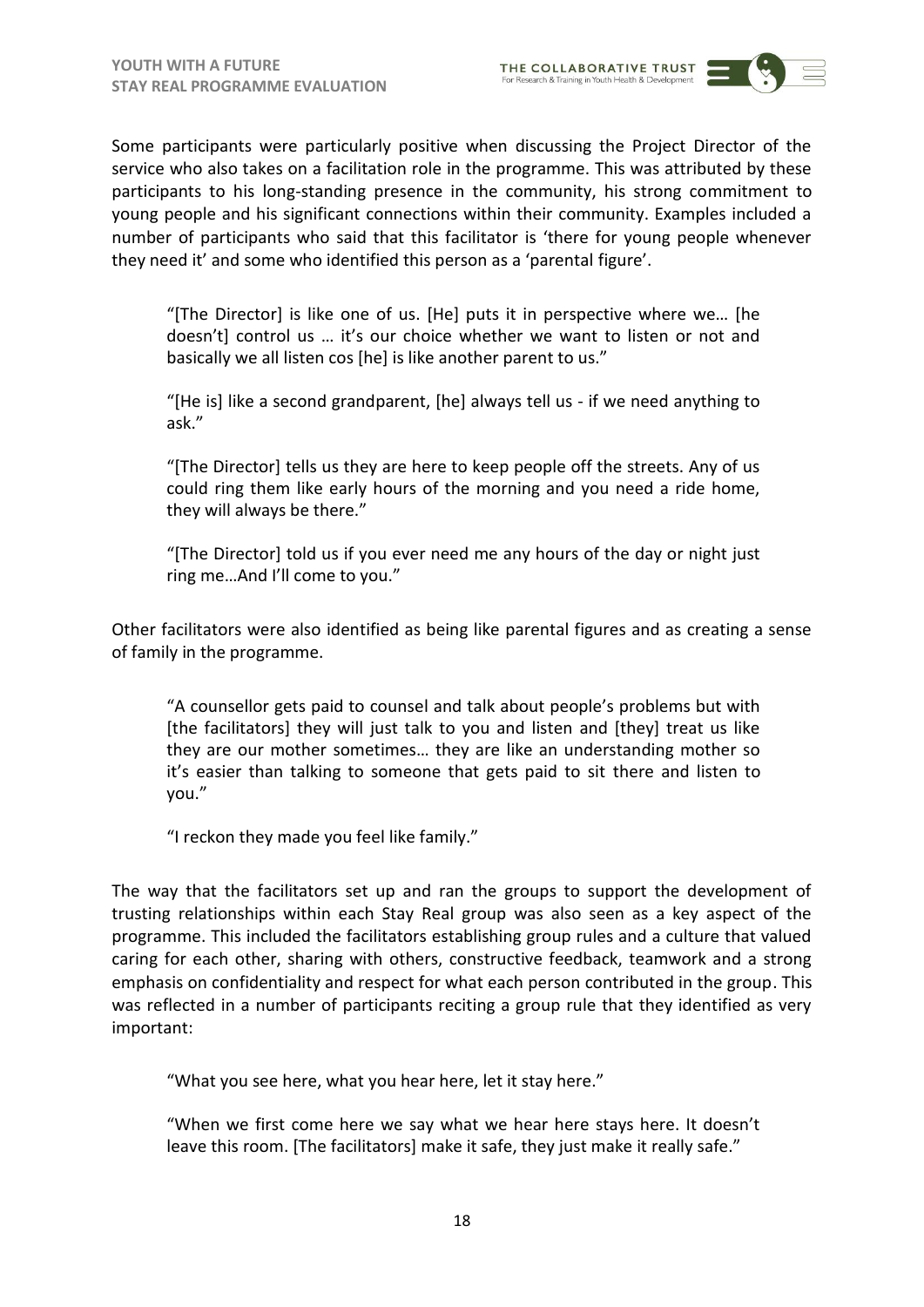Some participants were particularly positive when discussing the Project Director of the service who also takes on a facilitation role in the programme. This was attributed by these participants to his long-standing presence in the community, his strong commitment to young people and his significant connections within their community. Examples included a number of participants who said that this facilitator is 'there for young people whenever they need it' and some who identified this person as a 'parental figure'.

> "[The Director] is like one of us. [He] puts it in perspective where we… [he doesn't] control us … it's our choice whether we want to listen or not and basically we all listen cos [he] is like another parent to us."
>
> "[He is] like a second grandparent, [he] always tell us - if we need anything to ask."
>
> "[The Director] tells us they are here to keep people off the streets. Any of us could ring them like early hours of the morning and you need a ride home, they will always be there."
>
> "[The Director] told us if you ever need me any hours of the day or night just ring me…And I'll come to you."

Other facilitators were also identified as being like parental figures and as creating a sense of family in the programme.

> "A counsellor gets paid to counsel and talk about people's problems but with [the facilitators] they will just talk to you and listen and [they] treat us like they are our mother sometimes… they are like an understanding mother so it's easier than talking to someone that gets paid to sit there and listen to you."
>
> "I reckon they made you feel like family."

The way that the facilitators set up and ran the groups to support the development of trusting relationships within each Stay Real group was also seen as a key aspect of the programme. This included the facilitators establishing group rules and a culture that valued caring for each other, sharing with others, constructive feedback, teamwork and a strong emphasis on confidentiality and respect for what each person contributed in the group. This was reflected in a number of participants reciting a group rule that they identified as very important:

> "What you see here, what you hear here, let it stay here."
>
> "When we first come here we say what we hear here stays here. It doesn't leave this room. [The facilitators] make it safe, they just make it really safe."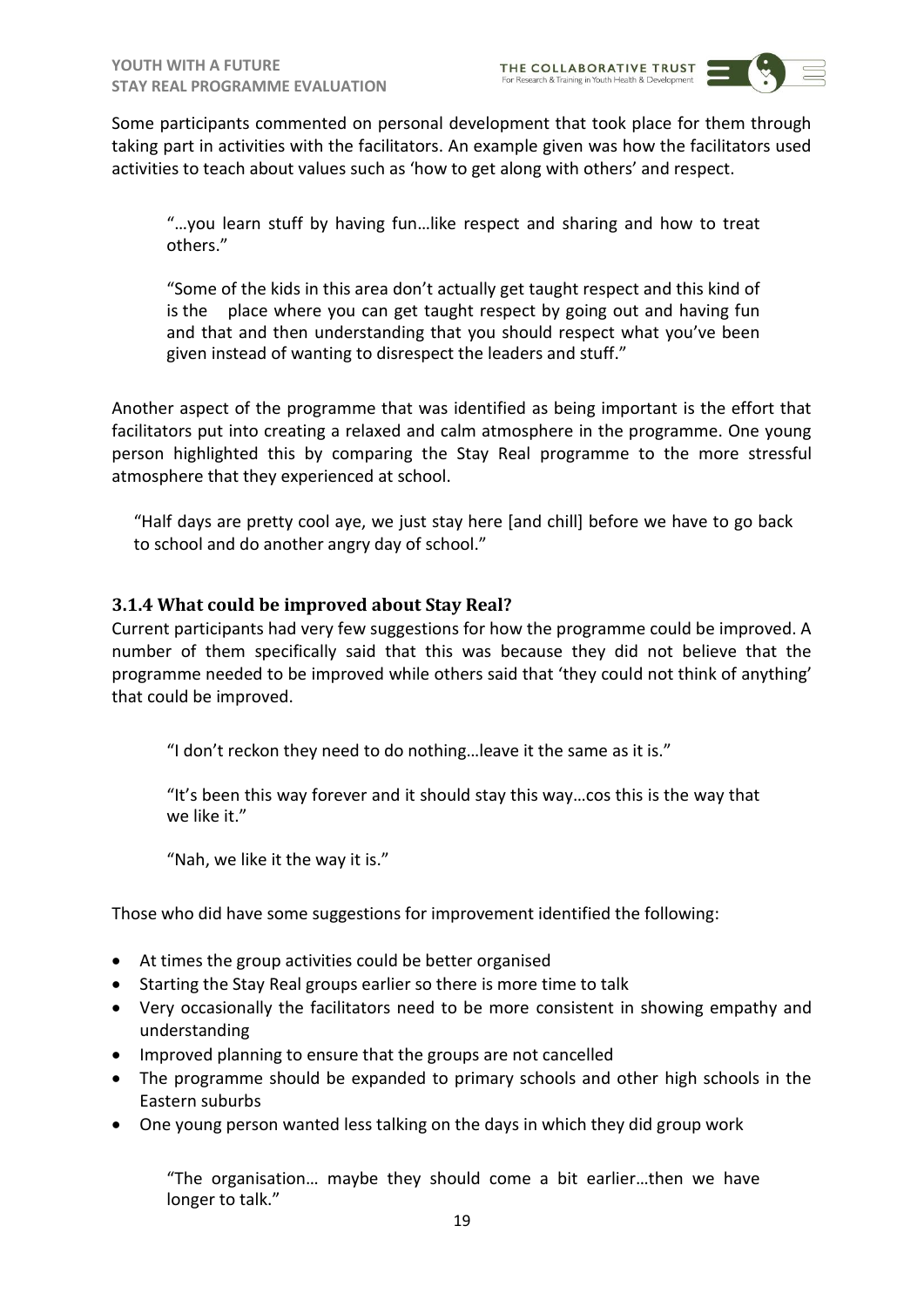Some participants commented on personal development that took place for them through taking part in activities with the facilitators. An example given was how the facilitators used activities to teach about values such as 'how to get along with others' and respect.

> "…you learn stuff by having fun…like respect and sharing and how to treat others."
>
> "Some of the kids in this area don't actually get taught respect and this kind of is the place where you can get taught respect by going out and having fun and that and then understanding that you should respect what you've been given instead of wanting to disrespect the leaders and stuff."

Another aspect of the programme that was identified as being important is the effort that facilitators put into creating a relaxed and calm atmosphere in the programme. One young person highlighted this by comparing the Stay Real programme to the more stressful atmosphere that they experienced at school.

> "Half days are pretty cool aye, we just stay here [and chill] before we have to go back to school and do another angry day of school."

### 3.1.4 What could be improved about Stay Real?

Current participants had very few suggestions for how the programme could be improved. A number of them specifically said that this was because they did not believe that the programme needed to be improved while others said that 'they could not think of anything' that could be improved.

> "I don't reckon they need to do nothing…leave it the same as it is."
>
> "It's been this way forever and it should stay this way…cos this is the way that we like it."
>
> "Nah, we like it the way it is."

Those who did have some suggestions for improvement identified the following:

- At times the group activities could be better organised
- Starting the Stay Real groups earlier so there is more time to talk
- Very occasionally the facilitators need to be more consistent in showing empathy and understanding
- Improved planning to ensure that the groups are not cancelled
- The programme should be expanded to primary schools and other high schools in the Eastern suburbs
- One young person wanted less talking on the days in which they did group work

> "The organisation… maybe they should come a bit earlier…then we have longer to talk."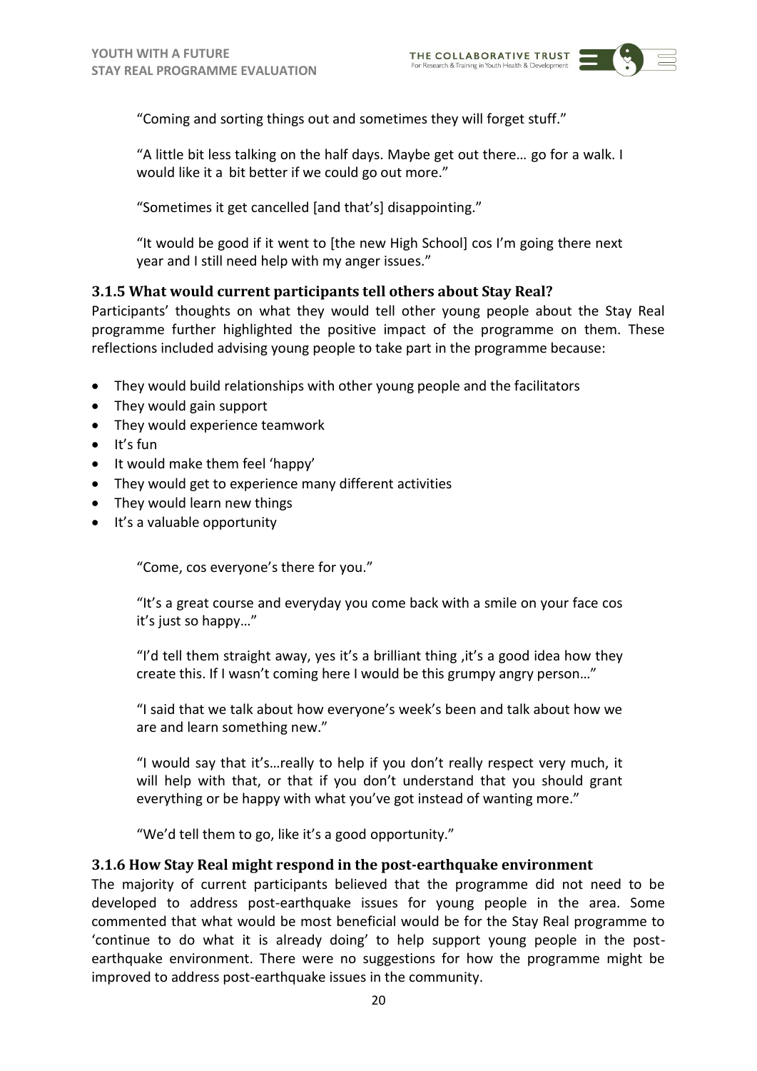"Coming and sorting things out and sometimes they will forget stuff."

"A little bit less talking on the half days. Maybe get out there… go for a walk. I would like it a bit better if we could go out more."

"Sometimes it get cancelled [and that's] disappointing."

"It would be good if it went to [the new High School] cos I'm going there next year and I still need help with my anger issues."

### 3.1.5 What would current participants tell others about Stay Real?

Participants' thoughts on what they would tell other young people about the Stay Real programme further highlighted the positive impact of the programme on them. These reflections included advising young people to take part in the programme because:

- They would build relationships with other young people and the facilitators
- They would gain support
- They would experience teamwork
- It's fun
- It would make them feel 'happy'
- They would get to experience many different activities
- They would learn new things
- It's a valuable opportunity

"Come, cos everyone's there for you."

"It's a great course and everyday you come back with a smile on your face cos it's just so happy…"

"I'd tell them straight away, yes it's a brilliant thing ,it's a good idea how they create this. If I wasn't coming here I would be this grumpy angry person…"

"I said that we talk about how everyone's week's been and talk about how we are and learn something new."

"I would say that it's…really to help if you don't really respect very much, it will help with that, or that if you don't understand that you should grant everything or be happy with what you've got instead of wanting more."

"We'd tell them to go, like it's a good opportunity."

### 3.1.6 How Stay Real might respond in the post-earthquake environment

The majority of current participants believed that the programme did not need to be developed to address post-earthquake issues for young people in the area. Some commented that what would be most beneficial would be for the Stay Real programme to 'continue to do what it is already doing' to help support young people in the post-earthquake environment. There were no suggestions for how the programme might be improved to address post-earthquake issues in the community.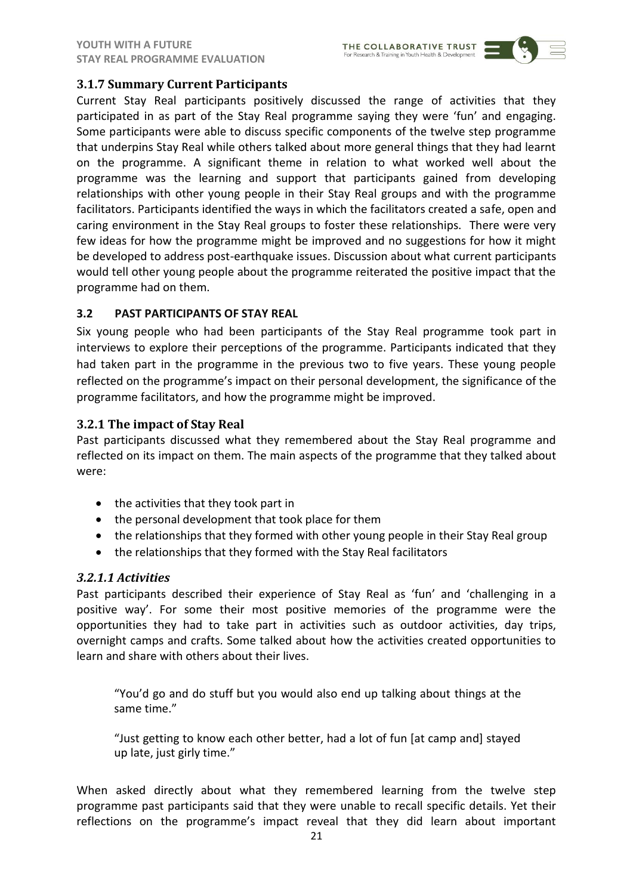### 3.1.7 Summary Current Participants

Current Stay Real participants positively discussed the range of activities that they participated in as part of the Stay Real programme saying they were 'fun' and engaging. Some participants were able to discuss specific components of the twelve step programme that underpins Stay Real while others talked about more general things that they had learnt on the programme. A significant theme in relation to what worked well about the programme was the learning and support that participants gained from developing relationships with other young people in their Stay Real groups and with the programme facilitators. Participants identified the ways in which the facilitators created a safe, open and caring environment in the Stay Real groups to foster these relationships. There were very few ideas for how the programme might be improved and no suggestions for how it might be developed to address post-earthquake issues. Discussion about what current participants would tell other young people about the programme reiterated the positive impact that the programme had on them.

## 3.2 PAST PARTICIPANTS OF STAY REAL

Six young people who had been participants of the Stay Real programme took part in interviews to explore their perceptions of the programme. Participants indicated that they had taken part in the programme in the previous two to five years. These young people reflected on the programme's impact on their personal development, the significance of the programme facilitators, and how the programme might be improved.

### 3.2.1 The impact of Stay Real

Past participants discussed what they remembered about the Stay Real programme and reflected on its impact on them. The main aspects of the programme that they talked about were:

- the activities that they took part in
- the personal development that took place for them
- the relationships that they formed with other young people in their Stay Real group
- the relationships that they formed with the Stay Real facilitators

#### *3.2.1.1 Activities*

Past participants described their experience of Stay Real as 'fun' and 'challenging in a positive way'. For some their most positive memories of the programme were the opportunities they had to take part in activities such as outdoor activities, day trips, overnight camps and crafts. Some talked about how the activities created opportunities to learn and share with others about their lives.

> "You'd go and do stuff but you would also end up talking about things at the same time."

> "Just getting to know each other better, had a lot of fun [at camp and] stayed up late, just girly time."

When asked directly about what they remembered learning from the twelve step programme past participants said that they were unable to recall specific details. Yet their reflections on the programme's impact reveal that they did learn about important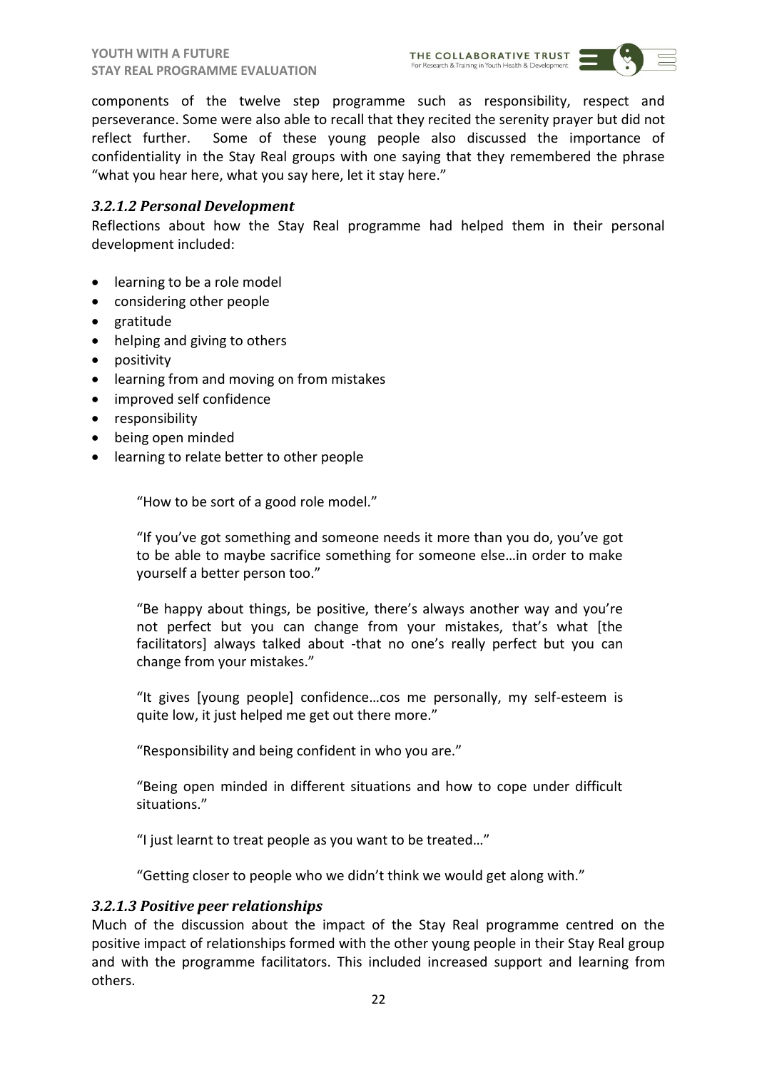components of the twelve step programme such as responsibility, respect and perseverance. Some were also able to recall that they recited the serenity prayer but did not reflect further. Some of these young people also discussed the importance of confidentiality in the Stay Real groups with one saying that they remembered the phrase "what you hear here, what you say here, let it stay here."

### *3.2.1.2 Personal Development*

Reflections about how the Stay Real programme had helped them in their personal development included:

- learning to be a role model
- considering other people
- gratitude
- helping and giving to others
- positivity
- learning from and moving on from mistakes
- improved self confidence
- responsibility
- being open minded
- learning to relate better to other people

> "How to be sort of a good role model."
>
> "If you've got something and someone needs it more than you do, you've got to be able to maybe sacrifice something for someone else…in order to make yourself a better person too."
>
> "Be happy about things, be positive, there's always another way and you're not perfect but you can change from your mistakes, that's what [the facilitators] always talked about -that no one's really perfect but you can change from your mistakes."
>
> "It gives [young people] confidence…cos me personally, my self-esteem is quite low, it just helped me get out there more."
>
> "Responsibility and being confident in who you are."
>
> "Being open minded in different situations and how to cope under difficult situations."
>
> "I just learnt to treat people as you want to be treated…"
>
> "Getting closer to people who we didn't think we would get along with."

### *3.2.1.3 Positive peer relationships*

Much of the discussion about the impact of the Stay Real programme centred on the positive impact of relationships formed with the other young people in their Stay Real group and with the programme facilitators. This included increased support and learning from others.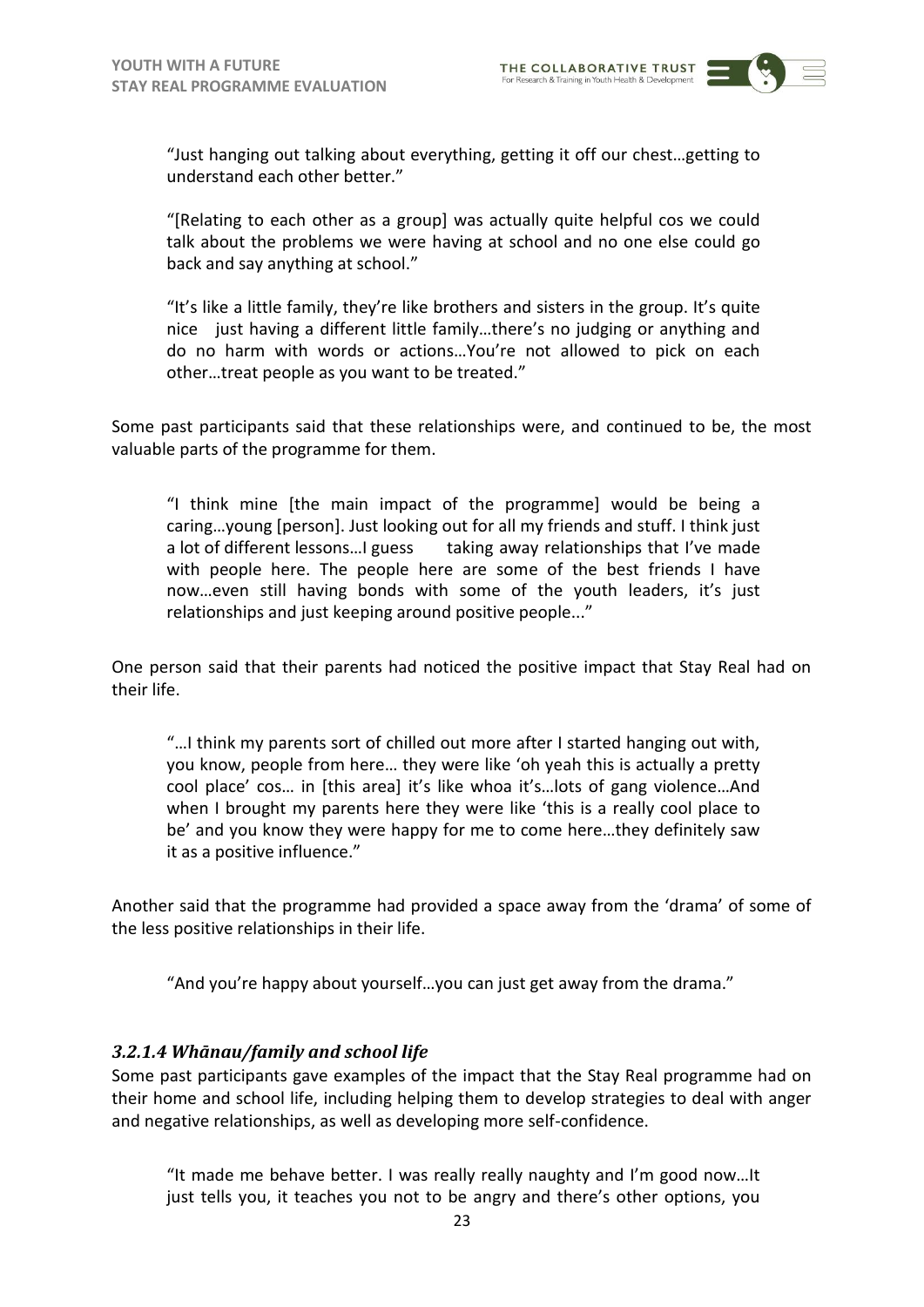> "Just hanging out talking about everything, getting it off our chest…getting to understand each other better."

> "[Relating to each other as a group] was actually quite helpful cos we could talk about the problems we were having at school and no one else could go back and say anything at school."

> "It's like a little family, they're like brothers and sisters in the group. It's quite nice just having a different little family…there's no judging or anything and do no harm with words or actions…You're not allowed to pick on each other…treat people as you want to be treated."

Some past participants said that these relationships were, and continued to be, the most valuable parts of the programme for them.

> "I think mine [the main impact of the programme] would be being a caring…young [person]. Just looking out for all my friends and stuff. I think just a lot of different lessons…I guess taking away relationships that I've made with people here. The people here are some of the best friends I have now…even still having bonds with some of the youth leaders, it's just relationships and just keeping around positive people..."

One person said that their parents had noticed the positive impact that Stay Real had on their life.

> "…I think my parents sort of chilled out more after I started hanging out with, you know, people from here… they were like 'oh yeah this is actually a pretty cool place' cos… in [this area] it's like whoa it's…lots of gang violence…And when I brought my parents here they were like 'this is a really cool place to be' and you know they were happy for me to come here…they definitely saw it as a positive influence."

Another said that the programme had provided a space away from the 'drama' of some of the less positive relationships in their life.

> "And you're happy about yourself…you can just get away from the drama."

#### *3.2.1.4 Whānau/family and school life*

Some past participants gave examples of the impact that the Stay Real programme had on their home and school life, including helping them to develop strategies to deal with anger and negative relationships, as well as developing more self-confidence.

> "It made me behave better. I was really really naughty and I'm good now…It just tells you, it teaches you not to be angry and there's other options, you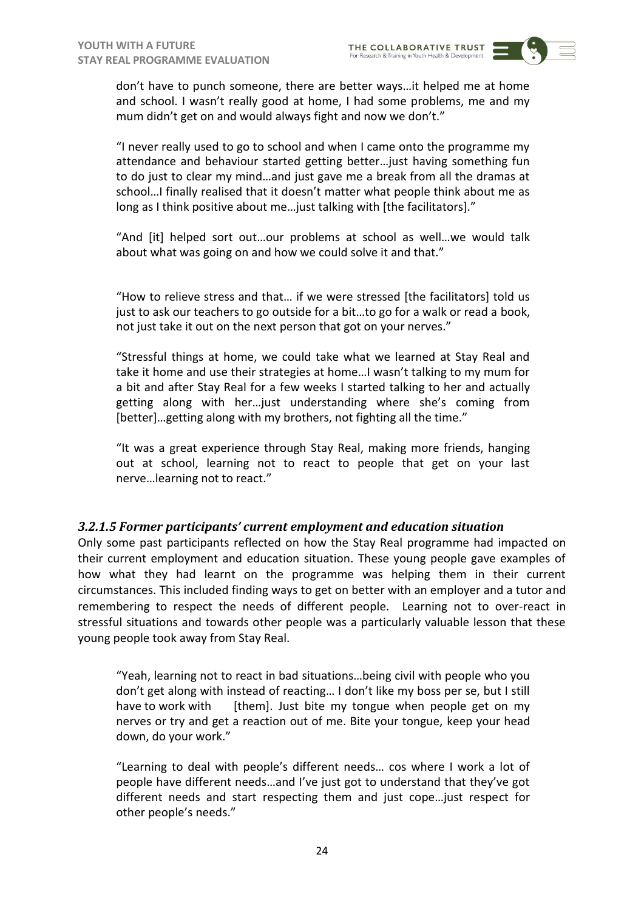don't have to punch someone, there are better ways…it helped me at home and school. I wasn't really good at home, I had some problems, me and my mum didn't get on and would always fight and now we don't."

"I never really used to go to school and when I came onto the programme my attendance and behaviour started getting better…just having something fun to do just to clear my mind…and just gave me a break from all the dramas at school…I finally realised that it doesn't matter what people think about me as long as I think positive about me…just talking with [the facilitators]."

"And [it] helped sort out…our problems at school as well…we would talk about what was going on and how we could solve it and that."

"How to relieve stress and that… if we were stressed [the facilitators] told us just to ask our teachers to go outside for a bit…to go for a walk or read a book, not just take it out on the next person that got on your nerves."

"Stressful things at home, we could take what we learned at Stay Real and take it home and use their strategies at home…I wasn't talking to my mum for a bit and after Stay Real for a few weeks I started talking to her and actually getting along with her…just understanding where she's coming from [better]…getting along with my brothers, not fighting all the time."

"It was a great experience through Stay Real, making more friends, hanging out at school, learning not to react to people that get on your last nerve…learning not to react."

### *3.2.1.5 Former participants' current employment and education situation*

Only some past participants reflected on how the Stay Real programme had impacted on their current employment and education situation. These young people gave examples of how what they had learnt on the programme was helping them in their current circumstances. This included finding ways to get on better with an employer and a tutor and remembering to respect the needs of different people. Learning not to over-react in stressful situations and towards other people was a particularly valuable lesson that these young people took away from Stay Real.

"Yeah, learning not to react in bad situations…being civil with people who you don't get along with instead of reacting… I don't like my boss per se, but I still have to work with [them]. Just bite my tongue when people get on my nerves or try and get a reaction out of me. Bite your tongue, keep your head down, do your work."

"Learning to deal with people's different needs… cos where I work a lot of people have different needs…and I've just got to understand that they've got different needs and start respecting them and just cope…just respect for other people's needs."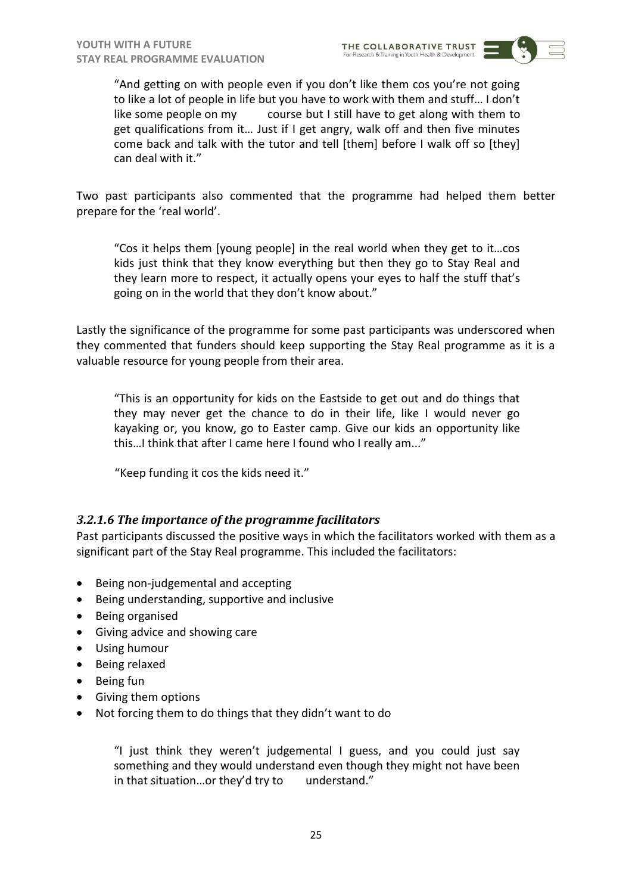> "And getting on with people even if you don't like them cos you're not going to like a lot of people in life but you have to work with them and stuff… I don't like some people on my course but I still have to get along with them to get qualifications from it… Just if I get angry, walk off and then five minutes come back and talk with the tutor and tell [them] before I walk off so [they] can deal with it."

Two past participants also commented that the programme had helped them better prepare for the 'real world'.

> "Cos it helps them [young people] in the real world when they get to it…cos kids just think that they know everything but then they go to Stay Real and they learn more to respect, it actually opens your eyes to half the stuff that's going on in the world that they don't know about."

Lastly the significance of the programme for some past participants was underscored when they commented that funders should keep supporting the Stay Real programme as it is a valuable resource for young people from their area.

> "This is an opportunity for kids on the Eastside to get out and do things that they may never get the chance to do in their life, like I would never go kayaking or, you know, go to Easter camp. Give our kids an opportunity like this…I think that after I came here I found who I really am..."
>
> "Keep funding it cos the kids need it."

### *3.2.1.6 The importance of the programme facilitators*

Past participants discussed the positive ways in which the facilitators worked with them as a significant part of the Stay Real programme. This included the facilitators:

- Being non-judgemental and accepting
- Being understanding, supportive and inclusive
- Being organised
- Giving advice and showing care
- Using humour
- Being relaxed
- Being fun
- Giving them options
- Not forcing them to do things that they didn't want to do

> "I just think they weren't judgemental I guess, and you could just say something and they would understand even though they might not have been in that situation…or they'd try to understand."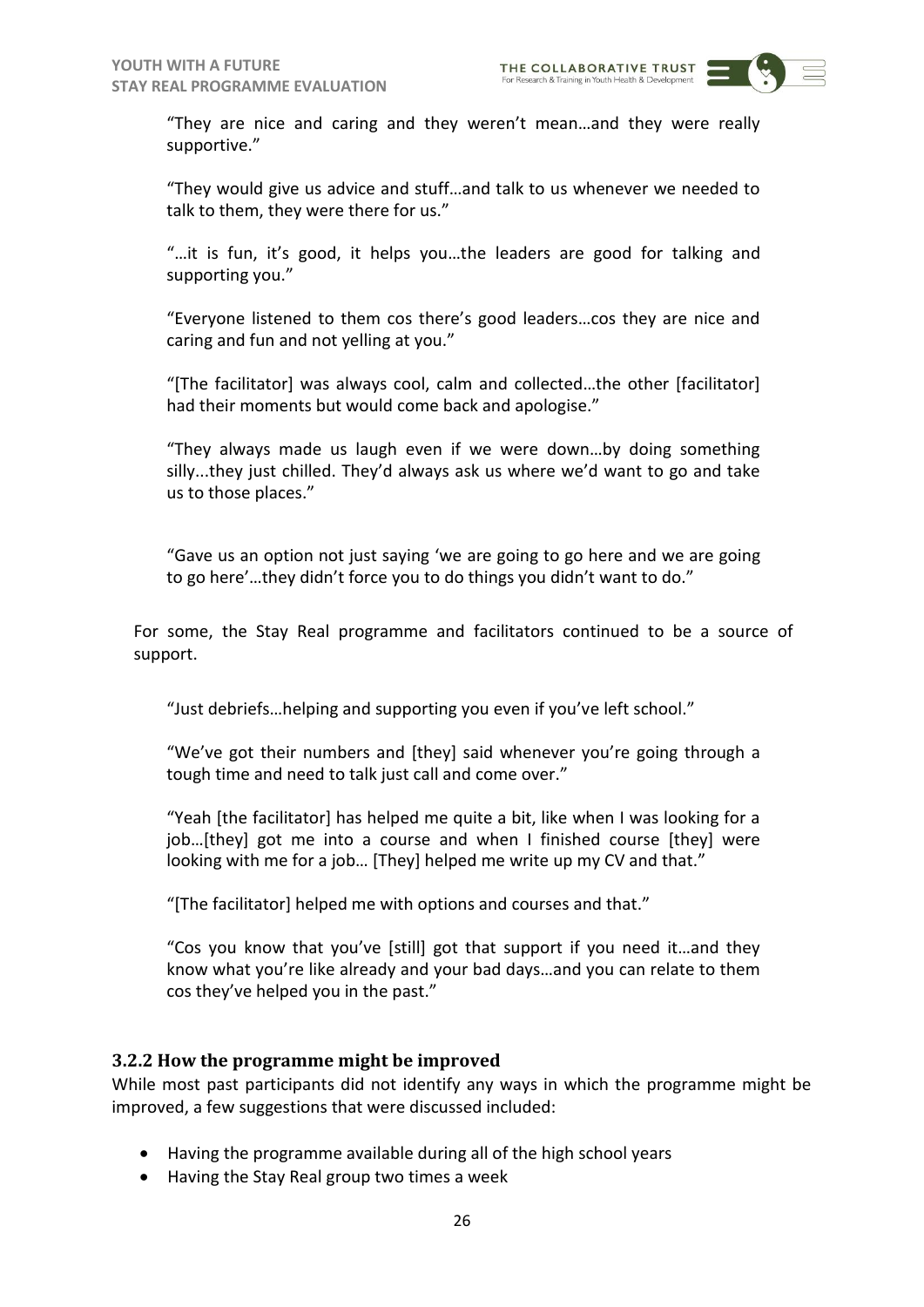> "They are nice and caring and they weren't mean…and they were really supportive."

> "They would give us advice and stuff…and talk to us whenever we needed to talk to them, they were there for us."

> "…it is fun, it's good, it helps you…the leaders are good for talking and supporting you."

> "Everyone listened to them cos there's good leaders…cos they are nice and caring and fun and not yelling at you."

> "[The facilitator] was always cool, calm and collected…the other [facilitator] had their moments but would come back and apologise."

> "They always made us laugh even if we were down…by doing something silly...they just chilled. They'd always ask us where we'd want to go and take us to those places."

> "Gave us an option not just saying 'we are going to go here and we are going to go here'…they didn't force you to do things you didn't want to do."

For some, the Stay Real programme and facilitators continued to be a source of support.

> "Just debriefs…helping and supporting you even if you've left school."

> "We've got their numbers and [they] said whenever you're going through a tough time and need to talk just call and come over."

> "Yeah [the facilitator] has helped me quite a bit, like when I was looking for a job…[they] got me into a course and when I finished course [they] were looking with me for a job… [They] helped me write up my CV and that."

> "[The facilitator] helped me with options and courses and that."

> "Cos you know that you've [still] got that support if you need it…and they know what you're like already and your bad days…and you can relate to them cos they've helped you in the past."

### 3.2.2 How the programme might be improved

While most past participants did not identify any ways in which the programme might be improved, a few suggestions that were discussed included:

- Having the programme available during all of the high school years
- Having the Stay Real group two times a week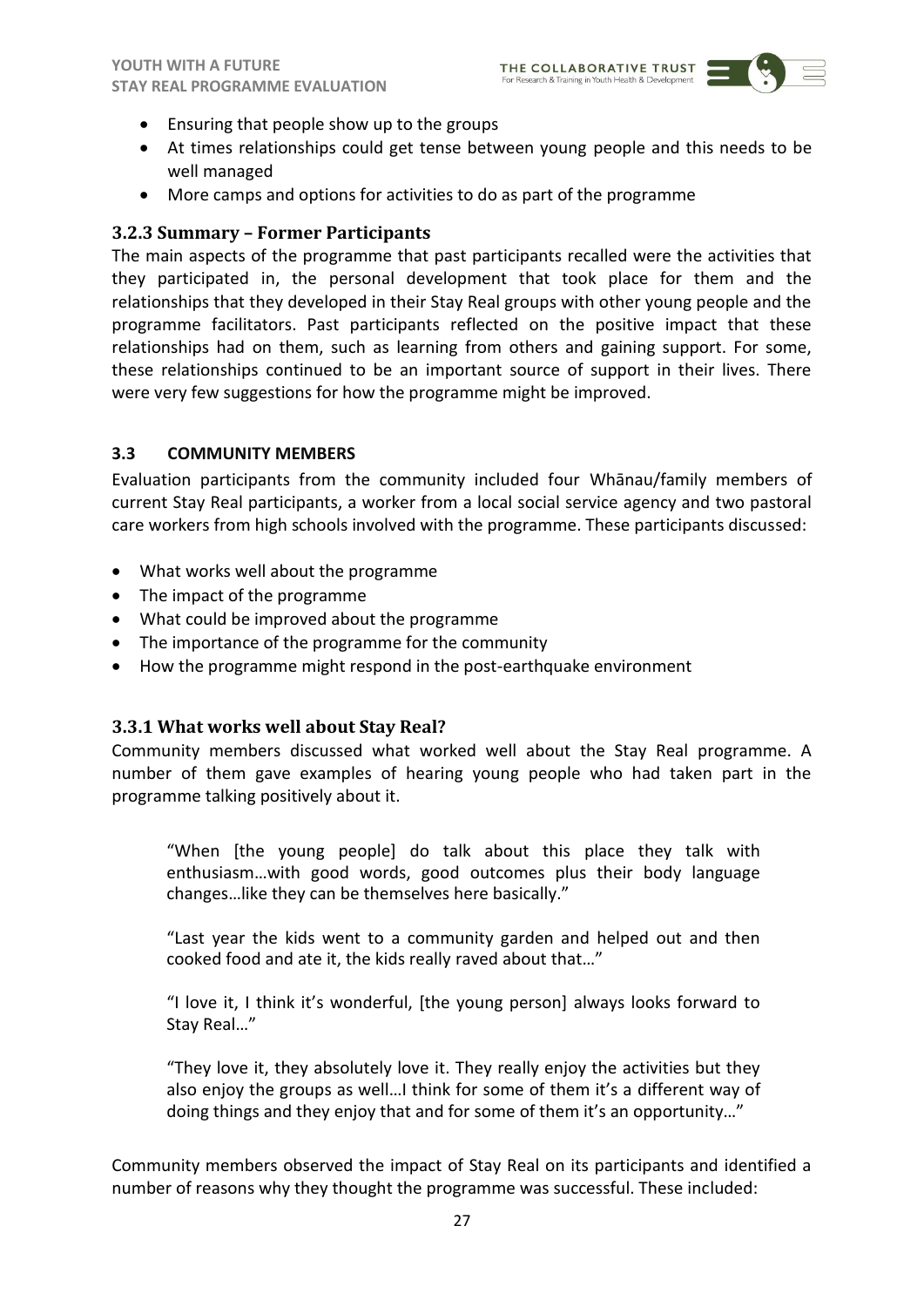- Ensuring that people show up to the groups
- At times relationships could get tense between young people and this needs to be well managed
- More camps and options for activities to do as part of the programme

### 3.2.3 Summary – Former Participants

The main aspects of the programme that past participants recalled were the activities that they participated in, the personal development that took place for them and the relationships that they developed in their Stay Real groups with other young people and the programme facilitators. Past participants reflected on the positive impact that these relationships had on them, such as learning from others and gaining support. For some, these relationships continued to be an important source of support in their lives. There were very few suggestions for how the programme might be improved.

## 3.3 COMMUNITY MEMBERS

Evaluation participants from the community included four Whānau/family members of current Stay Real participants, a worker from a local social service agency and two pastoral care workers from high schools involved with the programme. These participants discussed:

- What works well about the programme
- The impact of the programme
- What could be improved about the programme
- The importance of the programme for the community
- How the programme might respond in the post-earthquake environment

### 3.3.1 What works well about Stay Real?

Community members discussed what worked well about the Stay Real programme. A number of them gave examples of hearing young people who had taken part in the programme talking positively about it.

> "When [the young people] do talk about this place they talk with enthusiasm…with good words, good outcomes plus their body language changes…like they can be themselves here basically."
>
> "Last year the kids went to a community garden and helped out and then cooked food and ate it, the kids really raved about that…"
>
> "I love it, I think it's wonderful, [the young person] always looks forward to Stay Real…"
>
> "They love it, they absolutely love it. They really enjoy the activities but they also enjoy the groups as well…I think for some of them it's a different way of doing things and they enjoy that and for some of them it's an opportunity…"

Community members observed the impact of Stay Real on its participants and identified a number of reasons why they thought the programme was successful. These included: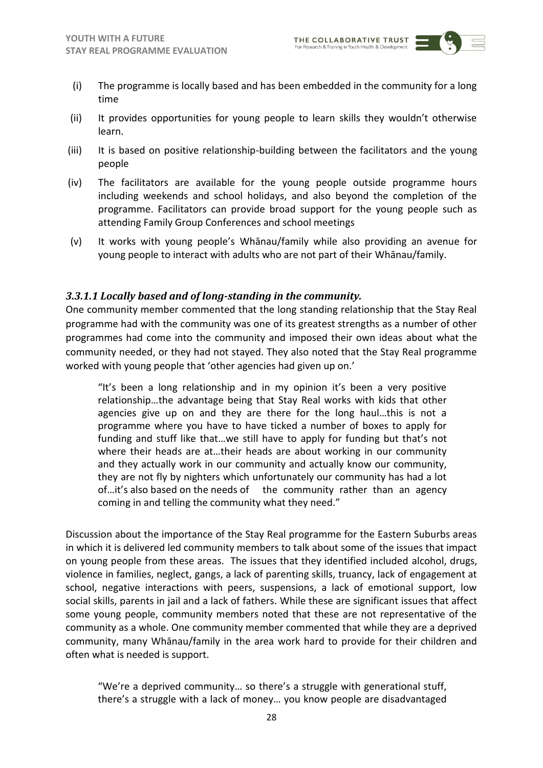(i) The programme is locally based and has been embedded in the community for a long time

(ii) It provides opportunities for young people to learn skills they wouldn't otherwise learn.

(iii) It is based on positive relationship-building between the facilitators and the young people

(iv) The facilitators are available for the young people outside programme hours including weekends and school holidays, and also beyond the completion of the programme. Facilitators can provide broad support for the young people such as attending Family Group Conferences and school meetings

(v) It works with young people's Whānau/family while also providing an avenue for young people to interact with adults who are not part of their Whānau/family.

#### *3.3.1.1 Locally based and of long-standing in the community.*

One community member commented that the long standing relationship that the Stay Real programme had with the community was one of its greatest strengths as a number of other programmes had come into the community and imposed their own ideas about what the community needed, or they had not stayed. They also noted that the Stay Real programme worked with young people that 'other agencies had given up on.'

> "It's been a long relationship and in my opinion it's been a very positive relationship…the advantage being that Stay Real works with kids that other agencies give up on and they are there for the long haul…this is not a programme where you have to have ticked a number of boxes to apply for funding and stuff like that…we still have to apply for funding but that's not where their heads are at…their heads are about working in our community and they actually work in our community and actually know our community, they are not fly by nighters which unfortunately our community has had a lot of…it's also based on the needs of the community rather than an agency coming in and telling the community what they need."

Discussion about the importance of the Stay Real programme for the Eastern Suburbs areas in which it is delivered led community members to talk about some of the issues that impact on young people from these areas. The issues that they identified included alcohol, drugs, violence in families, neglect, gangs, a lack of parenting skills, truancy, lack of engagement at school, negative interactions with peers, suspensions, a lack of emotional support, low social skills, parents in jail and a lack of fathers. While these are significant issues that affect some young people, community members noted that these are not representative of the community as a whole. One community member commented that while they are a deprived community, many Whānau/family in the area work hard to provide for their children and often what is needed is support.

> "We're a deprived community… so there's a struggle with generational stuff, there's a struggle with a lack of money… you know people are disadvantaged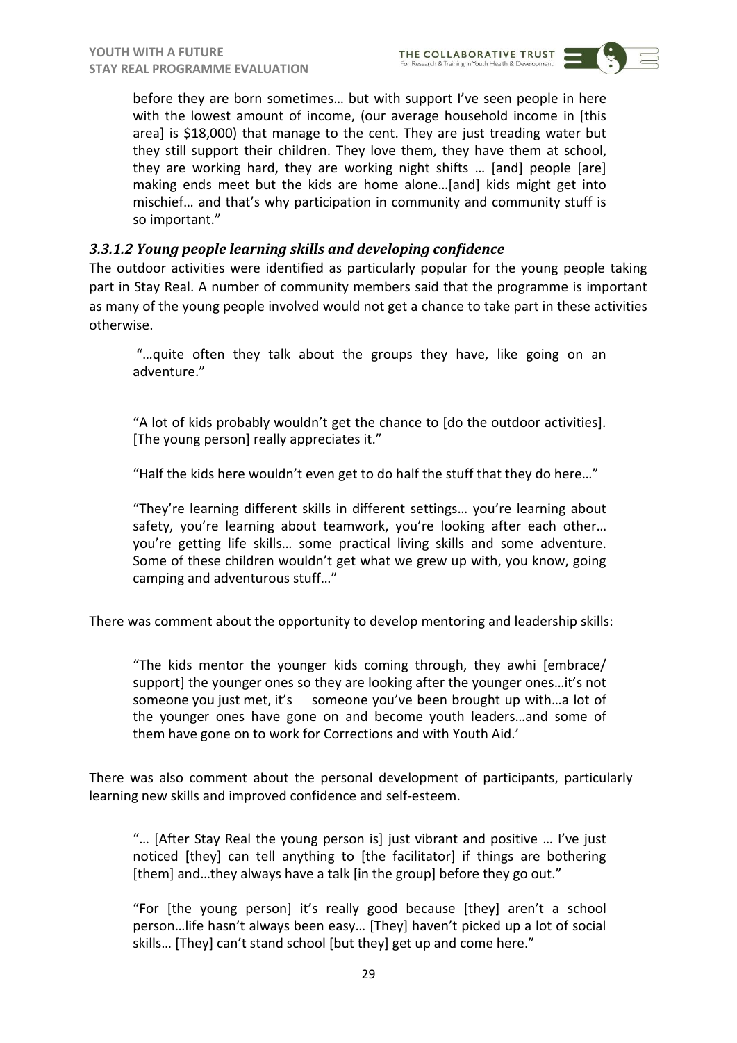before they are born sometimes… but with support I've seen people in here with the lowest amount of income, (our average household income in [this area] is $18,000) that manage to the cent. They are just treading water but they still support their children. They love them, they have them at school, they are working hard, they are working night shifts … [and] people [are] making ends meet but the kids are home alone…[and] kids might get into mischief… and that's why participation in community and community stuff is so important."

### *3.3.1.2 Young people learning skills and developing confidence*

The outdoor activities were identified as particularly popular for the young people taking part in Stay Real. A number of community members said that the programme is important as many of the young people involved would not get a chance to take part in these activities otherwise.

> "…quite often they talk about the groups they have, like going on an adventure."

> "A lot of kids probably wouldn't get the chance to [do the outdoor activities]. [The young person] really appreciates it."

> "Half the kids here wouldn't even get to do half the stuff that they do here…"

> "They're learning different skills in different settings… you're learning about safety, you're learning about teamwork, you're looking after each other… you're getting life skills… some practical living skills and some adventure. Some of these children wouldn't get what we grew up with, you know, going camping and adventurous stuff…"

There was comment about the opportunity to develop mentoring and leadership skills:

> "The kids mentor the younger kids coming through, they awhi [embrace/ support] the younger ones so they are looking after the younger ones…it's not someone you just met, it's someone you've been brought up with…a lot of the younger ones have gone on and become youth leaders…and some of them have gone on to work for Corrections and with Youth Aid.'

There was also comment about the personal development of participants, particularly learning new skills and improved confidence and self-esteem.

> "… [After Stay Real the young person is] just vibrant and positive … I've just noticed [they] can tell anything to [the facilitator] if things are bothering [them] and…they always have a talk [in the group] before they go out."

> "For [the young person] it's really good because [they] aren't a school person…life hasn't always been easy… [They] haven't picked up a lot of social skills… [They] can't stand school [but they] get up and come here."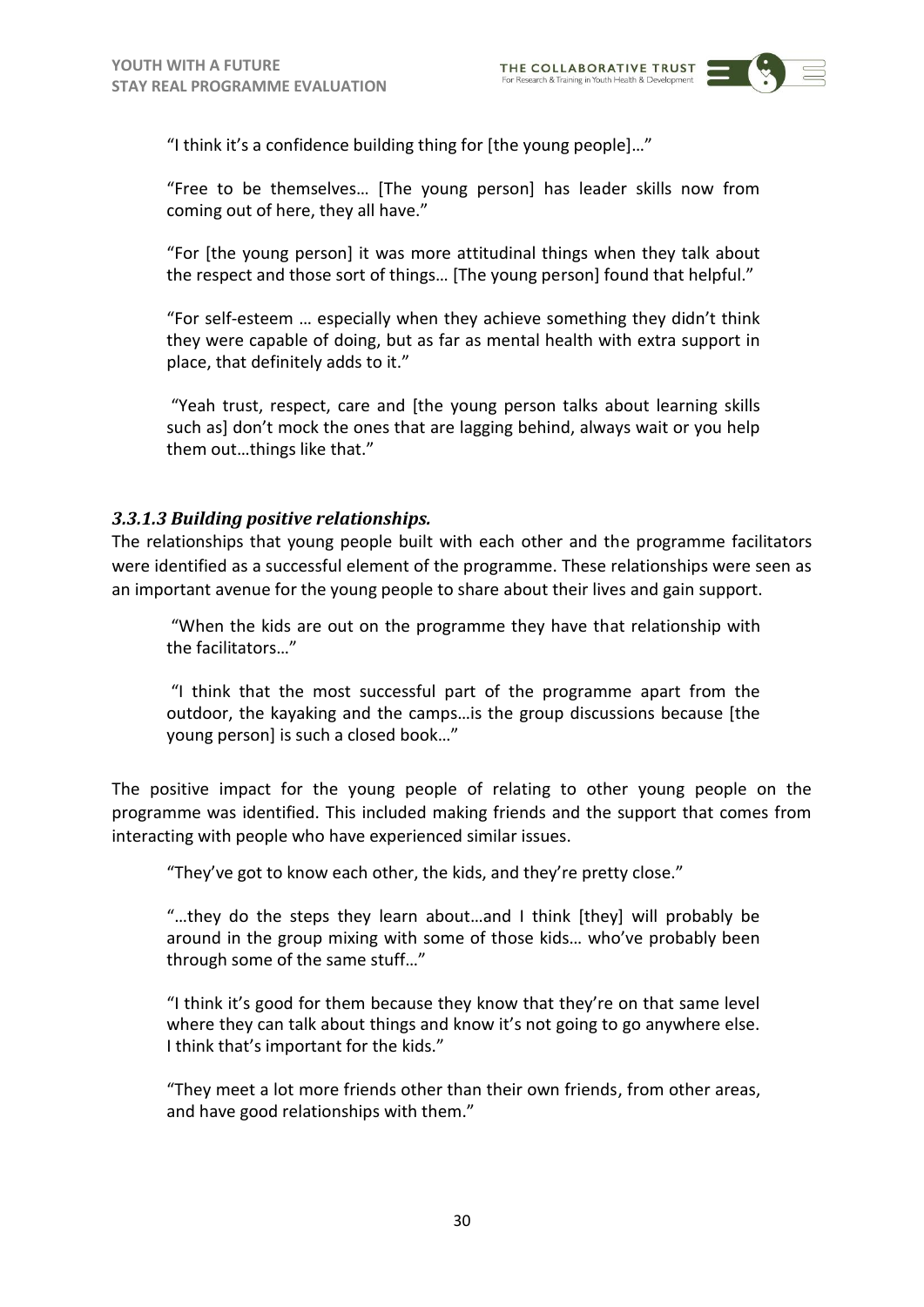"I think it's a confidence building thing for [the young people]…"

"Free to be themselves… [The young person] has leader skills now from coming out of here, they all have."

"For [the young person] it was more attitudinal things when they talk about the respect and those sort of things… [The young person] found that helpful."

"For self-esteem … especially when they achieve something they didn't think they were capable of doing, but as far as mental health with extra support in place, that definitely adds to it."

"Yeah trust, respect, care and [the young person talks about learning skills such as] don't mock the ones that are lagging behind, always wait or you help them out…things like that."

#### *3.3.1.3 Building positive relationships.*

The relationships that young people built with each other and the programme facilitators were identified as a successful element of the programme. These relationships were seen as an important avenue for the young people to share about their lives and gain support.

"When the kids are out on the programme they have that relationship with the facilitators…"

"I think that the most successful part of the programme apart from the outdoor, the kayaking and the camps…is the group discussions because [the young person] is such a closed book…"

The positive impact for the young people of relating to other young people on the programme was identified. This included making friends and the support that comes from interacting with people who have experienced similar issues.

"They've got to know each other, the kids, and they're pretty close."

"…they do the steps they learn about…and I think [they] will probably be around in the group mixing with some of those kids… who've probably been through some of the same stuff…"

"I think it's good for them because they know that they're on that same level where they can talk about things and know it's not going to go anywhere else. I think that's important for the kids."

"They meet a lot more friends other than their own friends, from other areas, and have good relationships with them."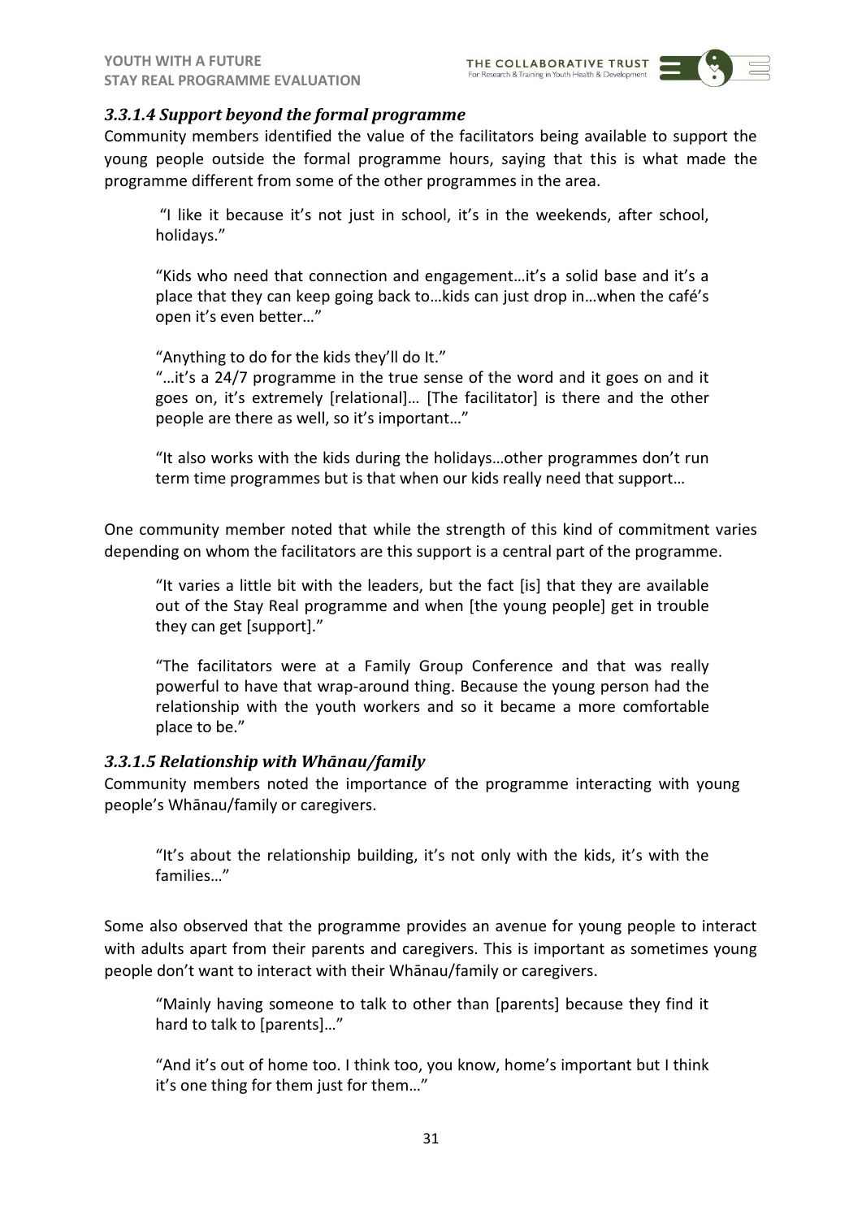### *3.3.1.4 Support beyond the formal programme*

Community members identified the value of the facilitators being available to support the young people outside the formal programme hours, saying that this is what made the programme different from some of the other programmes in the area.

> "I like it because it's not just in school, it's in the weekends, after school, holidays."
>
> "Kids who need that connection and engagement…it's a solid base and it's a place that they can keep going back to…kids can just drop in…when the café's open it's even better…"
>
> "Anything to do for the kids they'll do It."
> "…it's a 24/7 programme in the true sense of the word and it goes on and it goes on, it's extremely [relational]… [The facilitator] is there and the other people are there as well, so it's important…"
>
> "It also works with the kids during the holidays…other programmes don't run term time programmes but is that when our kids really need that support…

One community member noted that while the strength of this kind of commitment varies depending on whom the facilitators are this support is a central part of the programme.

> "It varies a little bit with the leaders, but the fact [is] that they are available out of the Stay Real programme and when [the young people] get in trouble they can get [support]."
>
> "The facilitators were at a Family Group Conference and that was really powerful to have that wrap-around thing. Because the young person had the relationship with the youth workers and so it became a more comfortable place to be."

### *3.3.1.5 Relationship with Whānau/family*

Community members noted the importance of the programme interacting with young people's Whānau/family or caregivers.

> "It's about the relationship building, it's not only with the kids, it's with the families…"

Some also observed that the programme provides an avenue for young people to interact with adults apart from their parents and caregivers. This is important as sometimes young people don't want to interact with their Whānau/family or caregivers.

> "Mainly having someone to talk to other than [parents] because they find it hard to talk to [parents]…"
>
> "And it's out of home too. I think too, you know, home's important but I think it's one thing for them just for them…"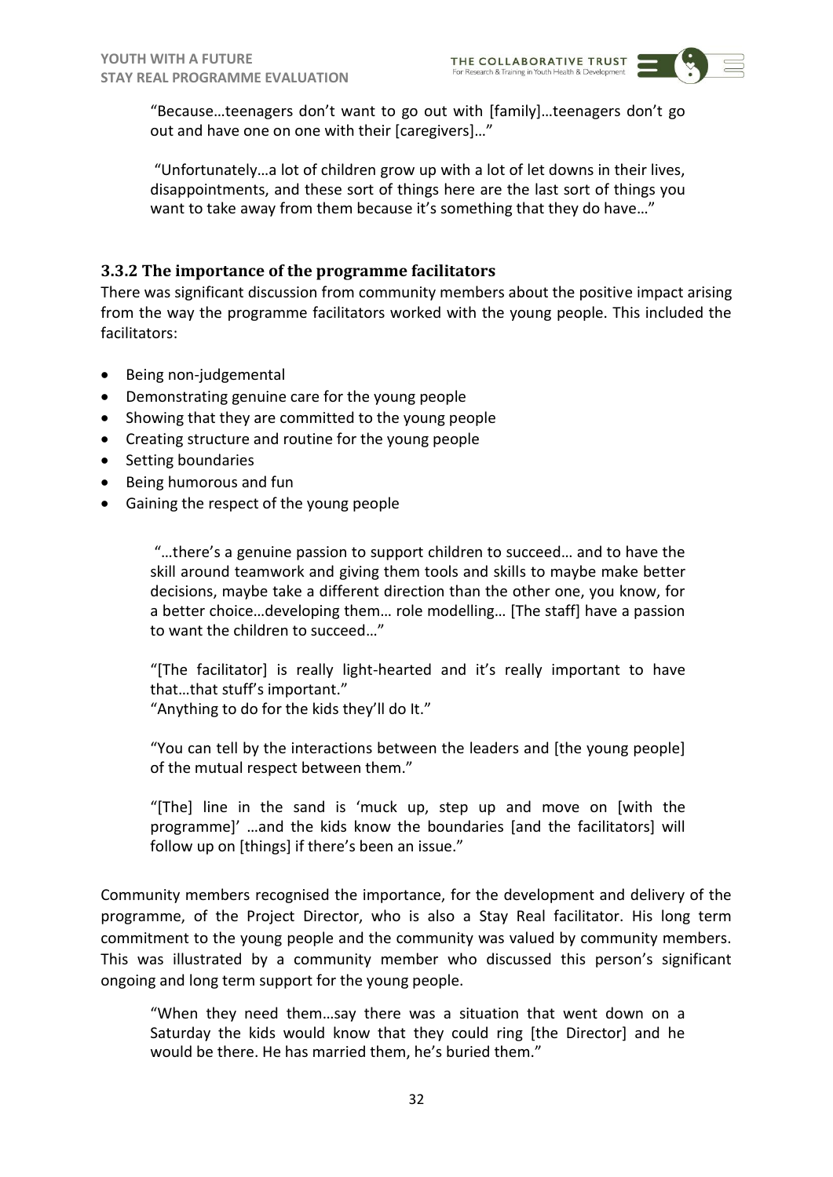"Because…teenagers don't want to go out with [family]…teenagers don't go out and have one on one with their [caregivers]…"

"Unfortunately…a lot of children grow up with a lot of let downs in their lives, disappointments, and these sort of things here are the last sort of things you want to take away from them because it's something that they do have…"

### 3.3.2 The importance of the programme facilitators

There was significant discussion from community members about the positive impact arising from the way the programme facilitators worked with the young people. This included the facilitators:

- Being non-judgemental
- Demonstrating genuine care for the young people
- Showing that they are committed to the young people
- Creating structure and routine for the young people
- Setting boundaries
- Being humorous and fun
- Gaining the respect of the young people

"…there's a genuine passion to support children to succeed… and to have the skill around teamwork and giving them tools and skills to maybe make better decisions, maybe take a different direction than the other one, you know, for a better choice…developing them… role modelling… [The staff] have a passion to want the children to succeed…"

"[The facilitator] is really light-hearted and it's really important to have that…that stuff's important."
"Anything to do for the kids they'll do It."

"You can tell by the interactions between the leaders and [the young people] of the mutual respect between them."

"[The] line in the sand is 'muck up, step up and move on [with the programme]' …and the kids know the boundaries [and the facilitators] will follow up on [things] if there's been an issue."

Community members recognised the importance, for the development and delivery of the programme, of the Project Director, who is also a Stay Real facilitator. His long term commitment to the young people and the community was valued by community members. This was illustrated by a community member who discussed this person's significant ongoing and long term support for the young people.

"When they need them…say there was a situation that went down on a Saturday the kids would know that they could ring [the Director] and he would be there. He has married them, he's buried them."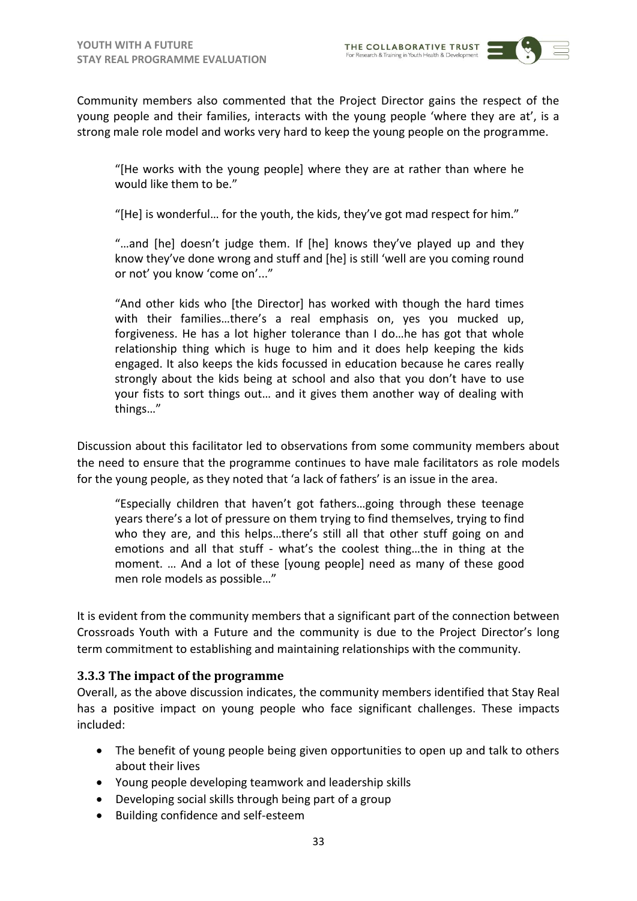Community members also commented that the Project Director gains the respect of the young people and their families, interacts with the young people 'where they are at', is a strong male role model and works very hard to keep the young people on the programme.

> "[He works with the young people] where they are at rather than where he would like them to be."
>
> "[He] is wonderful… for the youth, the kids, they've got mad respect for him."
>
> "…and [he] doesn't judge them. If [he] knows they've played up and they know they've done wrong and stuff and [he] is still 'well are you coming round or not' you know 'come on'..."
>
> "And other kids who [the Director] has worked with though the hard times with their families…there's a real emphasis on, yes you mucked up, forgiveness. He has a lot higher tolerance than I do…he has got that whole relationship thing which is huge to him and it does help keeping the kids engaged. It also keeps the kids focussed in education because he cares really strongly about the kids being at school and also that you don't have to use your fists to sort things out… and it gives them another way of dealing with things…"

Discussion about this facilitator led to observations from some community members about the need to ensure that the programme continues to have male facilitators as role models for the young people, as they noted that 'a lack of fathers' is an issue in the area.

> "Especially children that haven't got fathers…going through these teenage years there's a lot of pressure on them trying to find themselves, trying to find who they are, and this helps…there's still all that other stuff going on and emotions and all that stuff - what's the coolest thing…the in thing at the moment. … And a lot of these [young people] need as many of these good men role models as possible…"

It is evident from the community members that a significant part of the connection between Crossroads Youth with a Future and the community is due to the Project Director's long term commitment to establishing and maintaining relationships with the community.

### 3.3.3 The impact of the programme

Overall, as the above discussion indicates, the community members identified that Stay Real has a positive impact on young people who face significant challenges. These impacts included:

- The benefit of young people being given opportunities to open up and talk to others about their lives
- Young people developing teamwork and leadership skills
- Developing social skills through being part of a group
- Building confidence and self-esteem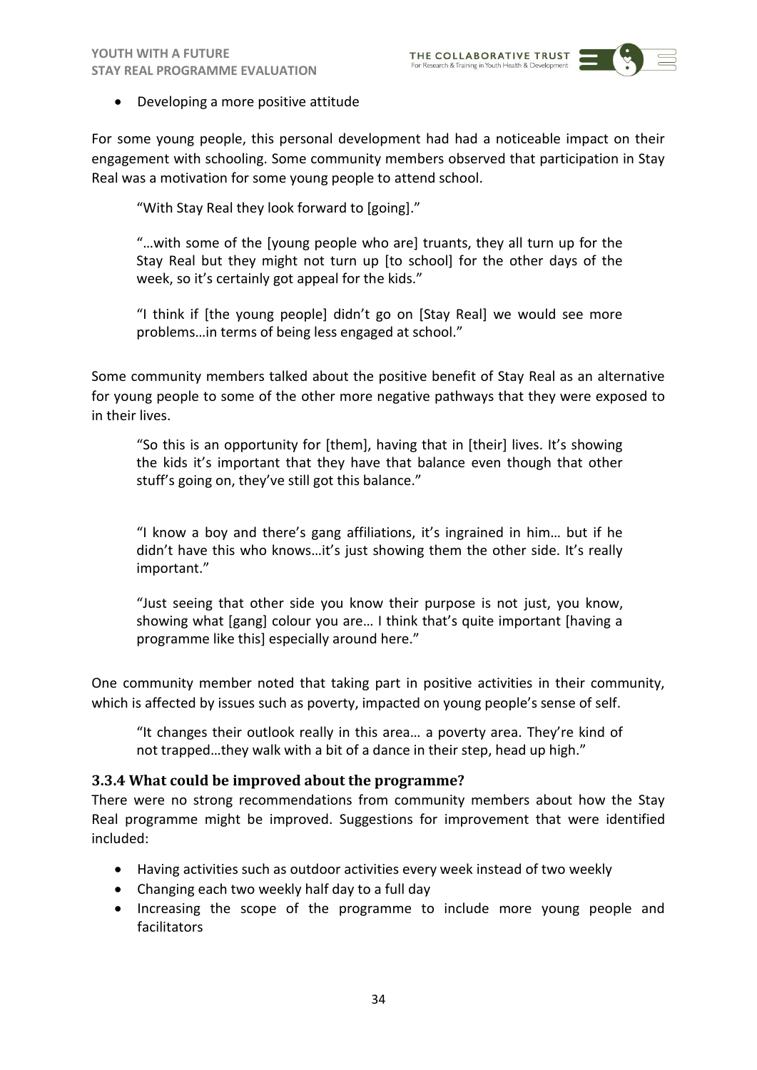- Developing a more positive attitude

For some young people, this personal development had had a noticeable impact on their engagement with schooling. Some community members observed that participation in Stay Real was a motivation for some young people to attend school.

> "With Stay Real they look forward to [going]."
>
> "…with some of the [young people who are] truants, they all turn up for the Stay Real but they might not turn up [to school] for the other days of the week, so it's certainly got appeal for the kids."
>
> "I think if [the young people] didn't go on [Stay Real] we would see more problems…in terms of being less engaged at school."

Some community members talked about the positive benefit of Stay Real as an alternative for young people to some of the other more negative pathways that they were exposed to in their lives.

> "So this is an opportunity for [them], having that in [their] lives. It's showing the kids it's important that they have that balance even though that other stuff's going on, they've still got this balance."
>
> "I know a boy and there's gang affiliations, it's ingrained in him… but if he didn't have this who knows…it's just showing them the other side. It's really important."
>
> "Just seeing that other side you know their purpose is not just, you know, showing what [gang] colour you are… I think that's quite important [having a programme like this] especially around here."

One community member noted that taking part in positive activities in their community, which is affected by issues such as poverty, impacted on young people's sense of self.

> "It changes their outlook really in this area… a poverty area. They're kind of not trapped…they walk with a bit of a dance in their step, head up high."

### 3.3.4 What could be improved about the programme?

There were no strong recommendations from community members about how the Stay Real programme might be improved. Suggestions for improvement that were identified included:

- Having activities such as outdoor activities every week instead of two weekly
- Changing each two weekly half day to a full day
- Increasing the scope of the programme to include more young people and facilitators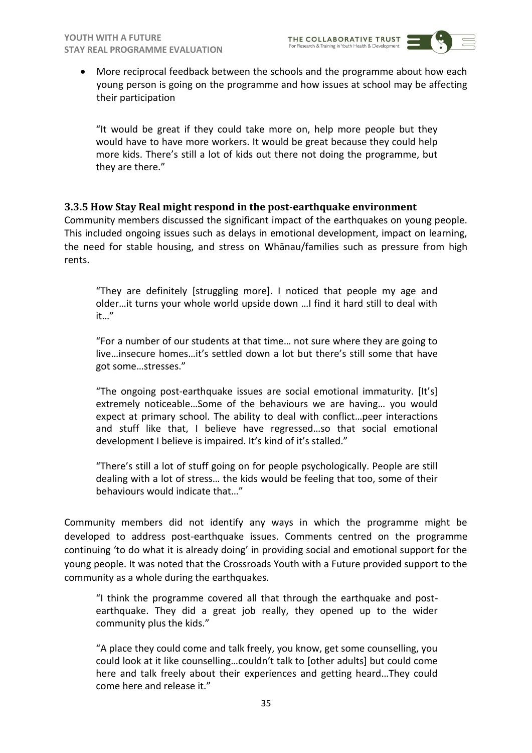- More reciprocal feedback between the schools and the programme about how each young person is going on the programme and how issues at school may be affecting their participation

> "It would be great if they could take more on, help more people but they would have to have more workers. It would be great because they could help more kids. There's still a lot of kids out there not doing the programme, but they are there."

### 3.3.5 How Stay Real might respond in the post-earthquake environment

Community members discussed the significant impact of the earthquakes on young people. This included ongoing issues such as delays in emotional development, impact on learning, the need for stable housing, and stress on Whānau/families such as pressure from high rents.

> "They are definitely [struggling more]. I noticed that people my age and older…it turns your whole world upside down …I find it hard still to deal with it…"

> "For a number of our students at that time… not sure where they are going to live…insecure homes…it's settled down a lot but there's still some that have got some…stresses."

> "The ongoing post-earthquake issues are social emotional immaturity. [It's] extremely noticeable…Some of the behaviours we are having… you would expect at primary school. The ability to deal with conflict…peer interactions and stuff like that, I believe have regressed…so that social emotional development I believe is impaired. It's kind of it's stalled."

> "There's still a lot of stuff going on for people psychologically. People are still dealing with a lot of stress… the kids would be feeling that too, some of their behaviours would indicate that…"

Community members did not identify any ways in which the programme might be developed to address post-earthquake issues. Comments centred on the programme continuing 'to do what it is already doing' in providing social and emotional support for the young people. It was noted that the Crossroads Youth with a Future provided support to the community as a whole during the earthquakes.

> "I think the programme covered all that through the earthquake and post-earthquake. They did a great job really, they opened up to the wider community plus the kids."

> "A place they could come and talk freely, you know, get some counselling, you could look at it like counselling…couldn't talk to [other adults] but could come here and talk freely about their experiences and getting heard…They could come here and release it."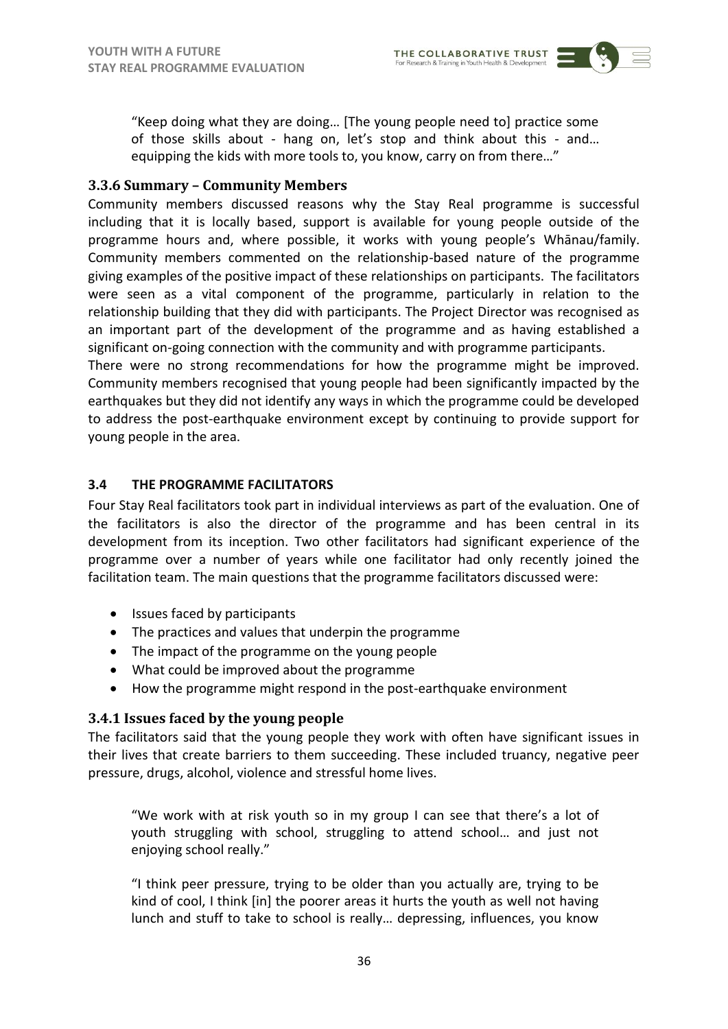> "Keep doing what they are doing… [The young people need to] practice some of those skills about - hang on, let's stop and think about this - and… equipping the kids with more tools to, you know, carry on from there…"

### 3.3.6 Summary – Community Members

Community members discussed reasons why the Stay Real programme is successful including that it is locally based, support is available for young people outside of the programme hours and, where possible, it works with young people's Whānau/family. Community members commented on the relationship-based nature of the programme giving examples of the positive impact of these relationships on participants. The facilitators were seen as a vital component of the programme, particularly in relation to the relationship building that they did with participants. The Project Director was recognised as an important part of the development of the programme and as having established a significant on-going connection with the community and with programme participants.

There were no strong recommendations for how the programme might be improved. Community members recognised that young people had been significantly impacted by the earthquakes but they did not identify any ways in which the programme could be developed to address the post-earthquake environment except by continuing to provide support for young people in the area.

## 3.4 THE PROGRAMME FACILITATORS

Four Stay Real facilitators took part in individual interviews as part of the evaluation. One of the facilitators is also the director of the programme and has been central in its development from its inception. Two other facilitators had significant experience of the programme over a number of years while one facilitator had only recently joined the facilitation team. The main questions that the programme facilitators discussed were:

- Issues faced by participants
- The practices and values that underpin the programme
- The impact of the programme on the young people
- What could be improved about the programme
- How the programme might respond in the post-earthquake environment

### 3.4.1 Issues faced by the young people

The facilitators said that the young people they work with often have significant issues in their lives that create barriers to them succeeding. These included truancy, negative peer pressure, drugs, alcohol, violence and stressful home lives.

> "We work with at risk youth so in my group I can see that there's a lot of youth struggling with school, struggling to attend school… and just not enjoying school really."

> "I think peer pressure, trying to be older than you actually are, trying to be kind of cool, I think [in] the poorer areas it hurts the youth as well not having lunch and stuff to take to school is really… depressing, influences, you know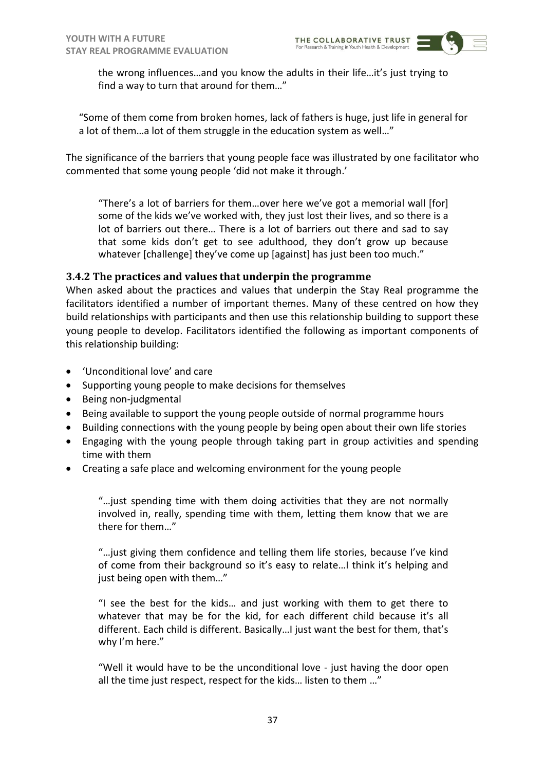the wrong influences…and you know the adults in their life…it's just trying to find a way to turn that around for them…"

"Some of them come from broken homes, lack of fathers is huge, just life in general for a lot of them…a lot of them struggle in the education system as well…"

The significance of the barriers that young people face was illustrated by one facilitator who commented that some young people 'did not make it through.'

> "There's a lot of barriers for them…over here we've got a memorial wall [for] some of the kids we've worked with, they just lost their lives, and so there is a lot of barriers out there… There is a lot of barriers out there and sad to say that some kids don't get to see adulthood, they don't grow up because whatever [challenge] they've come up [against] has just been too much."

### 3.4.2 The practices and values that underpin the programme

When asked about the practices and values that underpin the Stay Real programme the facilitators identified a number of important themes. Many of these centred on how they build relationships with participants and then use this relationship building to support these young people to develop. Facilitators identified the following as important components of this relationship building:

- 'Unconditional love' and care
- Supporting young people to make decisions for themselves
- Being non-judgmental
- Being available to support the young people outside of normal programme hours
- Building connections with the young people by being open about their own life stories
- Engaging with the young people through taking part in group activities and spending time with them
- Creating a safe place and welcoming environment for the young people

> "…just spending time with them doing activities that they are not normally involved in, really, spending time with them, letting them know that we are there for them…"
>
> "…just giving them confidence and telling them life stories, because I've kind of come from their background so it's easy to relate…I think it's helping and just being open with them…"
>
> "I see the best for the kids… and just working with them to get there to whatever that may be for the kid, for each different child because it's all different. Each child is different. Basically…I just want the best for them, that's why I'm here."
>
> "Well it would have to be the unconditional love - just having the door open all the time just respect, respect for the kids… listen to them …"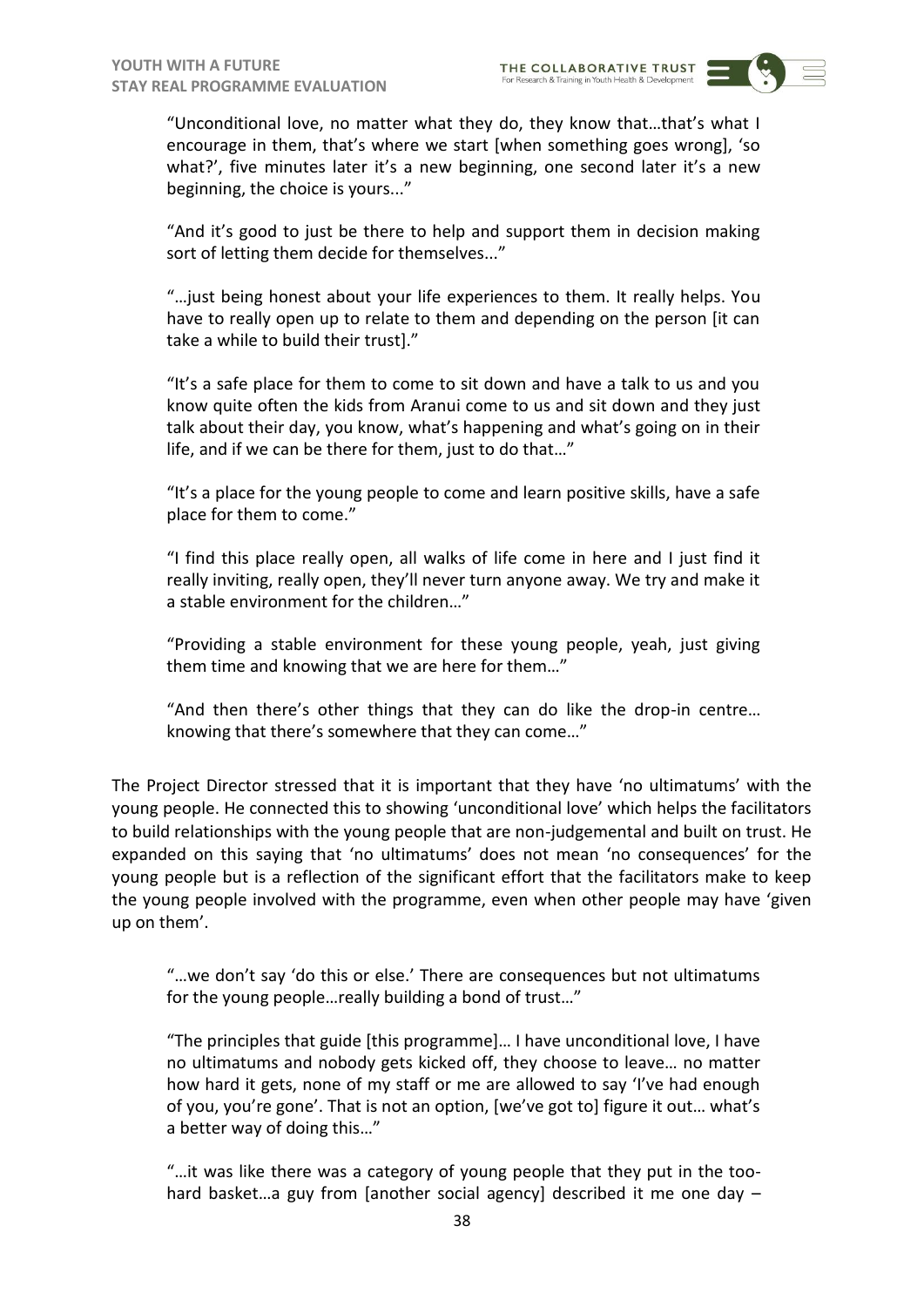> "Unconditional love, no matter what they do, they know that…that's what I encourage in them, that's where we start [when something goes wrong], 'so what?', five minutes later it's a new beginning, one second later it's a new beginning, the choice is yours..."

> "And it's good to just be there to help and support them in decision making sort of letting them decide for themselves..."

> "…just being honest about your life experiences to them. It really helps. You have to really open up to relate to them and depending on the person [it can take a while to build their trust]."

> "It's a safe place for them to come to sit down and have a talk to us and you know quite often the kids from Aranui come to us and sit down and they just talk about their day, you know, what's happening and what's going on in their life, and if we can be there for them, just to do that…"

> "It's a place for the young people to come and learn positive skills, have a safe place for them to come."

> "I find this place really open, all walks of life come in here and I just find it really inviting, really open, they'll never turn anyone away. We try and make it a stable environment for the children…"

> "Providing a stable environment for these young people, yeah, just giving them time and knowing that we are here for them…"

> "And then there's other things that they can do like the drop-in centre… knowing that there's somewhere that they can come…"

The Project Director stressed that it is important that they have 'no ultimatums' with the young people. He connected this to showing 'unconditional love' which helps the facilitators to build relationships with the young people that are non-judgemental and built on trust. He expanded on this saying that 'no ultimatums' does not mean 'no consequences' for the young people but is a reflection of the significant effort that the facilitators make to keep the young people involved with the programme, even when other people may have 'given up on them'.

> "…we don't say 'do this or else.' There are consequences but not ultimatums for the young people…really building a bond of trust…"

> "The principles that guide [this programme]… I have unconditional love, I have no ultimatums and nobody gets kicked off, they choose to leave… no matter how hard it gets, none of my staff or me are allowed to say 'I've had enough of you, you're gone'. That is not an option, [we've got to] figure it out… what's a better way of doing this…"

> "…it was like there was a category of young people that they put in the too-hard basket…a guy from [another social agency] described it me one day –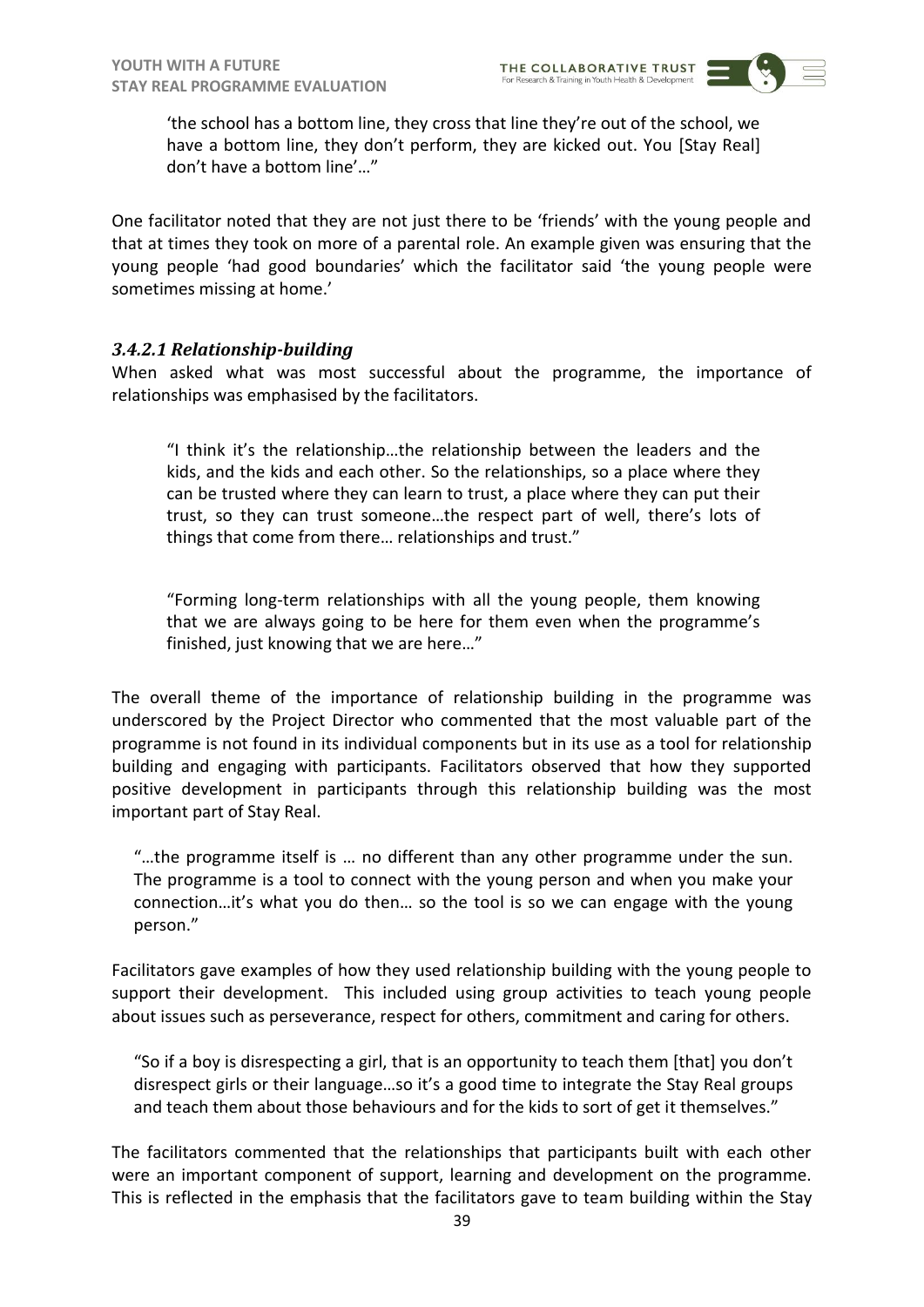> 'the school has a bottom line, they cross that line they're out of the school, we have a bottom line, they don't perform, they are kicked out. You [Stay Real] don't have a bottom line'…"

One facilitator noted that they are not just there to be 'friends' with the young people and that at times they took on more of a parental role. An example given was ensuring that the young people 'had good boundaries' which the facilitator said 'the young people were sometimes missing at home.'

### *3.4.2.1 Relationship-building*

When asked what was most successful about the programme, the importance of relationships was emphasised by the facilitators.

> "I think it's the relationship…the relationship between the leaders and the kids, and the kids and each other. So the relationships, so a place where they can be trusted where they can learn to trust, a place where they can put their trust, so they can trust someone…the respect part of well, there's lots of things that come from there… relationships and trust."

> "Forming long-term relationships with all the young people, them knowing that we are always going to be here for them even when the programme's finished, just knowing that we are here…"

The overall theme of the importance of relationship building in the programme was underscored by the Project Director who commented that the most valuable part of the programme is not found in its individual components but in its use as a tool for relationship building and engaging with participants. Facilitators observed that how they supported positive development in participants through this relationship building was the most important part of Stay Real.

> "…the programme itself is … no different than any other programme under the sun. The programme is a tool to connect with the young person and when you make your connection…it's what you do then… so the tool is so we can engage with the young person."

Facilitators gave examples of how they used relationship building with the young people to support their development. This included using group activities to teach young people about issues such as perseverance, respect for others, commitment and caring for others.

> "So if a boy is disrespecting a girl, that is an opportunity to teach them [that] you don't disrespect girls or their language…so it's a good time to integrate the Stay Real groups and teach them about those behaviours and for the kids to sort of get it themselves."

The facilitators commented that the relationships that participants built with each other were an important component of support, learning and development on the programme. This is reflected in the emphasis that the facilitators gave to team building within the Stay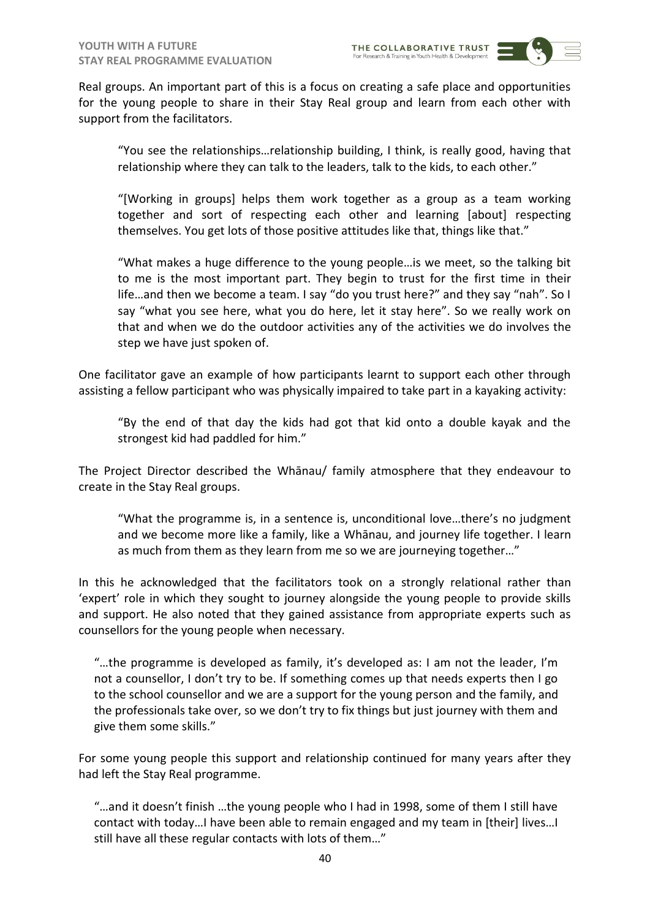Real groups. An important part of this is a focus on creating a safe place and opportunities for the young people to share in their Stay Real group and learn from each other with support from the facilitators.

> "You see the relationships…relationship building, I think, is really good, having that relationship where they can talk to the leaders, talk to the kids, to each other."

> "[Working in groups] helps them work together as a group as a team working together and sort of respecting each other and learning [about] respecting themselves. You get lots of those positive attitudes like that, things like that."

> "What makes a huge difference to the young people…is we meet, so the talking bit to me is the most important part. They begin to trust for the first time in their life…and then we become a team. I say "do you trust here?" and they say "nah". So I say "what you see here, what you do here, let it stay here". So we really work on that and when we do the outdoor activities any of the activities we do involves the step we have just spoken of.

One facilitator gave an example of how participants learnt to support each other through assisting a fellow participant who was physically impaired to take part in a kayaking activity:

> "By the end of that day the kids had got that kid onto a double kayak and the strongest kid had paddled for him."

The Project Director described the Whānau/ family atmosphere that they endeavour to create in the Stay Real groups.

> "What the programme is, in a sentence is, unconditional love…there's no judgment and we become more like a family, like a Whānau, and journey life together. I learn as much from them as they learn from me so we are journeying together…"

In this he acknowledged that the facilitators took on a strongly relational rather than 'expert' role in which they sought to journey alongside the young people to provide skills and support. He also noted that they gained assistance from appropriate experts such as counsellors for the young people when necessary.

> "…the programme is developed as family, it's developed as: I am not the leader, I'm not a counsellor, I don't try to be. If something comes up that needs experts then I go to the school counsellor and we are a support for the young person and the family, and the professionals take over, so we don't try to fix things but just journey with them and give them some skills."

For some young people this support and relationship continued for many years after they had left the Stay Real programme.

> "…and it doesn't finish …the young people who I had in 1998, some of them I still have contact with today…I have been able to remain engaged and my team in [their] lives…I still have all these regular contacts with lots of them…"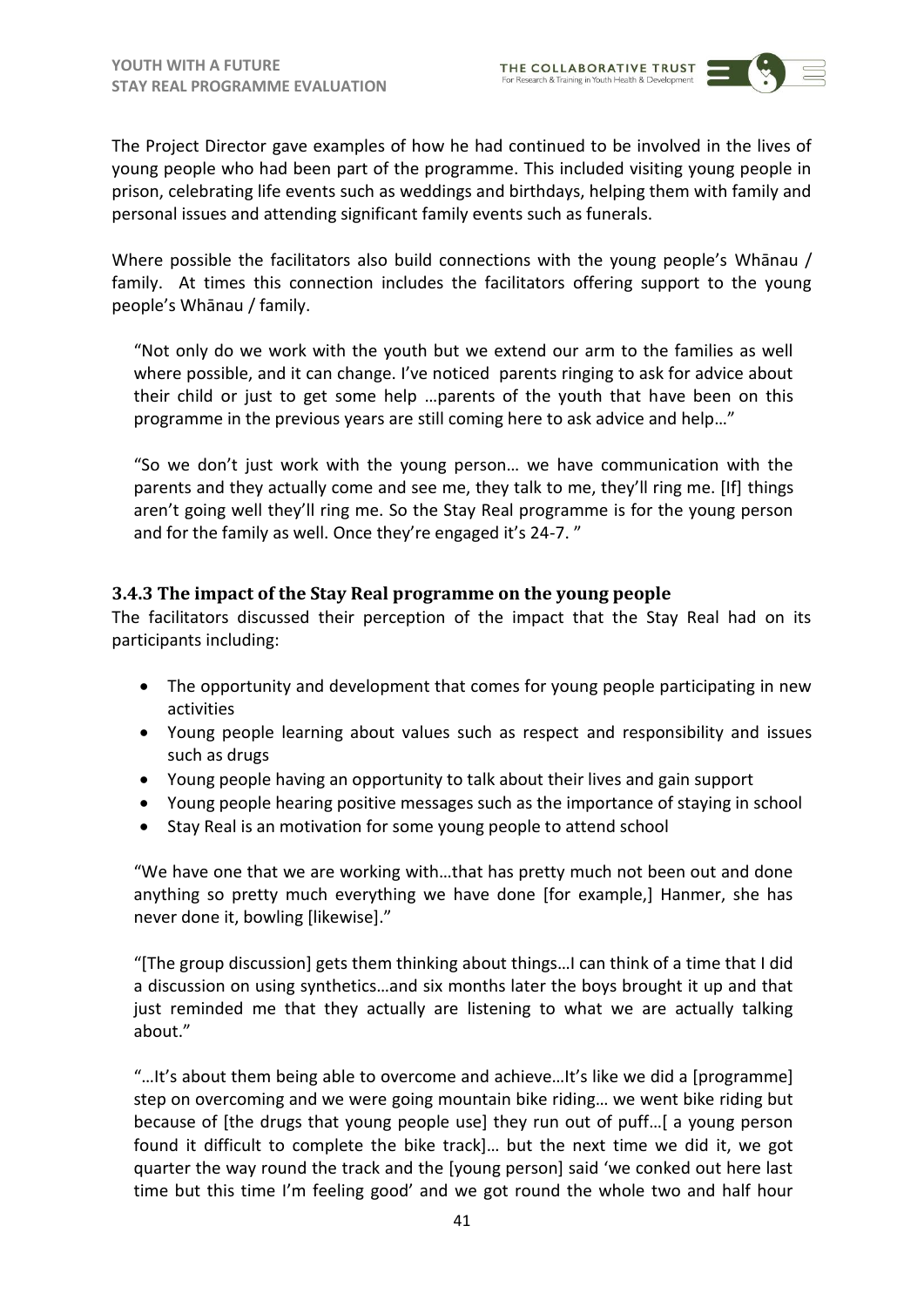The Project Director gave examples of how he had continued to be involved in the lives of young people who had been part of the programme. This included visiting young people in prison, celebrating life events such as weddings and birthdays, helping them with family and personal issues and attending significant family events such as funerals.

Where possible the facilitators also build connections with the young people's Whānau / family. At times this connection includes the facilitators offering support to the young people's Whānau / family.

> "Not only do we work with the youth but we extend our arm to the families as well where possible, and it can change. I've noticed parents ringing to ask for advice about their child or just to get some help …parents of the youth that have been on this programme in the previous years are still coming here to ask advice and help…"

> "So we don't just work with the young person… we have communication with the parents and they actually come and see me, they talk to me, they'll ring me. [If] things aren't going well they'll ring me. So the Stay Real programme is for the young person and for the family as well. Once they're engaged it's 24-7. "

### 3.4.3 The impact of the Stay Real programme on the young people

The facilitators discussed their perception of the impact that the Stay Real had on its participants including:

- The opportunity and development that comes for young people participating in new activities
- Young people learning about values such as respect and responsibility and issues such as drugs
- Young people having an opportunity to talk about their lives and gain support
- Young people hearing positive messages such as the importance of staying in school
- Stay Real is an motivation for some young people to attend school

> "We have one that we are working with…that has pretty much not been out and done anything so pretty much everything we have done [for example,] Hanmer, she has never done it, bowling [likewise]."

> "[The group discussion] gets them thinking about things…I can think of a time that I did a discussion on using synthetics…and six months later the boys brought it up and that just reminded me that they actually are listening to what we are actually talking about."

> "…It's about them being able to overcome and achieve…It's like we did a [programme] step on overcoming and we were going mountain bike riding… we went bike riding but because of [the drugs that young people use] they run out of puff…[ a young person found it difficult to complete the bike track]… but the next time we did it, we got quarter the way round the track and the [young person] said 'we conked out here last time but this time I'm feeling good' and we got round the whole two and half hour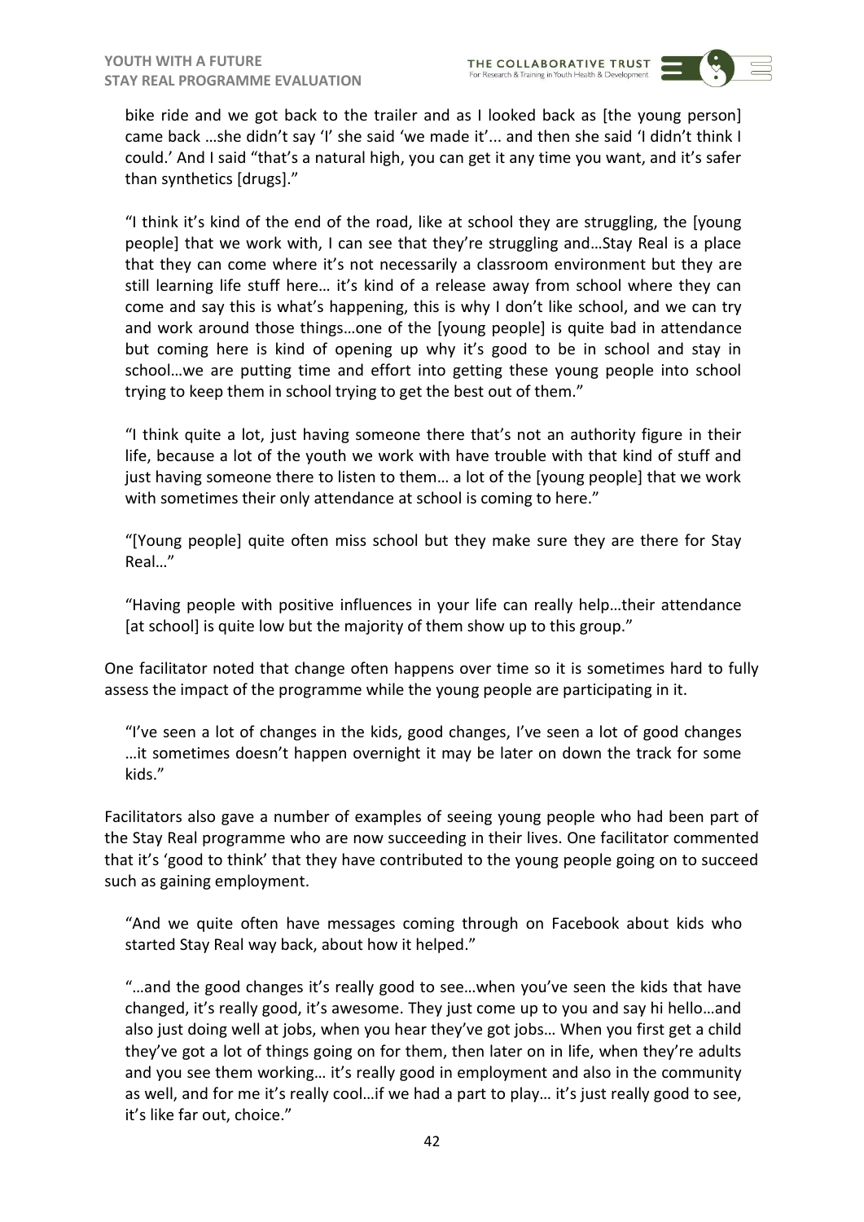bike ride and we got back to the trailer and as I looked back as [the young person] came back …she didn't say 'I' she said 'we made it'... and then she said 'I didn't think I could.' And I said "that's a natural high, you can get it any time you want, and it's safer than synthetics [drugs]."

"I think it's kind of the end of the road, like at school they are struggling, the [young people] that we work with, I can see that they're struggling and…Stay Real is a place that they can come where it's not necessarily a classroom environment but they are still learning life stuff here… it's kind of a release away from school where they can come and say this is what's happening, this is why I don't like school, and we can try and work around those things…one of the [young people] is quite bad in attendance but coming here is kind of opening up why it's good to be in school and stay in school…we are putting time and effort into getting these young people into school trying to keep them in school trying to get the best out of them."

"I think quite a lot, just having someone there that's not an authority figure in their life, because a lot of the youth we work with have trouble with that kind of stuff and just having someone there to listen to them… a lot of the [young people] that we work with sometimes their only attendance at school is coming to here."

"[Young people] quite often miss school but they make sure they are there for Stay Real…"

"Having people with positive influences in your life can really help…their attendance [at school] is quite low but the majority of them show up to this group."

One facilitator noted that change often happens over time so it is sometimes hard to fully assess the impact of the programme while the young people are participating in it.

"I've seen a lot of changes in the kids, good changes, I've seen a lot of good changes …it sometimes doesn't happen overnight it may be later on down the track for some kids."

Facilitators also gave a number of examples of seeing young people who had been part of the Stay Real programme who are now succeeding in their lives. One facilitator commented that it's 'good to think' that they have contributed to the young people going on to succeed such as gaining employment.

"And we quite often have messages coming through on Facebook about kids who started Stay Real way back, about how it helped."

"…and the good changes it's really good to see…when you've seen the kids that have changed, it's really good, it's awesome. They just come up to you and say hi hello…and also just doing well at jobs, when you hear they've got jobs… When you first get a child they've got a lot of things going on for them, then later on in life, when they're adults and you see them working… it's really good in employment and also in the community as well, and for me it's really cool…if we had a part to play… it's just really good to see, it's like far out, choice."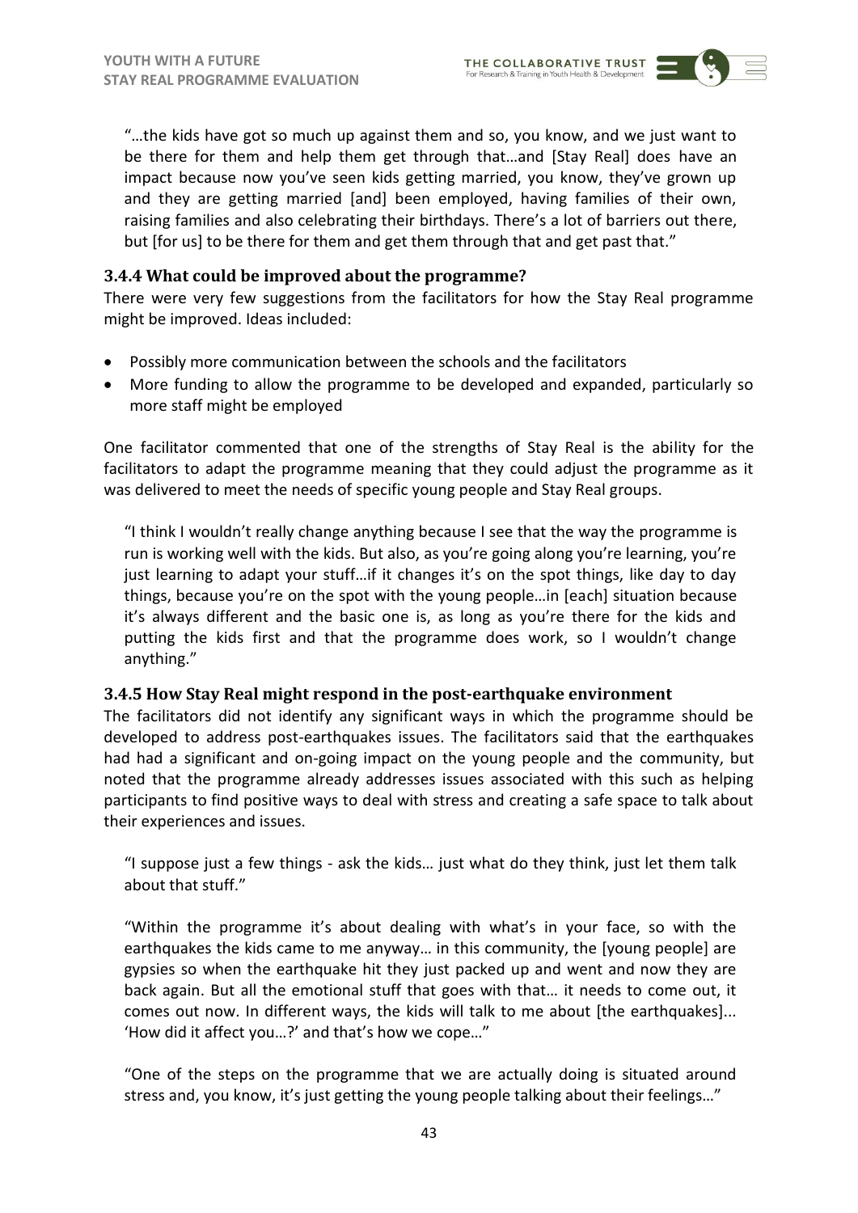"…the kids have got so much up against them and so, you know, and we just want to be there for them and help them get through that…and [Stay Real] does have an impact because now you've seen kids getting married, you know, they've grown up and they are getting married [and] been employed, having families of their own, raising families and also celebrating their birthdays. There's a lot of barriers out there, but [for us] to be there for them and get them through that and get past that."

### 3.4.4 What could be improved about the programme?

There were very few suggestions from the facilitators for how the Stay Real programme might be improved. Ideas included:

- Possibly more communication between the schools and the facilitators
- More funding to allow the programme to be developed and expanded, particularly so more staff might be employed

One facilitator commented that one of the strengths of Stay Real is the ability for the facilitators to adapt the programme meaning that they could adjust the programme as it was delivered to meet the needs of specific young people and Stay Real groups.

"I think I wouldn't really change anything because I see that the way the programme is run is working well with the kids. But also, as you're going along you're learning, you're just learning to adapt your stuff…if it changes it's on the spot things, like day to day things, because you're on the spot with the young people…in [each] situation because it's always different and the basic one is, as long as you're there for the kids and putting the kids first and that the programme does work, so I wouldn't change anything."

### 3.4.5 How Stay Real might respond in the post-earthquake environment

The facilitators did not identify any significant ways in which the programme should be developed to address post-earthquakes issues. The facilitators said that the earthquakes had had a significant and on-going impact on the young people and the community, but noted that the programme already addresses issues associated with this such as helping participants to find positive ways to deal with stress and creating a safe space to talk about their experiences and issues.

"I suppose just a few things - ask the kids… just what do they think, just let them talk about that stuff."

"Within the programme it's about dealing with what's in your face, so with the earthquakes the kids came to me anyway… in this community, the [young people] are gypsies so when the earthquake hit they just packed up and went and now they are back again. But all the emotional stuff that goes with that… it needs to come out, it comes out now. In different ways, the kids will talk to me about [the earthquakes]... 'How did it affect you…?' and that's how we cope…"

"One of the steps on the programme that we are actually doing is situated around stress and, you know, it's just getting the young people talking about their feelings…"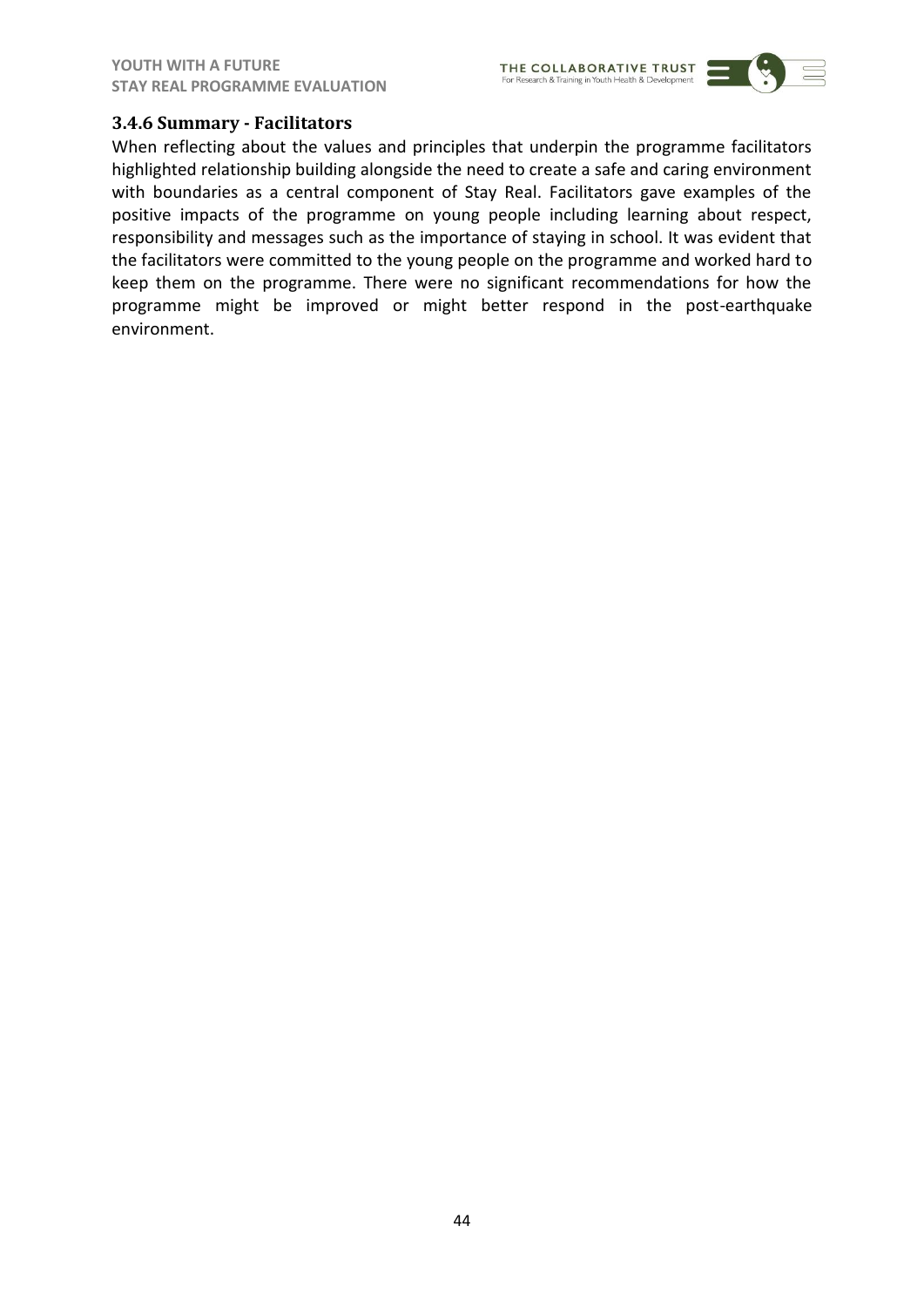### 3.4.6 Summary - Facilitators

When reflecting about the values and principles that underpin the programme facilitators highlighted relationship building alongside the need to create a safe and caring environment with boundaries as a central component of Stay Real. Facilitators gave examples of the positive impacts of the programme on young people including learning about respect, responsibility and messages such as the importance of staying in school. It was evident that the facilitators were committed to the young people on the programme and worked hard to keep them on the programme. There were no significant recommendations for how the programme might be improved or might better respond in the post-earthquake environment.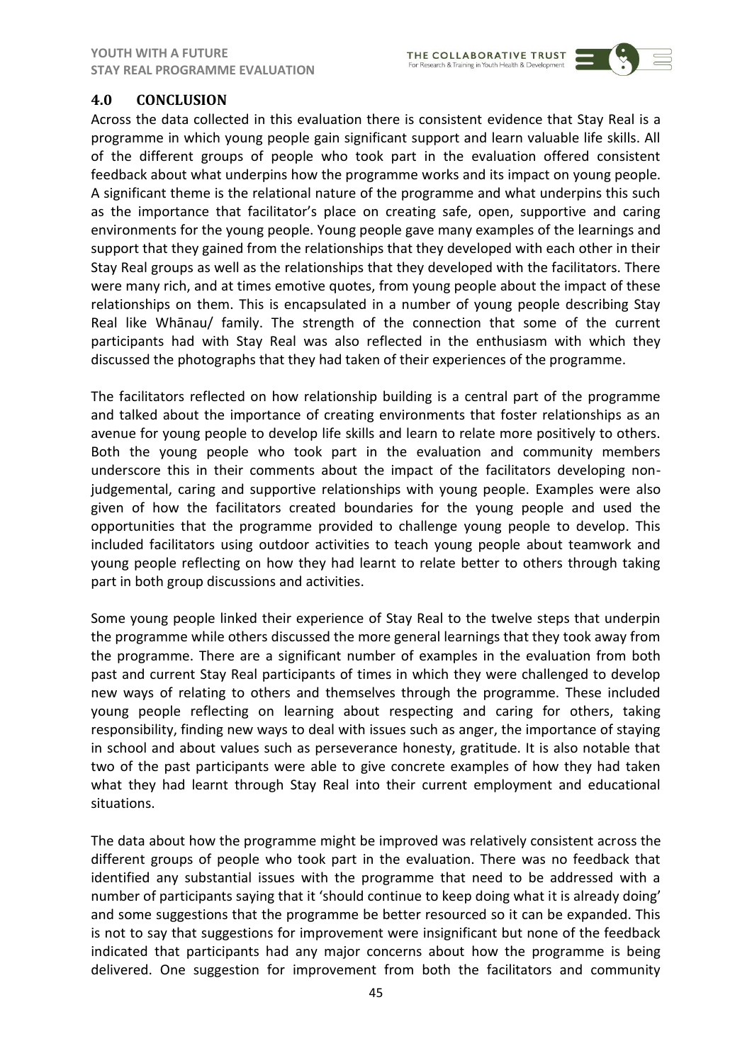## 4.0 CONCLUSION

Across the data collected in this evaluation there is consistent evidence that Stay Real is a programme in which young people gain significant support and learn valuable life skills. All of the different groups of people who took part in the evaluation offered consistent feedback about what underpins how the programme works and its impact on young people. A significant theme is the relational nature of the programme and what underpins this such as the importance that facilitator's place on creating safe, open, supportive and caring environments for the young people. Young people gave many examples of the learnings and support that they gained from the relationships that they developed with each other in their Stay Real groups as well as the relationships that they developed with the facilitators. There were many rich, and at times emotive quotes, from young people about the impact of these relationships on them. This is encapsulated in a number of young people describing Stay Real like Whānau/ family. The strength of the connection that some of the current participants had with Stay Real was also reflected in the enthusiasm with which they discussed the photographs that they had taken of their experiences of the programme.

The facilitators reflected on how relationship building is a central part of the programme and talked about the importance of creating environments that foster relationships as an avenue for young people to develop life skills and learn to relate more positively to others. Both the young people who took part in the evaluation and community members underscore this in their comments about the impact of the facilitators developing non-judgemental, caring and supportive relationships with young people. Examples were also given of how the facilitators created boundaries for the young people and used the opportunities that the programme provided to challenge young people to develop. This included facilitators using outdoor activities to teach young people about teamwork and young people reflecting on how they had learnt to relate better to others through taking part in both group discussions and activities.

Some young people linked their experience of Stay Real to the twelve steps that underpin the programme while others discussed the more general learnings that they took away from the programme. There are a significant number of examples in the evaluation from both past and current Stay Real participants of times in which they were challenged to develop new ways of relating to others and themselves through the programme. These included young people reflecting on learning about respecting and caring for others, taking responsibility, finding new ways to deal with issues such as anger, the importance of staying in school and about values such as perseverance honesty, gratitude. It is also notable that two of the past participants were able to give concrete examples of how they had taken what they had learnt through Stay Real into their current employment and educational situations.

The data about how the programme might be improved was relatively consistent across the different groups of people who took part in the evaluation. There was no feedback that identified any substantial issues with the programme that need to be addressed with a number of participants saying that it 'should continue to keep doing what it is already doing' and some suggestions that the programme be better resourced so it can be expanded. This is not to say that suggestions for improvement were insignificant but none of the feedback indicated that participants had any major concerns about how the programme is being delivered. One suggestion for improvement from both the facilitators and community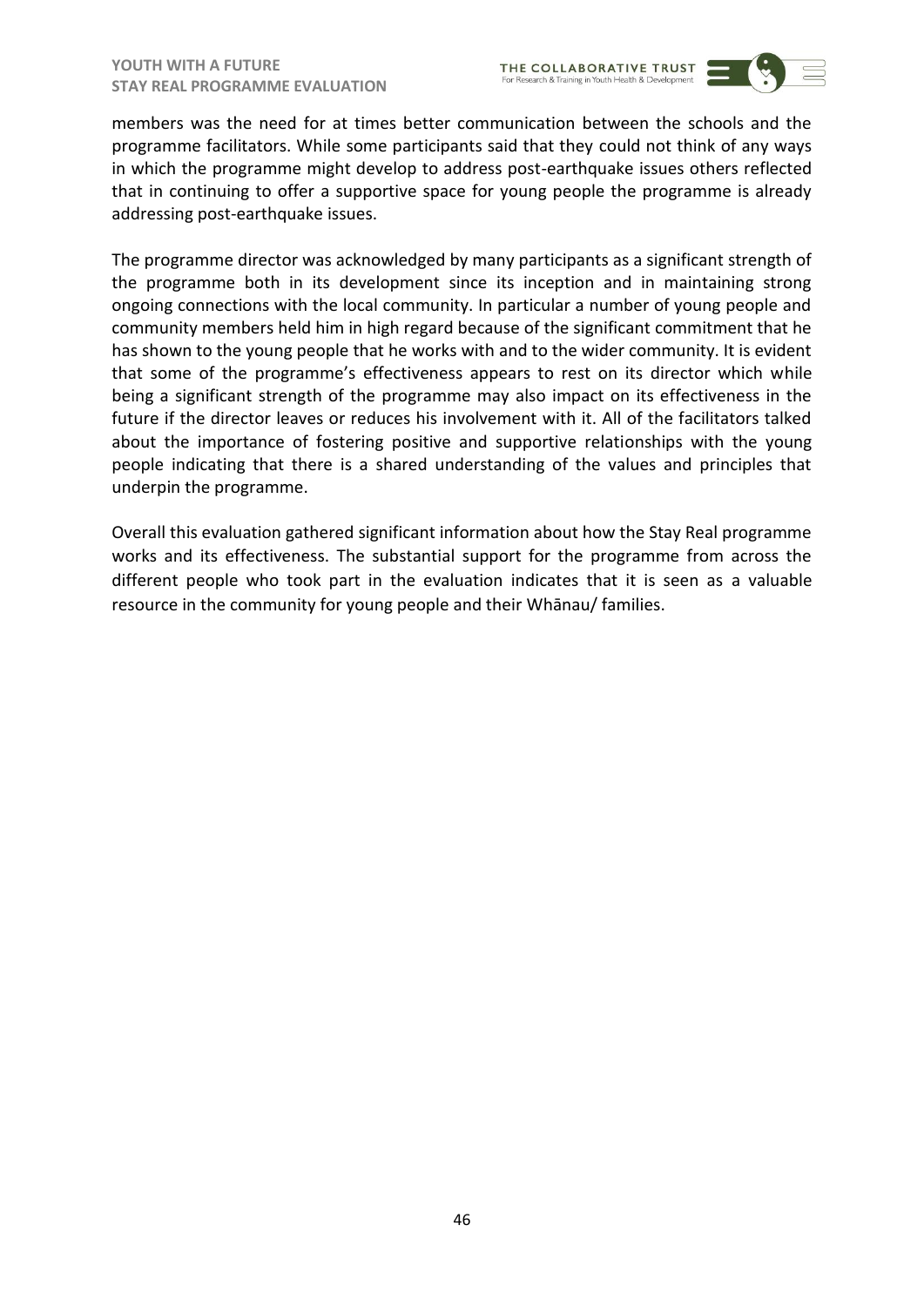members was the need for at times better communication between the schools and the programme facilitators. While some participants said that they could not think of any ways in which the programme might develop to address post-earthquake issues others reflected that in continuing to offer a supportive space for young people the programme is already addressing post-earthquake issues.

The programme director was acknowledged by many participants as a significant strength of the programme both in its development since its inception and in maintaining strong ongoing connections with the local community. In particular a number of young people and community members held him in high regard because of the significant commitment that he has shown to the young people that he works with and to the wider community. It is evident that some of the programme's effectiveness appears to rest on its director which while being a significant strength of the programme may also impact on its effectiveness in the future if the director leaves or reduces his involvement with it. All of the facilitators talked about the importance of fostering positive and supportive relationships with the young people indicating that there is a shared understanding of the values and principles that underpin the programme.

Overall this evaluation gathered significant information about how the Stay Real programme works and its effectiveness. The substantial support for the programme from across the different people who took part in the evaluation indicates that it is seen as a valuable resource in the community for young people and their Whānau/ families.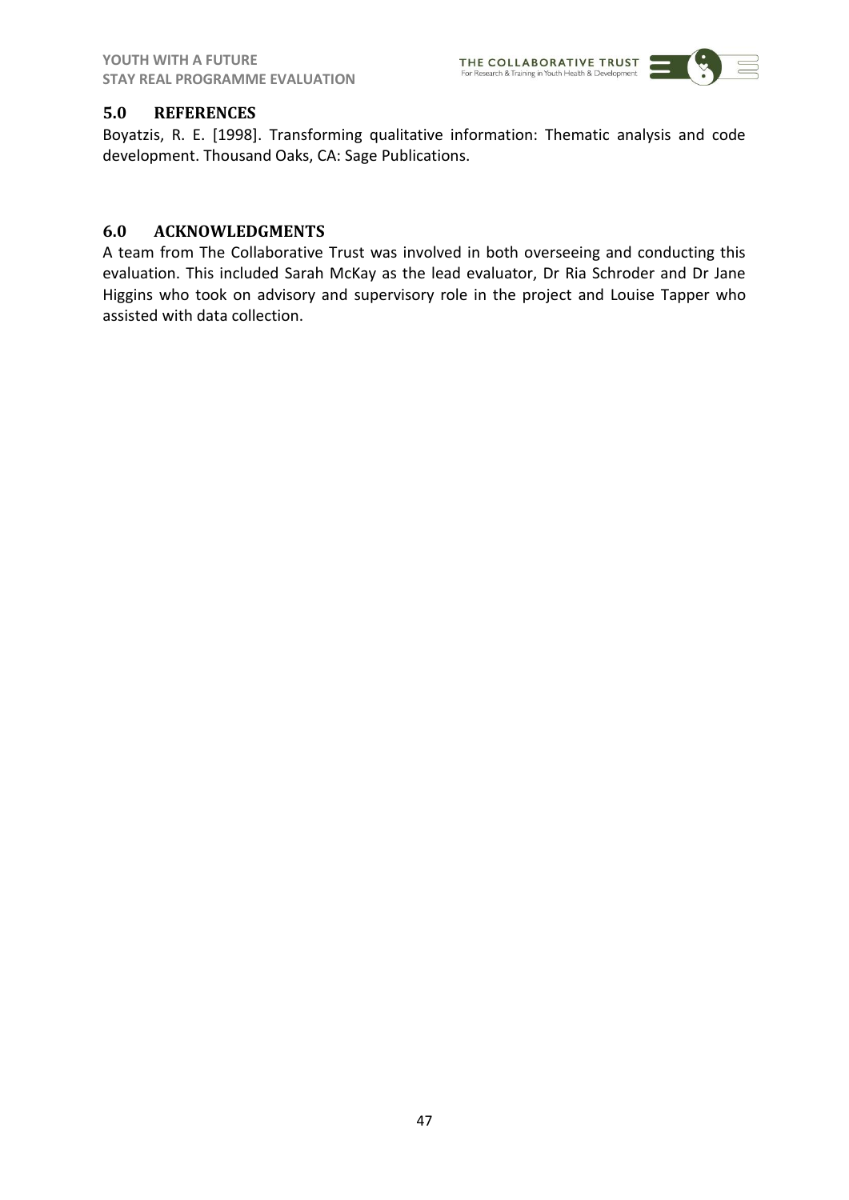## 5.0 REFERENCES

Boyatzis, R. E. [1998]. Transforming qualitative information: Thematic analysis and code development. Thousand Oaks, CA: Sage Publications.

## 6.0 ACKNOWLEDGMENTS

A team from The Collaborative Trust was involved in both overseeing and conducting this evaluation. This included Sarah McKay as the lead evaluator, Dr Ria Schroder and Dr Jane Higgins who took on advisory and supervisory role in the project and Louise Tapper who assisted with data collection.